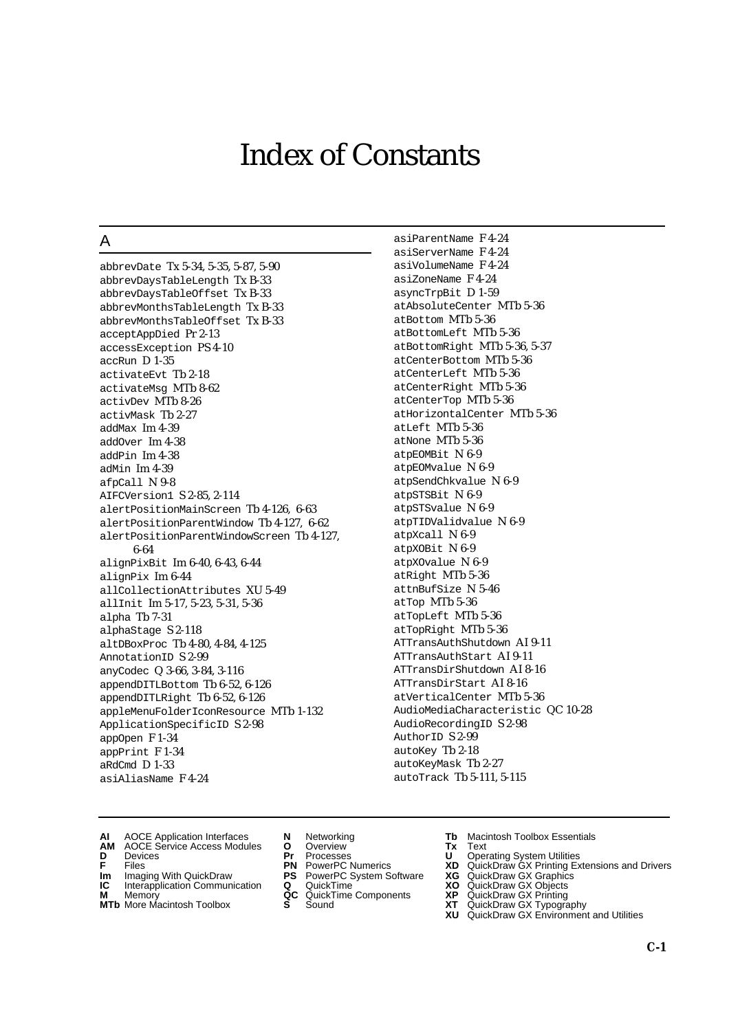# Index of Constants

## A

abbrevDate Tx 5-34, 5-35, 5-87, 5-90
abbrevDaysTableLength Tx B-33
abbrevDaysTableOffset Tx B-33
abbrevMonthsTableLength Tx B-33
abbrevMonthsTableOffset Tx B-33
acceptAppDied Pr 2-13
accessException PS 4-10
accRun D 1-35
activateEvt Tb 2-18
activateMsg MTb 8-62
activDev MTb 8-26
activMask Tb 2-27
addMax Im 4-39
addOver Im 4-38
addPin Im 4-38
adMin Im 4-39
afpCall N 9-8
AIFCVersion1 S 2-85, 2-114
alertPositionMainScreen Tb 4-126, 6-63
alertPositionParentWindow Tb 4-127, 6-62
alertPositionParentWindowScreen Tb 4-127, 6-64
alignPixBit Im 6-40, 6-43, 6-44
alignPix Im 6-44
allCollectionAttributes XU 5-49
allInit Im 5-17, 5-23, 5-31, 5-36
alpha Tb 7-31
alphaStage S 2-118
altDBoxProc Tb 4-80, 4-84, 4-125
AnnotationID S 2-99
anyCodec Q 3-66, 3-84, 3-116
appendDITLBottom Tb 6-52, 6-126
appendDITLRight Tb 6-52, 6-126
appleMenuFolderIconResource MTb 1-132
ApplicationSpecificID S 2-98
appOpen F 1-34
appPrint F 1-34
aRdCmd D 1-33
asiAliasName F 4-24
asiParentName F 4-24
asiServerName F 4-24
asiVolumeName F 4-24
asiZoneName F 4-24
asyncTrpBit D 1-59
atAbsoluteCenter MTb 5-36
atBottom MTb 5-36
atBottomLeft MTb 5-36
atBottomRight MTb 5-36, 5-37
atCenterBottom MTb 5-36
atCenterLeft MTb 5-36
atCenterRight MTb 5-36
atCenterTop MTb 5-36
atHorizontalCenter MTb 5-36
atLeft MTb 5-36
atNone MTb 5-36
atpEOMBit N 6-9
atpEOMvalue N 6-9
atpSendChkvalue N 6-9
atpSTSBit N 6-9
atpSTSvalue N 6-9
atpTIDValidvalue N 6-9
atpXcall N 6-9
atpXOBit N 6-9
atpXOvalue N 6-9
atRight MTb 5-36
attnBufSize N 5-46
atTop MTb 5-36
atTopLeft MTb 5-36
atTopRight MTb 5-36
ATTransAuthShutdown AI 9-11
ATTransAuthStart AI 9-11
ATTransDirShutdown AI 8-16
ATTransDirStart AI 8-16
atVerticalCenter MTb 5-36
AudioMediaCharacteristic QC 10-28
AudioRecordingID S 2-98
AuthorID S 2-99
autoKey Tb 2-18
autoKeyMask Tb 2-27
autoTrack Tb 5-111, 5-115

**AI** AOCE Application Interfaces
**AM** AOCE Service Access Modules
**D** Devices
**F** Files
**Im** Imaging With QuickDraw
**IC** Interapplication Communication
**M** Memory
**MTb** More Macintosh Toolbox
**N** Networking
**O** Overview
**Pr** Processes
**PN** PowerPC Numerics
**PS** PowerPC System Software
**Q** QuickTime
**QC** QuickTime Components
**S** Sound
**Tb** Macintosh Toolbox Essentials
**Tx** Text
**U** Operating System Utilities
**XD** QuickDraw GX Printing Extensions and Drivers
**XG** QuickDraw GX Graphics
**XO** QuickDraw GX Objects
**XP** QuickDraw GX Printing
**XT** QuickDraw GX Typography
**XU** QuickDraw GX Environment and Utilities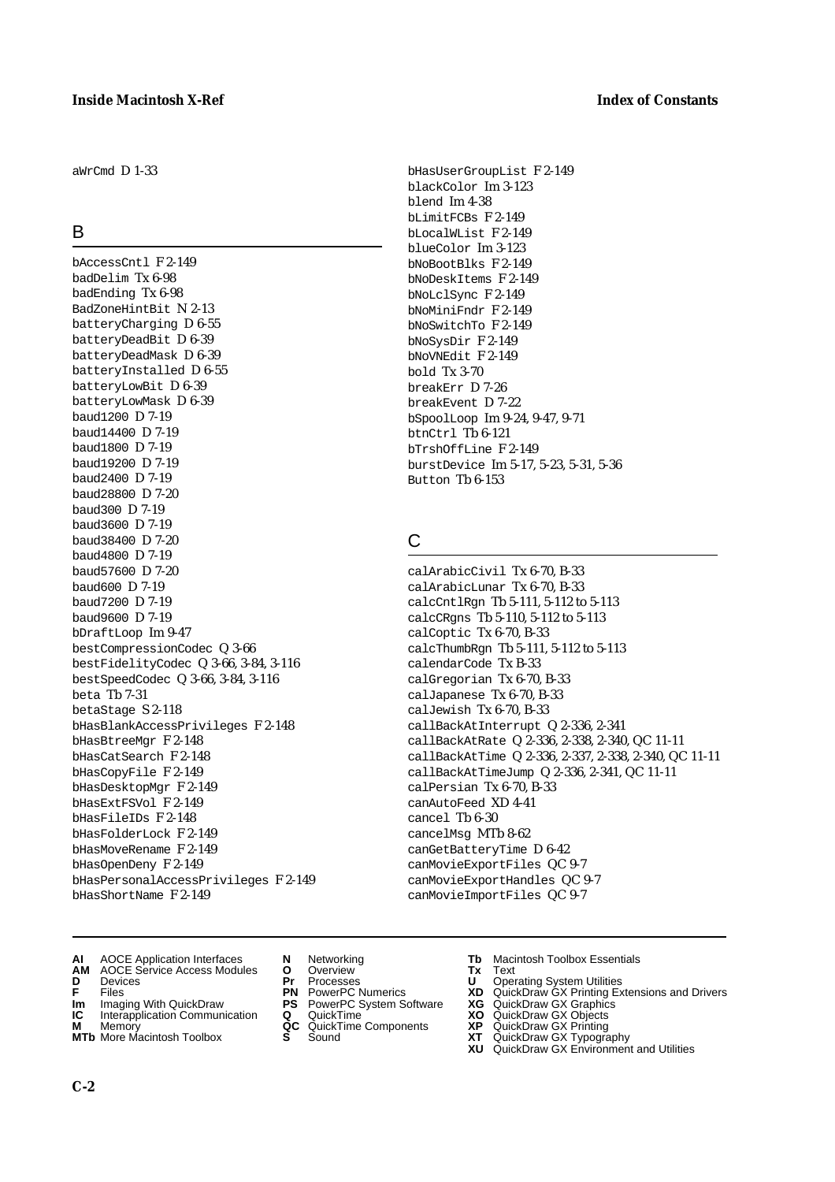aWrCmd D 1-33

## B

bAccessCntl F 2-149
badDelim Tx 6-98
badEnding Tx 6-98
BadZoneHintBit N 2-13
batteryCharging D 6-55
batteryDeadBit D 6-39
batteryDeadMask D 6-39
batteryInstalled D 6-55
batteryLowBit D 6-39
batteryLowMask D 6-39
baud1200 D 7-19
baud14400 D 7-19
baud1800 D 7-19
baud19200 D 7-19
baud2400 D 7-19
baud28800 D 7-20
baud300 D 7-19
baud3600 D 7-19
baud38400 D 7-20
baud4800 D 7-19
baud57600 D 7-20
baud600 D 7-19
baud7200 D 7-19
baud9600 D 7-19
bDraftLoop Im 9-47
bestCompressionCodec Q 3-66
bestFidelityCodec Q 3-66, 3-84, 3-116
bestSpeedCodec Q 3-66, 3-84, 3-116
beta Tb 7-31
betaStage S 2-118
bHasBlankAccessPrivileges F 2-148
bHasBtreeMgr F 2-148
bHasCatSearch F 2-148
bHasCopyFile F 2-149
bHasDesktopMgr F 2-149
bHasExtFSVol F 2-149
bHasFileIDs F 2-148
bHasFolderLock F 2-149
bHasMoveRename F 2-149
bHasOpenDeny F 2-149
bHasPersonalAccessPrivileges F 2-149
bHasShortName F 2-149
bHasUserGroupList F 2-149
blackColor Im 3-123
blend Im 4-38
bLimitFCBs F 2-149
bLocalWList F 2-149
blueColor Im 3-123
bNoBootBlks F 2-149
bNoDeskItems F 2-149
bNoLclSync F 2-149
bNoMiniFndr F 2-149
bNoSwitchTo F 2-149
bNoSysDir F 2-149
bNoVNEdit F 2-149
bold Tx 3-70
breakErr D 7-26
breakEvent D 7-22
bSpoolLoop Im 9-24, 9-47, 9-71
btnCtrl Tb 6-121
bTrshOffLine F 2-149
burstDevice Im 5-17, 5-23, 5-31, 5-36
Button Tb 6-153

## C

calArabicCivil Tx 6-70, B-33
calArabicLunar Tx 6-70, B-33
calcCntlRgn Tb 5-111, 5-112 to 5-113
calcCRgns Tb 5-110, 5-112 to 5-113
calCoptic Tx 6-70, B-33
calcThumbRgn Tb 5-111, 5-112 to 5-113
calendarCode Tx B-33
calGregorian Tx 6-70, B-33
calJapanese Tx 6-70, B-33
calJewish Tx 6-70, B-33
callBackAtInterrupt Q 2-336, 2-341
callBackAtRate Q 2-336, 2-338, 2-340, QC 11-11
callBackAtTime Q 2-336, 2-337, 2-338, 2-340, QC 11-11
callBackAtTimeJump Q 2-336, 2-341, QC 11-11
calPersian Tx 6-70, B-33
canAutoFeed XD 4-41
cancel Tb 6-30
cancelMsg MTb 8-62
canGetBatteryTime D 6-42
canMovieExportFiles QC 9-7
canMovieExportHandles QC 9-7
canMovieImportFiles QC 9-7

**AI** AOCE Application Interfaces
**AM** AOCE Service Access Modules
**D** Devices
**F** Files
**Im** Imaging With QuickDraw
**IC** Interapplication Communication
**M** Memory
**MTb** More Macintosh Toolbox
**N** Networking
**O** Overview
**Pr** Processes
**PN** PowerPC Numerics
**PS** PowerPC System Software
**Q** QuickTime
**QC** QuickTime Components
**S** Sound
**Tb** Macintosh Toolbox Essentials
**Tx** Text
**U** Operating System Utilities
**XD** QuickDraw GX Printing Extensions and Drivers
**XG** QuickDraw GX Graphics
**XO** QuickDraw GX Objects
**XP** QuickDraw GX Printing
**XT** QuickDraw GX Typography
**XU** QuickDraw GX Environment and Utilities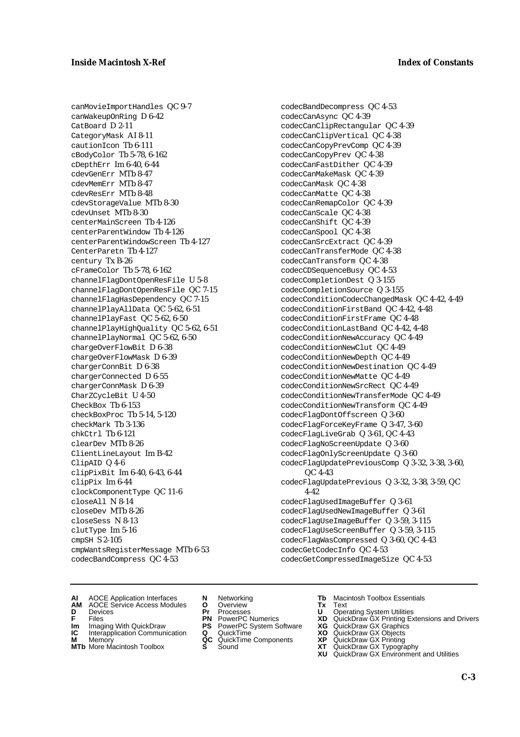canMovieImportHandles QC 9-7
canWakeupOnRing D 6-42
CatBoard D 2-11
CategoryMask AI 8-11
cautionIcon Tb 6-111
cBodyColor Tb 5-78, 6-162
cDepthErr Im 6-40, 6-44
cdevGenErr MTb 8-47
cdevMemErr MTb 8-47
cdevResErr MTb 8-48
cdevStorageValue MTb 8-30
cdevUnset MTb 8-30
centerMainScreen Tb 4-126
centerParentWindow Tb 4-126
centerParentWindowScreen Tb 4-127
CenterParetn Tb 4-127
century Tx B-26
cFrameColor Tb 5-78, 6-162
channelFlagDontOpenResFile U 5-8
channelFlagDontOpenResFile QC 7-15
channelFlagHasDependency QC 7-15
channelPlayAllData QC 5-62, 6-51
channelPlayFast QC 5-62, 6-50
channelPlayHighQuality QC 5-62, 6-51
channelPlayNormal QC 5-62, 6-50
chargeOverFlowBit D 6-38
chargeOverFlowMask D 6-39
chargerConnBit D 6-38
chargerConnected D 6-55
chargerConnMask D 6-39
CharZCycleBit U 4-50
CheckBox Tb 6-153
checkBoxProc Tb 5-14, 5-120
checkMark Tb 3-136
chkCtrl Tb 6-121
clearDev MTb 8-26
ClientLineLayout Im B-42
ClipAID Q 4-6
clipPixBit Im 6-40, 6-43, 6-44
clipPix Im 6-44
clockComponentType QC 11-6
closeAll N 8-14
closeDev MTb 8-26
closeSess N 8-13
clutType Im 5-16
cmpSH S 2-105
cmpWantsRegisterMessage MTb 6-53
codecBandCompress QC 4-53
codecBandDecompress QC 4-53
codecCanAsync QC 4-39
codecCanClipRectangular QC 4-39
codecCanClipVertical QC 4-38
codecCanCopyPrevComp QC 4-39
codecCanCopyPrev QC 4-38
codecCanFastDither QC 4-39
codecCanMakeMask QC 4-39
codecCanMask QC 4-38
codecCanMatte QC 4-38
codecCanRemapColor QC 4-39
codecCanScale QC 4-38
codecCanShift QC 4-39
codecCanSpool QC 4-38
codecCanSrcExtract QC 4-39
codecCanTransferMode QC 4-38
codecCanTransform QC 4-38
codecCDSequenceBusy QC 4-53
codecCompletionDest Q 3-155
codecCompletionSource Q 3-155
codecConditionCodecChangedMask QC 4-42, 4-49
codecConditionFirstBand QC 4-42, 4-48
codecConditionFirstFrame QC 4-48
codecConditionLastBand QC 4-42, 4-48
codecConditionNewAccuracy QC 4-49
codecConditionNewClut QC 4-49
codecConditionNewDepth QC 4-49
codecConditionNewDestination QC 4-49
codecConditionNewMatte QC 4-49
codecConditionNewSrcRect QC 4-49
codecConditionNewTransferMode QC 4-49
codecConditionNewTransform QC 4-49
codecFlagDontOffscreen Q 3-60
codecFlagForceKeyFrame Q 3-47, 3-60
codecFlagLiveGrab Q 3-61, QC 4-43
codecFlagNoScreenUpdate Q 3-60
codecFlagOnlyScreenUpdate Q 3-60
codecFlagUpdatePreviousComp Q 3-32, 3-38, 3-60, QC 4-43
codecFlagUpdatePrevious Q 3-32, 3-38, 3-59, QC 4-42
codecFlagUsedImageBuffer Q 3-61
codecFlagUsedNewImageBuffer Q 3-61
codecFlagUseImageBuffer Q 3-59, 3-115
codecFlagUseScreenBuffer Q 3-59, 3-115
codecFlagWasCompressed Q 3-60, QC 4-43
codecGetCodecInfo QC 4-53
codecGetCompressedImageSize QC 4-53

**AI** AOCE Application Interfaces
**AM** AOCE Service Access Modules
**D** Devices
**F** Files
**Im** Imaging With QuickDraw
**IC** Interapplication Communication
**M** Memory
**MTb** More Macintosh Toolbox
**N** Networking
**O** Overview
**Pr** Processes
**PN** PowerPC Numerics
**PS** PowerPC System Software
**Q** QuickTime
**QC** QuickTime Components
**S** Sound
**Tb** Macintosh Toolbox Essentials
**Tx** Text
**U** Operating System Utilities
**XD** QuickDraw GX Printing Extensions and Drivers
**XG** QuickDraw GX Graphics
**XO** QuickDraw GX Objects
**XP** QuickDraw GX Printing
**XT** QuickDraw GX Typography
**XU** QuickDraw GX Environment and Utilities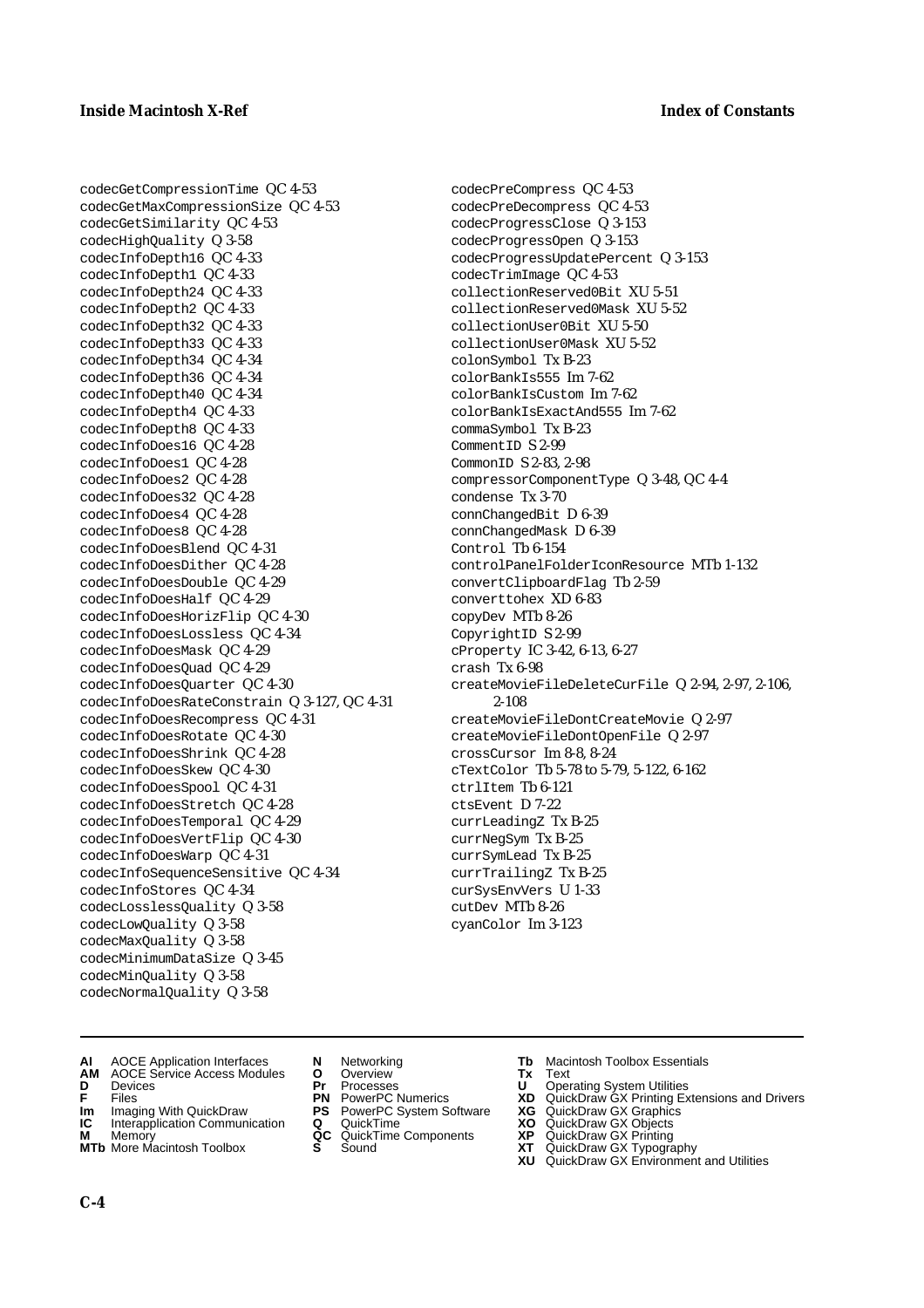codecGetCompressionTime QC 4-53
codecGetMaxCompressionSize QC 4-53
codecGetSimilarity QC 4-53
codecHighQuality Q 3-58
codecInfoDepth16 QC 4-33
codecInfoDepth1 QC 4-33
codecInfoDepth24 QC 4-33
codecInfoDepth2 QC 4-33
codecInfoDepth32 QC 4-33
codecInfoDepth33 QC 4-33
codecInfoDepth34 QC 4-34
codecInfoDepth36 QC 4-34
codecInfoDepth40 QC 4-34
codecInfoDepth4 QC 4-33
codecInfoDepth8 QC 4-33
codecInfoDoes16 QC 4-28
codecInfoDoes1 QC 4-28
codecInfoDoes2 QC 4-28
codecInfoDoes32 QC 4-28
codecInfoDoes4 QC 4-28
codecInfoDoes8 QC 4-28
codecInfoDoesBlend QC 4-31
codecInfoDoesDither QC 4-28
codecInfoDoesDouble QC 4-29
codecInfoDoesHalf QC 4-29
codecInfoDoesHorizFlip QC 4-30
codecInfoDoesLossless QC 4-34
codecInfoDoesMask QC 4-29
codecInfoDoesQuad QC 4-29
codecInfoDoesQuarter QC 4-30
codecInfoDoesRateConstrain Q 3-127, QC 4-31
codecInfoDoesRecompress QC 4-31
codecInfoDoesRotate QC 4-30
codecInfoDoesShrink QC 4-28
codecInfoDoesSkew QC 4-30
codecInfoDoesSpool QC 4-31
codecInfoDoesStretch QC 4-28
codecInfoDoesTemporal QC 4-29
codecInfoDoesVertFlip QC 4-30
codecInfoDoesWarp QC 4-31
codecInfoSequenceSensitive QC 4-34
codecInfoStores QC 4-34
codecLosslessQuality Q 3-58
codecLowQuality Q 3-58
codecMaxQuality Q 3-58
codecMinimumDataSize Q 3-45
codecMinQuality Q 3-58
codecNormalQuality Q 3-58
codecPreCompress QC 4-53
codecPreDecompress QC 4-53
codecProgressClose Q 3-153
codecProgressOpen Q 3-153
codecProgressUpdatePercent Q 3-153
codecTrimImage QC 4-53
collectionReserved0Bit XU 5-51
collectionReserved0Mask XU 5-52
collectionUser0Bit XU 5-50
collectionUser0Mask XU 5-52
colonSymbol Tx B-23
colorBankIs555 Im 7-62
colorBankIsCustom Im 7-62
colorBankIsExactAnd555 Im 7-62
commaSymbol Tx B-23
CommentID S 2-99
CommonID S 2-83, 2-98
compressorComponentType Q 3-48, QC 4-4
condense Tx 3-70
connChangedBit D 6-39
connChangedMask D 6-39
Control Tb 6-154
controlPanelFolderIconResource MTb 1-132
convertClipboardFlag Tb 2-59
converttohex XD 6-83
copyDev MTb 8-26
CopyrightID S 2-99
cProperty IC 3-42, 6-13, 6-27
crash Tx 6-98
createMovieFileDeleteCurFile Q 2-94, 2-97, 2-106, 2-108
createMovieFileDontCreateMovie Q 2-97
createMovieFileDontOpenFile Q 2-97
crossCursor Im 8-8, 8-24
cTextColor Tb 5-78 to 5-79, 5-122, 6-162
ctrlItem Tb 6-121
ctsEvent D 7-22
currLeadingZ Tx B-25
currNegSym Tx B-25
currSymLead Tx B-25
currTrailingZ Tx B-25
curSysEnvVers U 1-33
cutDev MTb 8-26
cyanColor Im 3-123

**AI** AOCE Application Interfaces
**AM** AOCE Service Access Modules
**D** Devices
**F** Files
**Im** Imaging With QuickDraw
**IC** Interapplication Communication
**M** Memory
**MTb** More Macintosh Toolbox
**N** Networking
**O** Overview
**Pr** Processes
**PN** PowerPC Numerics
**PS** PowerPC System Software
**Q** QuickTime
**QC** QuickTime Components
**S** Sound
**Tb** Macintosh Toolbox Essentials
**Tx** Text
**U** Operating System Utilities
**XD** QuickDraw GX Printing Extensions and Drivers
**XG** QuickDraw GX Graphics
**XO** QuickDraw GX Objects
**XP** QuickDraw GX Printing
**XT** QuickDraw GX Typography
**XU** QuickDraw GX Environment and Utilities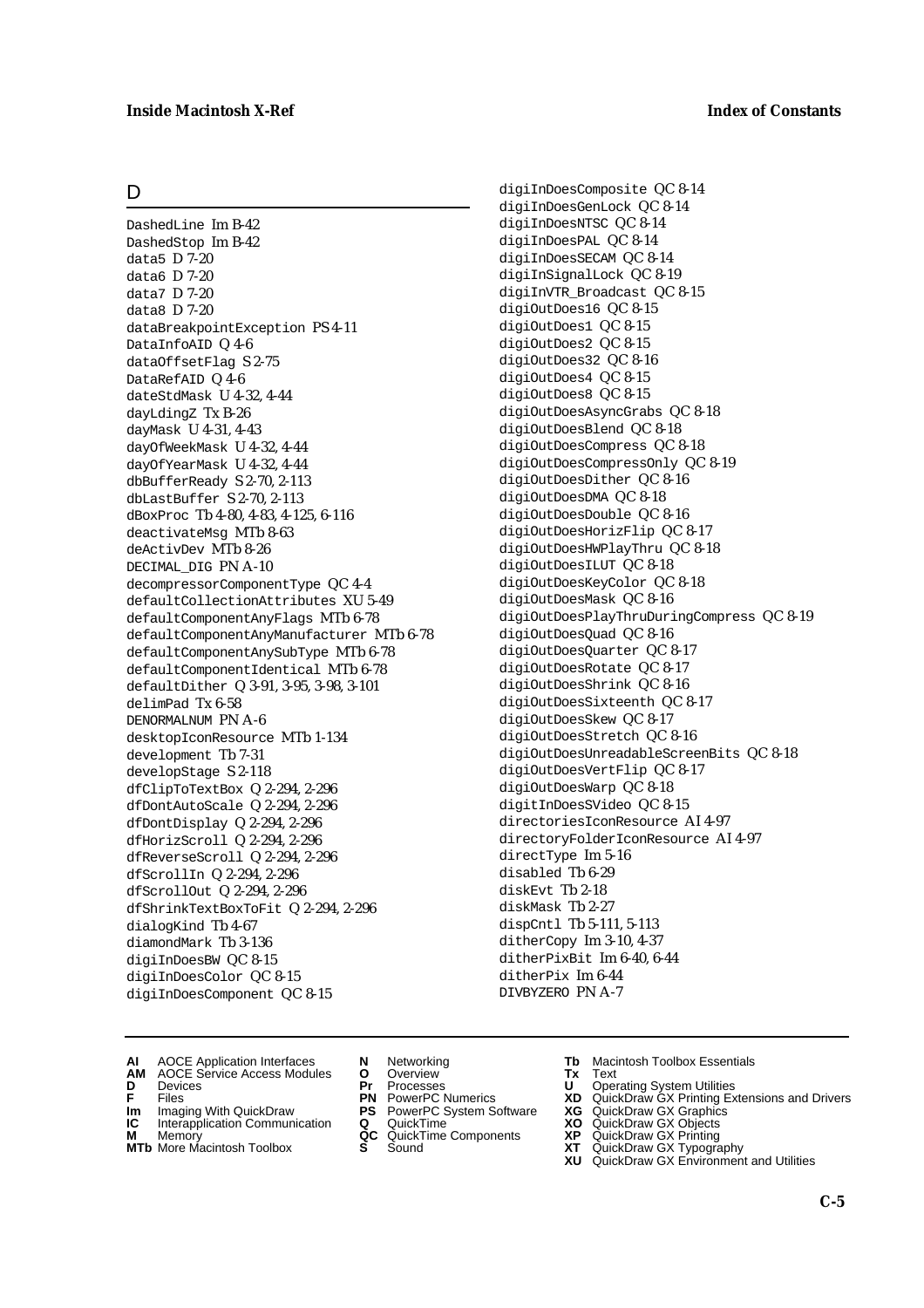## D

DashedLine Im B-42
DashedStop Im B-42
data5 D 7-20
data6 D 7-20
data7 D 7-20
data8 D 7-20
dataBreakpointException PS 4-11
DataInfoAID Q 4-6
dataOffsetFlag S 2-75
DataRefAID Q 4-6
dateStdMask U 4-32, 4-44
dayLdingZ Tx B-26
dayMask U 4-31, 4-43
dayOfWeekMask U 4-32, 4-44
dayOfYearMask U 4-32, 4-44
dbBufferReady S 2-70, 2-113
dbLastBuffer S 2-70, 2-113
dBoxProc Tb 4-80, 4-83, 4-125, 6-116
deactivateMsg MTb 8-63
deActivDev MTb 8-26
DECIMAL_DIG PN A-10
decompressorComponentType QC 4-4
defaultCollectionAttributes XU 5-49
defaultComponentAnyFlags MTb 6-78
defaultComponentAnyManufacturer MTb 6-78
defaultComponentAnySubType MTb 6-78
defaultComponentIdentical MTb 6-78
defaultDither Q 3-91, 3-95, 3-98, 3-101
delimPad Tx 6-58
DENORMALNUM PN A-6
desktopIconResource MTb 1-134
development Tb 7-31
developStage S 2-118
dfClipToTextBox Q 2-294, 2-296
dfDontAutoScale Q 2-294, 2-296
dfDontDisplay Q 2-294, 2-296
dfHorizScroll Q 2-294, 2-296
dfReverseScroll Q 2-294, 2-296
dfScrollIn Q 2-294, 2-296
dfScrollOut Q 2-294, 2-296
dfShrinkTextBoxToFit Q 2-294, 2-296
dialogKind Tb 4-67
diamondMark Tb 3-136
digiInDoesBW QC 8-15
digiInDoesColor QC 8-15
digiInDoesComponent QC 8-15
digiInDoesComposite QC 8-14
digiInDoesGenLock QC 8-14
digiInDoesNTSC QC 8-14
digiInDoesPAL QC 8-14
digiInDoesSECAM QC 8-14
digiInSignalLock QC 8-19
digiInVTR_Broadcast QC 8-15
digiOutDoes16 QC 8-15
digiOutDoes1 QC 8-15
digiOutDoes2 QC 8-15
digiOutDoes32 QC 8-16
digiOutDoes4 QC 8-15
digiOutDoes8 QC 8-15
digiOutDoesAsyncGrabs QC 8-18
digiOutDoesBlend QC 8-18
digiOutDoesCompress QC 8-18
digiOutDoesCompressOnly QC 8-19
digiOutDoesDither QC 8-16
digiOutDoesDMA QC 8-18
digiOutDoesDouble QC 8-16
digiOutDoesHorizFlip QC 8-17
digiOutDoesHWPlayThru QC 8-18
digiOutDoesILUT QC 8-18
digiOutDoesKeyColor QC 8-18
digiOutDoesMask QC 8-16
digiOutDoesPlayThruDuringCompress QC 8-19
digiOutDoesQuad QC 8-16
digiOutDoesQuarter QC 8-17
digiOutDoesRotate QC 8-17
digiOutDoesShrink QC 8-16
digiOutDoesSixteenth QC 8-17
digiOutDoesSkew QC 8-17
digiOutDoesStretch QC 8-16
digiOutDoesUnreadableScreenBits QC 8-18
digiOutDoesVertFlip QC 8-17
digiOutDoesWarp QC 8-18
digitInDoesSVideo QC 8-15
directoriesIconResource AI 4-97
directoryFolderIconResource AI 4-97
directType Im 5-16
disabled Tb 6-29
diskEvt Tb 2-18
diskMask Tb 2-27
dispCntl Tb 5-111, 5-113
ditherCopy Im 3-10, 4-37
ditherPixBit Im 6-40, 6-44
ditherPix Im 6-44
DIVBYZERO PN A-7

**AI** AOCE Application Interfaces
**AM** AOCE Service Access Modules
**D** Devices
**F** Files
**Im** Imaging With QuickDraw
**IC** Interapplication Communication
**M** Memory
**MTb** More Macintosh Toolbox
**N** Networking
**O** Overview
**Pr** Processes
**PN** PowerPC Numerics
**PS** PowerPC System Software
**Q** QuickTime
**QC** QuickTime Components
**S** Sound
**Tb** Macintosh Toolbox Essentials
**Tx** Text
**U** Operating System Utilities
**XD** QuickDraw GX Printing Extensions and Drivers
**XG** QuickDraw GX Graphics
**XO** QuickDraw GX Objects
**XP** QuickDraw GX Printing
**XT** QuickDraw GX Typography
**XU** QuickDraw GX Environment and Utilities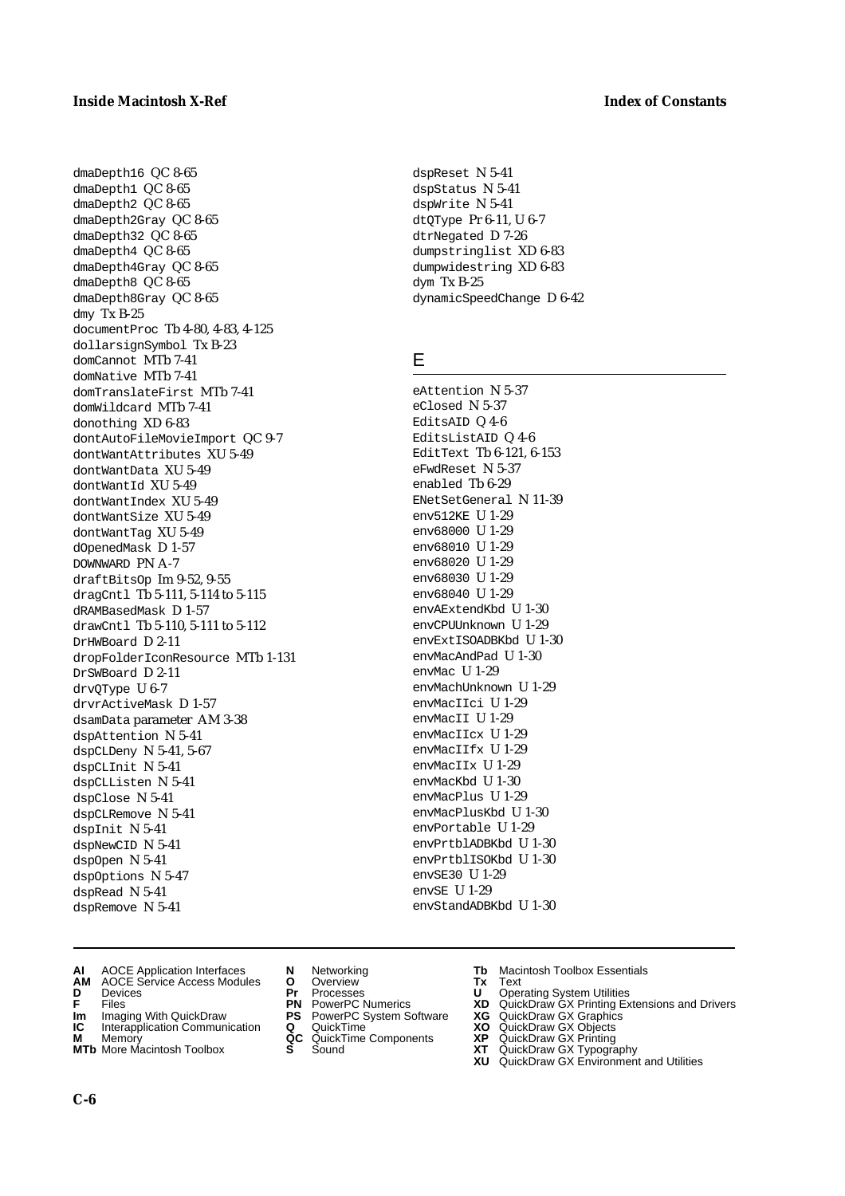dmaDepth16 QC 8-65
dmaDepth1 QC 8-65
dmaDepth2 QC 8-65
dmaDepth2Gray QC 8-65
dmaDepth32 QC 8-65
dmaDepth4 QC 8-65
dmaDepth4Gray QC 8-65
dmaDepth8 QC 8-65
dmaDepth8Gray QC 8-65
dmy Tx B-25
documentProc Tb 4-80, 4-83, 4-125
dollarsignSymbol Tx B-23
domCannot MTb 7-41
domNative MTb 7-41
domTranslateFirst MTb 7-41
domWildcard MTb 7-41
donothing XD 6-83
dontAutoFileMovieImport QC 9-7
dontWantAttributes XU 5-49
dontWantData XU 5-49
dontWantId XU 5-49
dontWantIndex XU 5-49
dontWantSize XU 5-49
dontWantTag XU 5-49
dOpenedMask D 1-57
DOWNWARD PN A-7
draftBitsOp Im 9-52, 9-55
dragCntl Tb 5-111, 5-114 to 5-115
dRAMBasedMask D 1-57
drawCntl Tb 5-110, 5-111 to 5-112
DrHWBoard D 2-11
dropFolderIconResource MTb 1-131
DrSWBoard D 2-11
drvQType U 6-7
drvrActiveMask D 1-57
dsamData parameter AM 3-38
dspAttention N 5-41
dspCLDeny N 5-41, 5-67
dspCLInit N 5-41
dspCLListen N 5-41
dspClose N 5-41
dspCLRemove N 5-41
dspInit N 5-41
dspNewCID N 5-41
dspOpen N 5-41
dspOptions N 5-47
dspRead N 5-41
dspRemove N 5-41
dspReset N 5-41
dspStatus N 5-41
dspWrite N 5-41
dtQType Pr 6-11, U 6-7
dtrNegated D 7-26
dumpstringlist XD 6-83
dumpwidestring XD 6-83
dym Tx B-25
dynamicSpeedChange D 6-42

## E

eAttention N 5-37
eClosed N 5-37
EditsAID Q 4-6
EditsListAID Q 4-6
EditText Tb 6-121, 6-153
eFwdReset N 5-37
enabled Tb 6-29
ENetSetGeneral N 11-39
env512KE U 1-29
env68000 U 1-29
env68010 U 1-29
env68020 U 1-29
env68030 U 1-29
env68040 U 1-29
envAExtendKbd U 1-30
envCPUUnknown U 1-29
envExtISOADBKbd U 1-30
envMacAndPad U 1-30
envMac U 1-29
envMachUnknown U 1-29
envMacIIci U 1-29
envMacII U 1-29
envMacIIcx U 1-29
envMacIIfx U 1-29
envMacIIx U 1-29
envMacKbd U 1-30
envMacPlus U 1-29
envMacPlusKbd U 1-30
envPortable U 1-29
envPrtblADBKbd U 1-30
envPrtblISOKbd U 1-30
envSE30 U 1-29
envSE U 1-29
envStandADBKbd U 1-30

**AI** AOCE Application Interfaces
**AM** AOCE Service Access Modules
**D** Devices
**F** Files
**Im** Imaging With QuickDraw
**IC** Interapplication Communication
**M** Memory
**MTb** More Macintosh Toolbox
**N** Networking
**O** Overview
**Pr** Processes
**PN** PowerPC Numerics
**PS** PowerPC System Software
**Q** QuickTime
**QC** QuickTime Components
**S** Sound
**Tb** Macintosh Toolbox Essentials
**Tx** Text
**U** Operating System Utilities
**XD** QuickDraw GX Printing Extensions and Drivers
**XG** QuickDraw GX Graphics
**XO** QuickDraw GX Objects
**XP** QuickDraw GX Printing
**XT** QuickDraw GX Typography
**XU** QuickDraw GX Environment and Utilities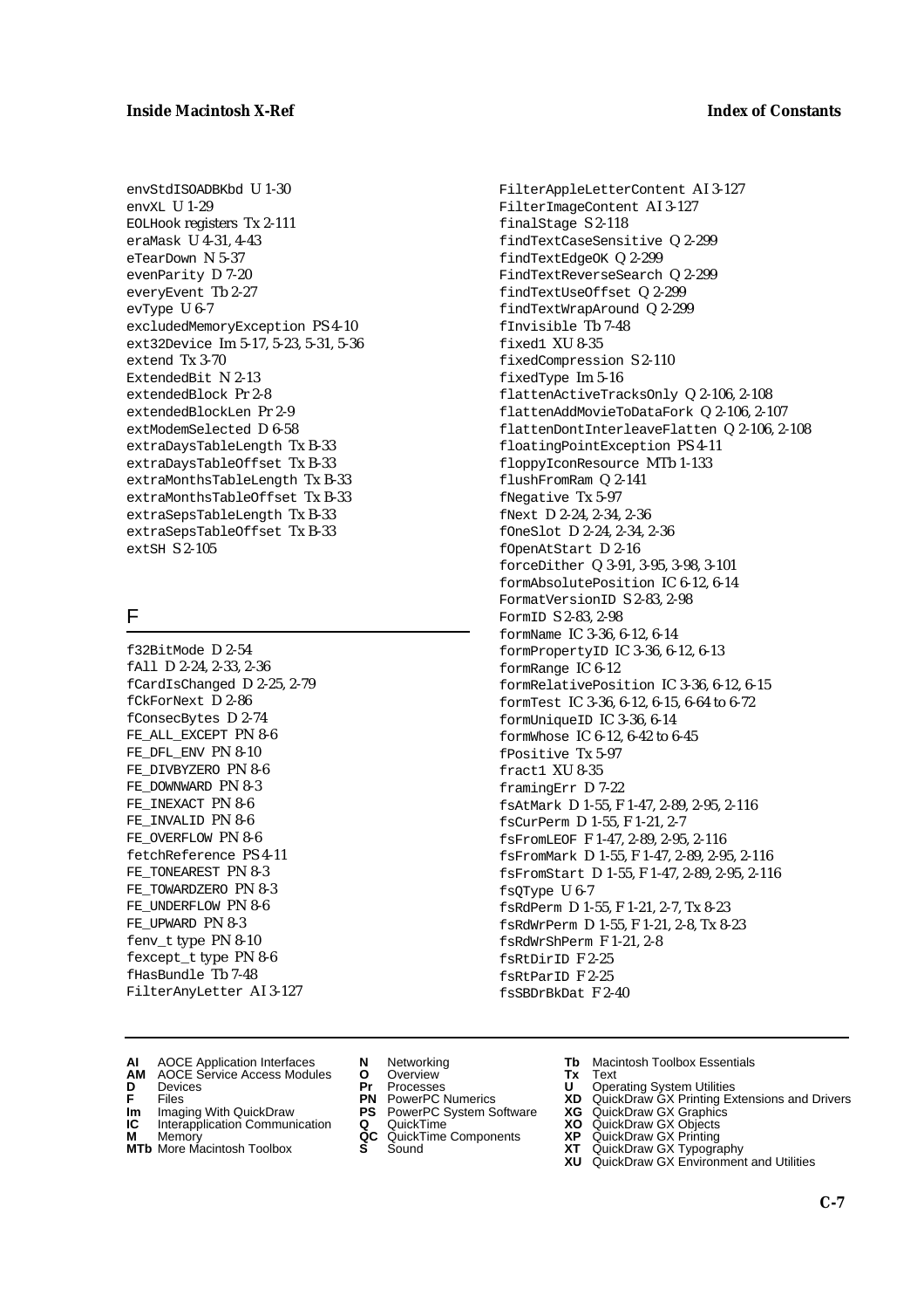envStdISOADBKbd U 1-30
envXL U 1-29
EOLHook registers Tx 2-111
eraMask U 4-31, 4-43
eTearDown N 5-37
evenParity D 7-20
everyEvent Tb 2-27
evType U 6-7
excludedMemoryException PS 4-10
ext32Device Im 5-17, 5-23, 5-31, 5-36
extend Tx 3-70
ExtendedBit N 2-13
extendedBlock Pr 2-8
extendedBlockLen Pr 2-9
extModemSelected D 6-58
extraDaysTableLength Tx B-33
extraDaysTableOffset Tx B-33
extraMonthsTableLength Tx B-33
extraMonthsTableOffset Tx B-33
extraSepsTableLength Tx B-33
extraSepsTableOffset Tx B-33
extSH S 2-105

## F

f32BitMode D 2-54
fAll D 2-24, 2-33, 2-36
fCardIsChanged D 2-25, 2-79
fCkForNext D 2-86
fConsecBytes D 2-74
FE_ALL_EXCEPT PN 8-6
FE_DFL_ENV PN 8-10
FE_DIVBYZERO PN 8-6
FE_DOWNWARD PN 8-3
FE_INEXACT PN 8-6
FE_INVALID PN 8-6
FE_OVERFLOW PN 8-6
fetchReference PS 4-11
FE_TONEAREST PN 8-3
FE_TOWARDZERO PN 8-3
FE_UNDERFLOW PN 8-6
FE_UPWARD PN 8-3
fenv_t type PN 8-10
fexcept_t type PN 8-6
fHasBundle Tb 7-48
FilterAnyLetter AI 3-127
FilterAppleLetterContent AI 3-127
FilterImageContent AI 3-127
finalStage S 2-118
findTextCaseSensitive Q 2-299
findTextEdgeOK Q 2-299
FindTextReverseSearch Q 2-299
findTextUseOffset Q 2-299
findTextWrapAround Q 2-299
fInvisible Tb 7-48
fixed1 XU 8-35
fixedCompression S 2-110
fixedType Im 5-16
flattenActiveTracksOnly Q 2-106, 2-108
flattenAddMovieToDataFork Q 2-106, 2-107
flattenDontInterleaveFlatten Q 2-106, 2-108
floatingPointException PS 4-11
floppyIconResource MTb 1-133
flushFromRam Q 2-141
fNegative Tx 5-97
fNext D 2-24, 2-34, 2-36
fOneSlot D 2-24, 2-34, 2-36
fOpenAtStart D 2-16
forceDither Q 3-91, 3-95, 3-98, 3-101
formAbsolutePosition IC 6-12, 6-14
FormatVersionID S 2-83, 2-98
FormID S 2-83, 2-98
formName IC 3-36, 6-12, 6-14
formPropertyID IC 3-36, 6-12, 6-13
formRange IC 6-12
formRelativePosition IC 3-36, 6-12, 6-15
formTest IC 3-36, 6-12, 6-15, 6-64 to 6-72
formUniqueID IC 3-36, 6-14
formWhose IC 6-12, 6-42 to 6-45
fPositive Tx 5-97
fract1 XU 8-35
framingErr D 7-22
fsAtMark D 1-55, F 1-47, 2-89, 2-95, 2-116
fsCurPerm D 1-55, F 1-21, 2-7
fsFromLEOF F 1-47, 2-89, 2-95, 2-116
fsFromMark D 1-55, F 1-47, 2-89, 2-95, 2-116
fsFromStart D 1-55, F 1-47, 2-89, 2-95, 2-116
fsQType U 6-7
fsRdPerm D 1-55, F 1-21, 2-7, Tx 8-23
fsRdWrPerm D 1-55, F 1-21, 2-8, Tx 8-23
fsRdWrShPerm F 1-21, 2-8
fsRtDirID F 2-25
fsRtParID F 2-25
fsSBDrBkDat F 2-40

**AI** AOCE Application Interfaces
**AM** AOCE Service Access Modules
**D** Devices
**F** Files
**Im** Imaging With QuickDraw
**IC** Interapplication Communication
**M** Memory
**MTb** More Macintosh Toolbox
**N** Networking
**O** Overview
**Pr** Processes
**PN** PowerPC Numerics
**PS** PowerPC System Software
**Q** QuickTime
**QC** QuickTime Components
**S** Sound
**Tb** Macintosh Toolbox Essentials
**Tx** Text
**U** Operating System Utilities
**XD** QuickDraw GX Printing Extensions and Drivers
**XG** QuickDraw GX Graphics
**XO** QuickDraw GX Objects
**XP** QuickDraw GX Printing
**XT** QuickDraw GX Typography
**XU** QuickDraw GX Environment and Utilities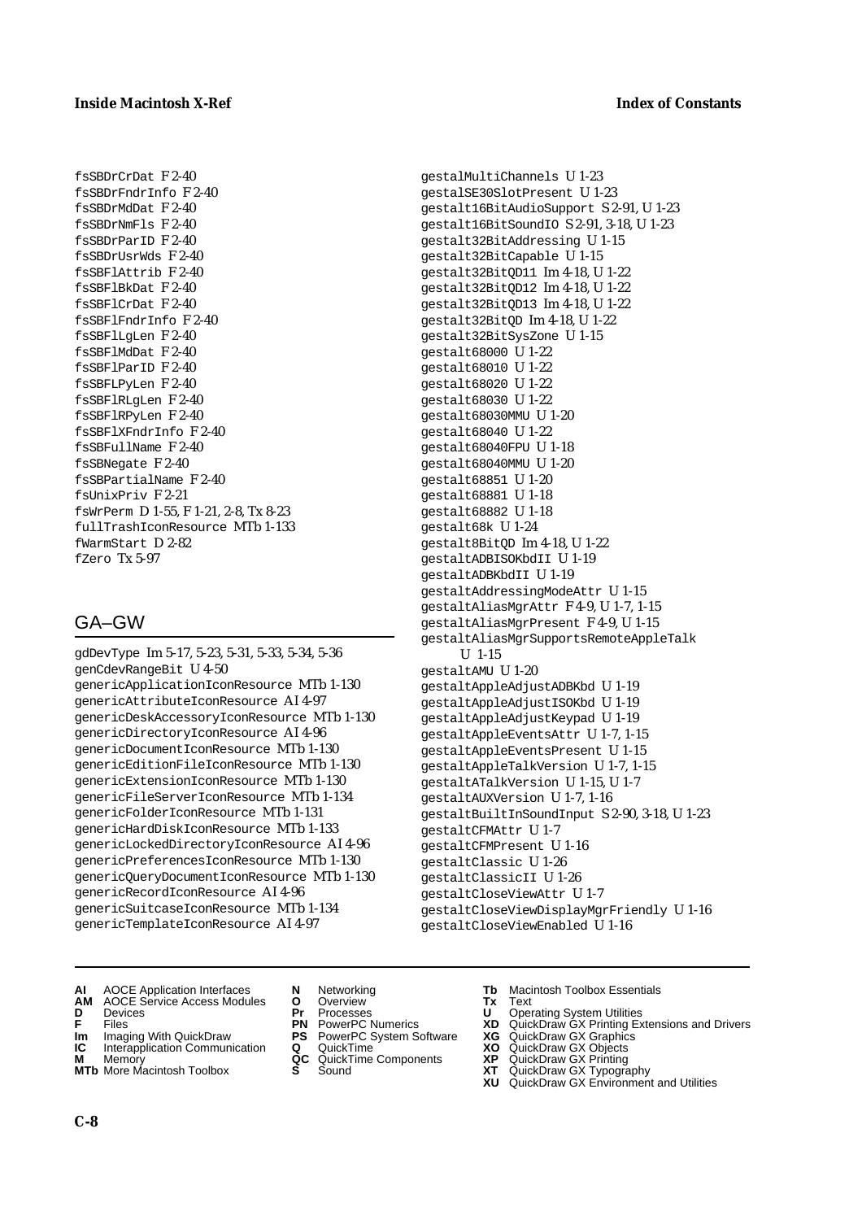fsSBDrCrDat F 2-40
fsSBDrFndrInfo F 2-40
fsSBDrMdDat F 2-40
fsSBDrNmFls F 2-40
fsSBDrParID F 2-40
fsSBDrUsrWds F 2-40
fsSBFlAttrib F 2-40
fsSBFlBkDat F 2-40
fsSBFlCrDat F 2-40
fsSBFlFndrInfo F 2-40
fsSBFlLgLen F 2-40
fsSBFlMdDat F 2-40
fsSBFlParID F 2-40
fsSBFLPyLen F 2-40
fsSBFlRLgLen F 2-40
fsSBFlRPyLen F 2-40
fsSBFlXFndrInfo F 2-40
fsSBFullName F 2-40
fsSBNegate F 2-40
fsSBPartialName F 2-40
fsUnixPriv F 2-21
fsWrPerm D 1-55, F 1-21, 2-8, Tx 8-23
fullTrashIconResource MTb 1-133
fWarmStart D 2-82
fZero Tx 5-97

## GA–GW

gdDevType Im 5-17, 5-23, 5-31, 5-33, 5-34, 5-36
genCdevRangeBit U 4-50
genericApplicationIconResource MTb 1-130
genericAttributeIconResource AI 4-97
genericDeskAccessoryIconResource MTb 1-130
genericDirectoryIconResource AI 4-96
genericDocumentIconResource MTb 1-130
genericEditionFileIconResource MTb 1-130
genericExtensionIconResource MTb 1-130
genericFileServerIconResource MTb 1-134
genericFolderIconResource MTb 1-131
genericHardDiskIconResource MTb 1-133
genericLockedDirectoryIconResource AI 4-96
genericPreferencesIconResource MTb 1-130
genericQueryDocumentIconResource MTb 1-130
genericRecordIconResource AI 4-96
genericSuitcaseIconResource MTb 1-134
genericTemplateIconResource AI 4-97
gestalMultiChannels U 1-23
gestalSE30SlotPresent U 1-23
gestalt16BitAudioSupport S 2-91, U 1-23
gestalt16BitSoundIO S 2-91, 3-18, U 1-23
gestalt32BitAddressing U 1-15
gestalt32BitCapable U 1-15
gestalt32BitQD11 Im 4-18, U 1-22
gestalt32BitQD12 Im 4-18, U 1-22
gestalt32BitQD13 Im 4-18, U 1-22
gestalt32BitQD Im 4-18, U 1-22
gestalt32BitSysZone U 1-15
gestalt68000 U 1-22
gestalt68010 U 1-22
gestalt68020 U 1-22
gestalt68030 U 1-22
gestalt68030MMU U 1-20
gestalt68040 U 1-22
gestalt68040FPU U 1-18
gestalt68040MMU U 1-20
gestalt68851 U 1-20
gestalt68881 U 1-18
gestalt68882 U 1-18
gestalt68k U 1-24
gestalt8BitQD Im 4-18, U 1-22
gestaltADBISOKbdII U 1-19
gestaltADBKbdII U 1-19
gestaltAddressingModeAttr U 1-15
gestaltAliasMgrAttr F 4-9, U 1-7, 1-15
gestaltAliasMgrPresent F 4-9, U 1-15
gestaltAliasMgrSupportsRemoteAppleTalk U 1-15
gestaltAMU U 1-20
gestaltAppleAdjustADBKbd U 1-19
gestaltAppleAdjustISOKbd U 1-19
gestaltAppleAdjustKeypad U 1-19
gestaltAppleEventsAttr U 1-7, 1-15
gestaltAppleEventsPresent U 1-15
gestaltAppleTalkVersion U 1-7, 1-15
gestaltATalkVersion U 1-15, U 1-7
gestaltAUXVersion U 1-7, 1-16
gestaltBuiltInSoundInput S 2-90, 3-18, U 1-23
gestaltCFMAttr U 1-7
gestaltCFMPresent U 1-16
gestaltClassic U 1-26
gestaltClassicII U 1-26
gestaltCloseViewAttr U 1-7
gestaltCloseViewDisplayMgrFriendly U 1-16
gestaltCloseViewEnabled U 1-16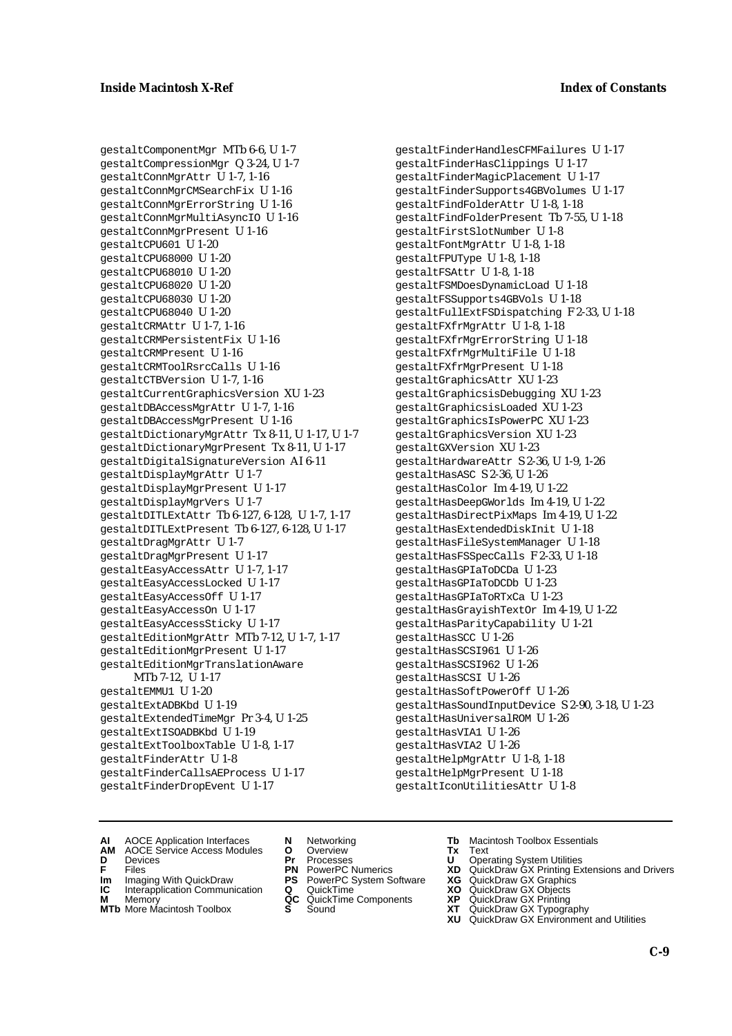gestaltComponentMgr MTb 6-6, U 1-7
gestaltCompressionMgr Q 3-24, U 1-7
gestaltConnMgrAttr U 1-7, 1-16
gestaltConnMgrCMSearchFix U 1-16
gestaltConnMgrErrorString U 1-16
gestaltConnMgrMultiAsyncIO U 1-16
gestaltConnMgrPresent U 1-16
gestaltCPU601 U 1-20
gestaltCPU68000 U 1-20
gestaltCPU68010 U 1-20
gestaltCPU68020 U 1-20
gestaltCPU68030 U 1-20
gestaltCPU68040 U 1-20
gestaltCRMAttr U 1-7, 1-16
gestaltCRMPersistentFix U 1-16
gestaltCRMPresent U 1-16
gestaltCRMToolRsrcCalls U 1-16
gestaltCTBVersion U 1-7, 1-16
gestaltCurrentGraphicsVersion XU 1-23
gestaltDBAccessMgrAttr U 1-7, 1-16
gestaltDBAccessMgrPresent U 1-16
gestaltDictionaryMgrAttr Tx 8-11, U 1-17, U 1-7
gestaltDictionaryMgrPresent Tx 8-11, U 1-17
gestaltDigitalSignatureVersion AI 6-11
gestaltDisplayMgrAttr U 1-7
gestaltDisplayMgrPresent U 1-17
gestaltDisplayMgrVers U 1-7
gestaltDITLExtAttr Tb 6-127, 6-128, U 1-7, 1-17
gestaltDITLExtPresent Tb 6-127, 6-128, U 1-17
gestaltDragMgrAttr U 1-7
gestaltDragMgrPresent U 1-17
gestaltEasyAccessAttr U 1-7, 1-17
gestaltEasyAccessLocked U 1-17
gestaltEasyAccessOff U 1-17
gestaltEasyAccessOn U 1-17
gestaltEasyAccessSticky U 1-17
gestaltEditionMgrAttr MTb 7-12, U 1-7, 1-17
gestaltEditionMgrPresent U 1-17
gestaltEditionMgrTranslationAware MTb 7-12, U 1-17
gestaltEMMU1 U 1-20
gestaltExtADBKbd U 1-19
gestaltExtendedTimeMgr Pr 3-4, U 1-25
gestaltExtISOADBKbd U 1-19
gestaltExtToolboxTable U 1-8, 1-17
gestaltFinderAttr U 1-8
gestaltFinderCallsAEProcess U 1-17
gestaltFinderDropEvent U 1-17
gestaltFinderHandlesCFMFailures U 1-17
gestaltFinderHasClippings U 1-17
gestaltFinderMagicPlacement U 1-17
gestaltFinderSupports4GBVolumes U 1-17
gestaltFindFolderAttr U 1-8, 1-18
gestaltFindFolderPresent Tb 7-55, U 1-18
gestaltFirstSlotNumber U 1-8
gestaltFontMgrAttr U 1-8, 1-18
gestaltFPUType U 1-8, 1-18
gestaltFSAttr U 1-8, 1-18
gestaltFSMDoesDynamicLoad U 1-18
gestaltFSSupports4GBVols U 1-18
gestaltFullExtFSDispatching F 2-33, U 1-18
gestaltFXfrMgrAttr U 1-8, 1-18
gestaltFXfrMgrErrorString U 1-18
gestaltFXfrMgrMultiFile U 1-18
gestaltFXfrMgrPresent U 1-18
gestaltGraphicsAttr XU 1-23
gestaltGraphicsisDebugging XU 1-23
gestaltGraphicsisLoaded XU 1-23
gestaltGraphicsIsPowerPC XU 1-23
gestaltGraphicsVersion XU 1-23
gestaltGXVersion XU 1-23
gestaltHardwareAttr S 2-36, U 1-9, 1-26
gestaltHasASC S 2-36, U 1-26
gestaltHasColor Im 4-19, U 1-22
gestaltHasDeepGWorlds Im 4-19, U 1-22
gestaltHasDirectPixMaps Im 4-19, U 1-22
gestaltHasExtendedDiskInit U 1-18
gestaltHasFileSystemManager U 1-18
gestaltHasFSSpecCalls F 2-33, U 1-18
gestaltHasGPIaToDCDa U 1-23
gestaltHasGPIaToDCDb U 1-23
gestaltHasGPIaToRTxCa U 1-23
gestaltHasGrayishTextOr Im 4-19, U 1-22
gestaltHasParityCapability U 1-21
gestaltHasSCC U 1-26
gestaltHasSCSI961 U 1-26
gestaltHasSCSI962 U 1-26
gestaltHasSCSI U 1-26
gestaltHasSoftPowerOff U 1-26
gestaltHasSoundInputDevice S 2-90, 3-18, U 1-23
gestaltHasUniversalROM U 1-26
gestaltHasVIA1 U 1-26
gestaltHasVIA2 U 1-26
gestaltHelpMgrAttr U 1-8, 1-18
gestaltHelpMgrPresent U 1-18
gestaltIconUtilitiesAttr U 1-8

**AI** AOCE Application Interfaces
**AM** AOCE Service Access Modules
**D** Devices
**F** Files
**Im** Imaging With QuickDraw
**IC** Interapplication Communication
**M** Memory
**MTb** More Macintosh Toolbox
**N** Networking
**O** Overview
**Pr** Processes
**PN** PowerPC Numerics
**PS** PowerPC System Software
**Q** QuickTime
**QC** QuickTime Components
**S** Sound
**Tb** Macintosh Toolbox Essentials
**Tx** Text
**U** Operating System Utilities
**XD** QuickDraw GX Printing Extensions and Drivers
**XG** QuickDraw GX Graphics
**XO** QuickDraw GX Objects
**XP** QuickDraw GX Printing
**XT** QuickDraw GX Typography
**XU** QuickDraw GX Environment and Utilities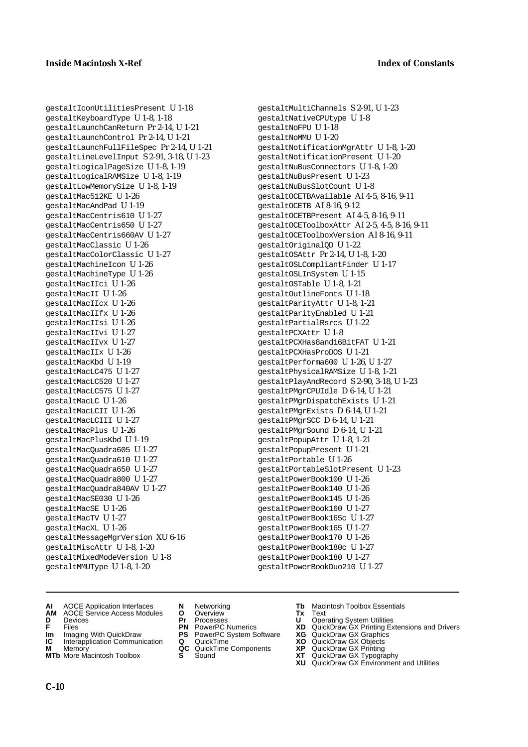gestaltIconUtilitiesPresent U 1-18
gestaltKeyboardType U 1-8, 1-18
gestaltLaunchCanReturn Pr 2-14, U 1-21
gestaltLaunchControl Pr 2-14, U 1-21
gestaltLaunchFullFileSpec Pr 2-14, U 1-21
gestaltLineLevelInput S 2-91, 3-18, U 1-23
gestaltLogicalPageSize U 1-8, 1-19
gestaltLogicalRAMSize U 1-8, 1-19
gestaltLowMemorySize U 1-8, 1-19
gestaltMac512KE U 1-26
gestaltMacAndPad U 1-19
gestaltMacCentris610 U 1-27
gestaltMacCentris650 U 1-27
gestaltMacCentris660AV U 1-27
gestaltMacClassic U 1-26
gestaltMacColorClassic U 1-27
gestaltMachineIcon U 1-26
gestaltMachineType U 1-26
gestaltMacIIci U 1-26
gestaltMacII U 1-26
gestaltMacIIcx U 1-26
gestaltMacIIfx U 1-26
gestaltMacIIsi U 1-26
gestaltMacIIvi U 1-27
gestaltMacIIvx U 1-27
gestaltMacIIx U 1-26
gestaltMacKbd U 1-19
gestaltMacLC475 U 1-27
gestaltMacLC520 U 1-27
gestaltMacLC575 U 1-27
gestaltMacLC U 1-26
gestaltMacLCII U 1-26
gestaltMacLCIII U 1-27
gestaltMacPlus U 1-26
gestaltMacPlusKbd U 1-19
gestaltMacQuadra605 U 1-27
gestaltMacQuadra610 U 1-27
gestaltMacQuadra650 U 1-27
gestaltMacQuadra800 U 1-27
gestaltMacQuadra840AV U 1-27
gestaltMacSE030 U 1-26
gestaltMacSE U 1-26
gestaltMacTV U 1-27
gestaltMacXL U 1-26
gestaltMessageMgrVersion XU 6-16
gestaltMiscAttr U 1-8, 1-20
gestaltMixedModeVersion U 1-8
gestaltMMUType U 1-8, 1-20
gestaltMultiChannels S 2-91, U 1-23
gestaltNativeCPUtype U 1-8
gestaltNoFPU U 1-18
gestaltNoMMU U 1-20
gestaltNotificationMgrAttr U 1-8, 1-20
gestaltNotificationPresent U 1-20
gestaltNuBusConnectors U 1-8, 1-20
gestaltNuBusPresent U 1-23
gestaltNuBusSlotCount U 1-8
gestaltOCETBAvailable AI 4-5, 8-16, 9-11
gestaltOCETB AI 8-16, 9-12
gestaltOCETBPresent AI 4-5, 8-16, 9-11
gestaltOCEToolboxAttr AI 2-5, 4-5, 8-16, 9-11
gestaltOCEToolboxVersion AI 8-16, 9-11
gestaltOriginalQD U 1-22
gestaltOSAttr Pr 2-14, U 1-8, 1-20
gestaltOSLCompliantFinder U 1-17
gestaltOSLInSystem U 1-15
gestaltOSTable U 1-8, 1-21
gestaltOutlineFonts U 1-18
gestaltParityAttr U 1-8, 1-21
gestaltParityEnabled U 1-21
gestaltPartialRsrcs U 1-22
gestaltPCXAttr U 1-8
gestaltPCXHas8and16BitFAT U 1-21
gestaltPCXHasProDOS U 1-21
gestaltPerforma600 U 1-26, U 1-27
gestaltPhysicalRAMSize U 1-8, 1-21
gestaltPlayAndRecord S 2-90, 3-18, U 1-23
gestaltPMgrCPUIdle D 6-14, U 1-21
gestaltPMgrDispatchExists U 1-21
gestaltPMgrExists D 6-14, U 1-21
gestaltPMgrSCC D 6-14, U 1-21
gestaltPMgrSound D 6-14, U 1-21
gestaltPopupAttr U 1-8, 1-21
gestaltPopupPresent U 1-21
gestaltPortable U 1-26
gestaltPortableSlotPresent U 1-23
gestaltPowerBook100 U 1-26
gestaltPowerBook140 U 1-26
gestaltPowerBook145 U 1-26
gestaltPowerBook160 U 1-27
gestaltPowerBook165c U 1-27
gestaltPowerBook165 U 1-27
gestaltPowerBook170 U 1-26
gestaltPowerBook180c U 1-27
gestaltPowerBook180 U 1-27
gestaltPowerBookDuo210 U 1-27

**AI** AOCE Application Interfaces
**AM** AOCE Service Access Modules
**D** Devices
**F** Files
**Im** Imaging With QuickDraw
**IC** Interapplication Communication
**M** Memory
**MTb** More Macintosh Toolbox
**N** Networking
**O** Overview
**Pr** Processes
**PN** PowerPC Numerics
**PS** PowerPC System Software
**Q** QuickTime
**QC** QuickTime Components
**S** Sound
**Tb** Macintosh Toolbox Essentials
**Tx** Text
**U** Operating System Utilities
**XD** QuickDraw GX Printing Extensions and Drivers
**XG** QuickDraw GX Graphics
**XO** QuickDraw GX Objects
**XP** QuickDraw GX Printing
**XT** QuickDraw GX Typography
**XU** QuickDraw GX Environment and Utilities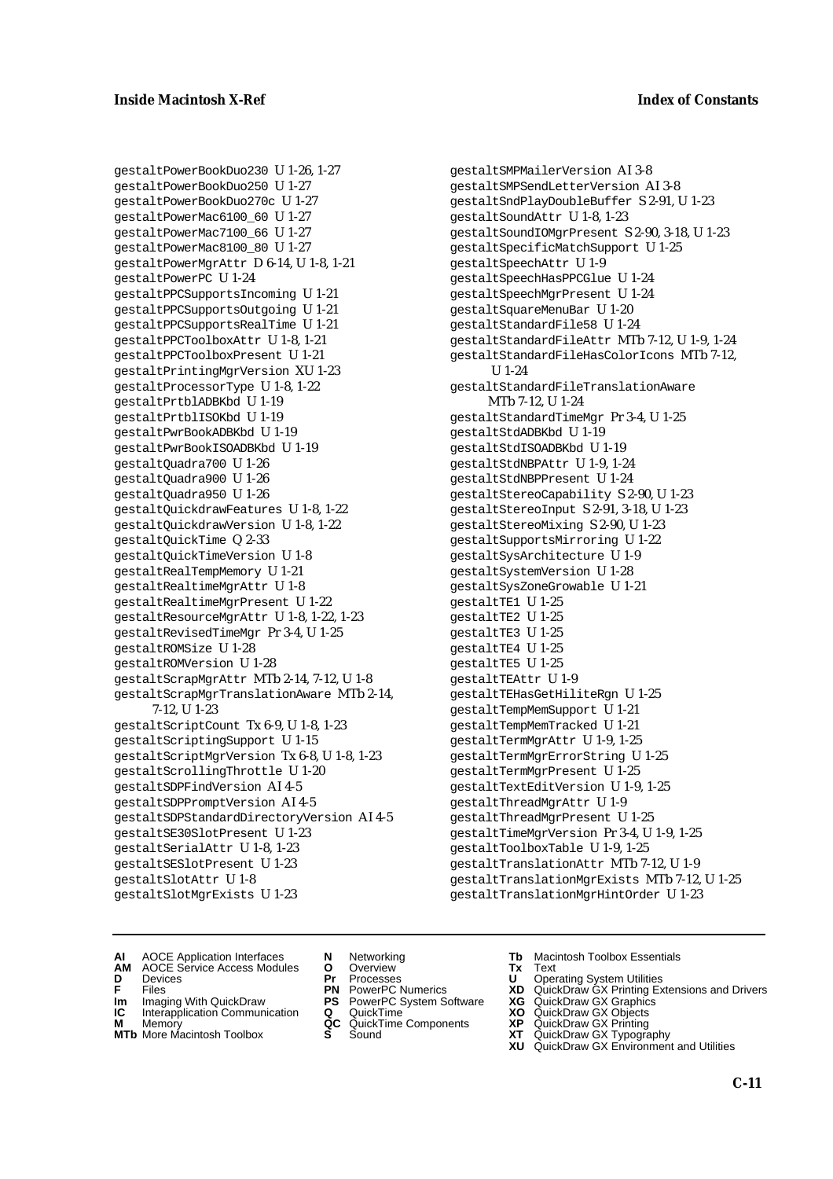gestaltPowerBookDuo230 U 1-26, 1-27
gestaltPowerBookDuo250 U 1-27
gestaltPowerBookDuo270c U 1-27
gestaltPowerMac6100_60 U 1-27
gestaltPowerMac7100_66 U 1-27
gestaltPowerMac8100_80 U 1-27
gestaltPowerMgrAttr D 6-14, U 1-8, 1-21
gestaltPowerPC U 1-24
gestaltPPCSupportsIncoming U 1-21
gestaltPPCSupportsOutgoing U 1-21
gestaltPPCSupportsRealTime U 1-21
gestaltPPCToolboxAttr U 1-8, 1-21
gestaltPPCToolboxPresent U 1-21
gestaltPrintingMgrVersion XU 1-23
gestaltProcessorType U 1-8, 1-22
gestaltPrtblADBKbd U 1-19
gestaltPrtblISOKbd U 1-19
gestaltPwrBookADBKbd U 1-19
gestaltPwrBookISOADBKbd U 1-19
gestaltQuadra700 U 1-26
gestaltQuadra900 U 1-26
gestaltQuadra950 U 1-26
gestaltQuickdrawFeatures U 1-8, 1-22
gestaltQuickdrawVersion U 1-8, 1-22
gestaltQuickTime Q 2-33
gestaltQuickTimeVersion U 1-8
gestaltRealTempMemory U 1-21
gestaltRealtimeMgrAttr U 1-8
gestaltRealtimeMgrPresent U 1-22
gestaltResourceMgrAttr U 1-8, 1-22, 1-23
gestaltRevisedTimeMgr Pr 3-4, U 1-25
gestaltROMSize U 1-28
gestaltROMVersion U 1-28
gestaltScrapMgrAttr MTb 2-14, 7-12, U 1-8
gestaltScrapMgrTranslationAware MTb 2-14, 7-12, U 1-23
gestaltScriptCount Tx 6-9, U 1-8, 1-23
gestaltScriptingSupport U 1-15
gestaltScriptMgrVersion Tx 6-8, U 1-8, 1-23
gestaltScrollingThrottle U 1-20
gestaltSDPFindVersion AI 4-5
gestaltSDPPromptVersion AI 4-5
gestaltSDPStandardDirectoryVersion AI 4-5
gestaltSE30SlotPresent U 1-23
gestaltSerialAttr U 1-8, 1-23
gestaltSESlotPresent U 1-23
gestaltSlotAttr U 1-8
gestaltSlotMgrExists U 1-23
gestaltSMPMailerVersion AI 3-8
gestaltSMPSendLetterVersion AI 3-8
gestaltSndPlayDoubleBuffer S 2-91, U 1-23
gestaltSoundAttr U 1-8, 1-23
gestaltSoundIOMgrPresent S 2-90, 3-18, U 1-23
gestaltSpecificMatchSupport U 1-25
gestaltSpeechAttr U 1-9
gestaltSpeechHasPPCGlue U 1-24
gestaltSpeechMgrPresent U 1-24
gestaltSquareMenuBar U 1-20
gestaltStandardFile58 U 1-24
gestaltStandardFileAttr MTb 7-12, U 1-9, 1-24
gestaltStandardFileHasColorIcons MTb 7-12, U 1-24
gestaltStandardFileTranslationAware MTb 7-12, U 1-24
gestaltStandardTimeMgr Pr 3-4, U 1-25
gestaltStdADBKbd U 1-19
gestaltStdISOADBKbd U 1-19
gestaltStdNBPAttr U 1-9, 1-24
gestaltStdNBPPresent U 1-24
gestaltStereoCapability S 2-90, U 1-23
gestaltStereoInput S 2-91, 3-18, U 1-23
gestaltStereoMixing S 2-90, U 1-23
gestaltSupportsMirroring U 1-22
gestaltSysArchitecture U 1-9
gestaltSystemVersion U 1-28
gestaltSysZoneGrowable U 1-21
gestaltTE1 U 1-25
gestaltTE2 U 1-25
gestaltTE3 U 1-25
gestaltTE4 U 1-25
gestaltTE5 U 1-25
gestaltTEAttr U 1-9
gestaltTEHasGetHiliteRgn U 1-25
gestaltTempMemSupport U 1-21
gestaltTempMemTracked U 1-21
gestaltTermMgrAttr U 1-9, 1-25
gestaltTermMgrErrorString U 1-25
gestaltTermMgrPresent U 1-25
gestaltTextEditVersion U 1-9, 1-25
gestaltThreadMgrAttr U 1-9
gestaltThreadMgrPresent U 1-25
gestaltTimeMgrVersion Pr 3-4, U 1-9, 1-25
gestaltToolboxTable U 1-9, 1-25
gestaltTranslationAttr MTb 7-12, U 1-9
gestaltTranslationMgrExists MTb 7-12, U 1-25
gestaltTranslationMgrHintOrder U 1-23

**AI** AOCE Application Interfaces
**AM** AOCE Service Access Modules
**D** Devices
**F** Files
**Im** Imaging With QuickDraw
**IC** Interapplication Communication
**M** Memory
**MTb** More Macintosh Toolbox
**N** Networking
**O** Overview
**Pr** Processes
**PN** PowerPC Numerics
**PS** PowerPC System Software
**Q** QuickTime
**QC** QuickTime Components
**S** Sound
**Tb** Macintosh Toolbox Essentials
**Tx** Text
**U** Operating System Utilities
**XD** QuickDraw GX Printing Extensions and Drivers
**XG** QuickDraw GX Graphics
**XO** QuickDraw GX Objects
**XP** QuickDraw GX Printing
**XT** QuickDraw GX Typography
**XU** QuickDraw GX Environment and Utilities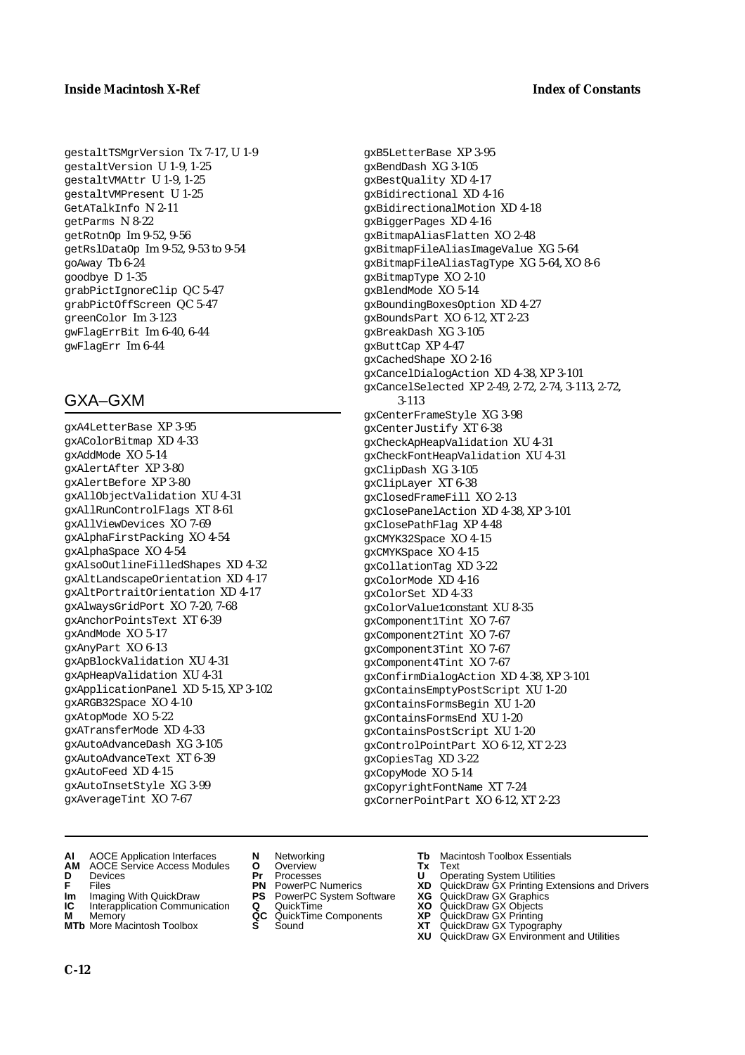gestaltTSMgrVersion Tx 7-17, U 1-9
gestaltVersion U 1-9, 1-25
gestaltVMAttr U 1-9, 1-25
gestaltVMPresent U 1-25
GetATalkInfo N 2-11
getParms N 8-22
getRotnOp Im 9-52, 9-56
getRslDataOp Im 9-52, 9-53 to 9-54
goAway Tb 6-24
goodbye D 1-35
grabPictIgnoreClip QC 5-47
grabPictOffScreen QC 5-47
greenColor Im 3-123
gwFlagErrBit Im 6-40, 6-44
gwFlagErr Im 6-44

## GXA–GXM

gxA4LetterBase XP 3-95
gxAColorBitmap XD 4-33
gxAddMode XO 5-14
gxAlertAfter XP 3-80
gxAlertBefore XP 3-80
gxAllObjectValidation XU 4-31
gxAllRunControlFlags XT 8-61
gxAllViewDevices XO 7-69
gxAlphaFirstPacking XO 4-54
gxAlphaSpace XO 4-54
gxAlsoOutlineFilledShapes XD 4-32
gxAltLandscapeOrientation XD 4-17
gxAltPortraitOrientation XD 4-17
gxAlwaysGridPort XO 7-20, 7-68
gxAnchorPointsText XT 6-39
gxAndMode XO 5-17
gxAnyPart XO 6-13
gxApBlockValidation XU 4-31
gxApHeapValidation XU 4-31
gxApplicationPanel XD 5-15, XP 3-102
gxARGB32Space XO 4-10
gxAtopMode XO 5-22
gxATransferMode XD 4-33
gxAutoAdvanceDash XG 3-105
gxAutoAdvanceText XT 6-39
gxAutoFeed XD 4-15
gxAutoInsetStyle XG 3-99
gxAverageTint XO 7-67
gxB5LetterBase XP 3-95
gxBendDash XG 3-105
gxBestQuality XD 4-17
gxBidirectional XD 4-16
gxBidirectionalMotion XD 4-18
gxBiggerPages XD 4-16
gxBitmapAliasFlatten XO 2-48
gxBitmapFileAliasImageValue XG 5-64
gxBitmapFileAliasTagType XG 5-64, XO 8-6
gxBitmapType XO 2-10
gxBlendMode XO 5-14
gxBoundingBoxesOption XD 4-27
gxBoundsPart XO 6-12, XT 2-23
gxBreakDash XG 3-105
gxButtCap XP 4-47
gxCachedShape XO 2-16
gxCancelDialogAction XD 4-38, XP 3-101
gxCancelSelected XP 2-49, 2-72, 2-74, 3-113, 2-72, 3-113
gxCenterFrameStyle XG 3-98
gxCenterJustify XT 6-38
gxCheckApHeapValidation XU 4-31
gxCheckFontHeapValidation XU 4-31
gxClipDash XG 3-105
gxClipLayer XT 6-38
gxClosedFrameFill XO 2-13
gxClosePanelAction XD 4-38, XP 3-101
gxClosePathFlag XP 4-48
gxCMYK32Space XO 4-15
gxCMYKSpace XO 4-15
gxCollationTag XD 3-22
gxColorMode XD 4-16
gxColorSet XD 4-33
gxColorValue1constant XU 8-35
gxComponent1Tint XO 7-67
gxComponent2Tint XO 7-67
gxComponent3Tint XO 7-67
gxComponent4Tint XO 7-67
gxConfirmDialogAction XD 4-38, XP 3-101
gxContainsEmptyPostScript XU 1-20
gxContainsFormsBegin XU 1-20
gxContainsFormsEnd XU 1-20
gxContainsPostScript XU 1-20
gxControlPointPart XO 6-12, XT 2-23
gxCopiesTag XD 3-22
gxCopyMode XO 5-14
gxCopyrightFontName XT 7-24
gxCornerPointPart XO 6-12, XT 2-23

- **AI** AOCE Application Interfaces
- **AM** AOCE Service Access Modules
- **D** Devices
- **F** Files
- **Im** Imaging With QuickDraw
- **IC** Interapplication Communication
- **M** Memory
- **MTb** More Macintosh Toolbox
- **N** Networking
- **O** Overview
- **Pr** Processes
- **PN** PowerPC Numerics
- **PS** PowerPC System Software
- **Q** QuickTime
- **QC** QuickTime Components
- **S** Sound
- **Tb** Macintosh Toolbox Essentials
- **Tx** Text
- **U** Operating System Utilities
- **XD** QuickDraw GX Printing Extensions and Drivers
- **XG** QuickDraw GX Graphics
- **XO** QuickDraw GX Objects
- **XP** QuickDraw GX Printing
- **XT** QuickDraw GX Typography
- **XU** QuickDraw GX Environment and Utilities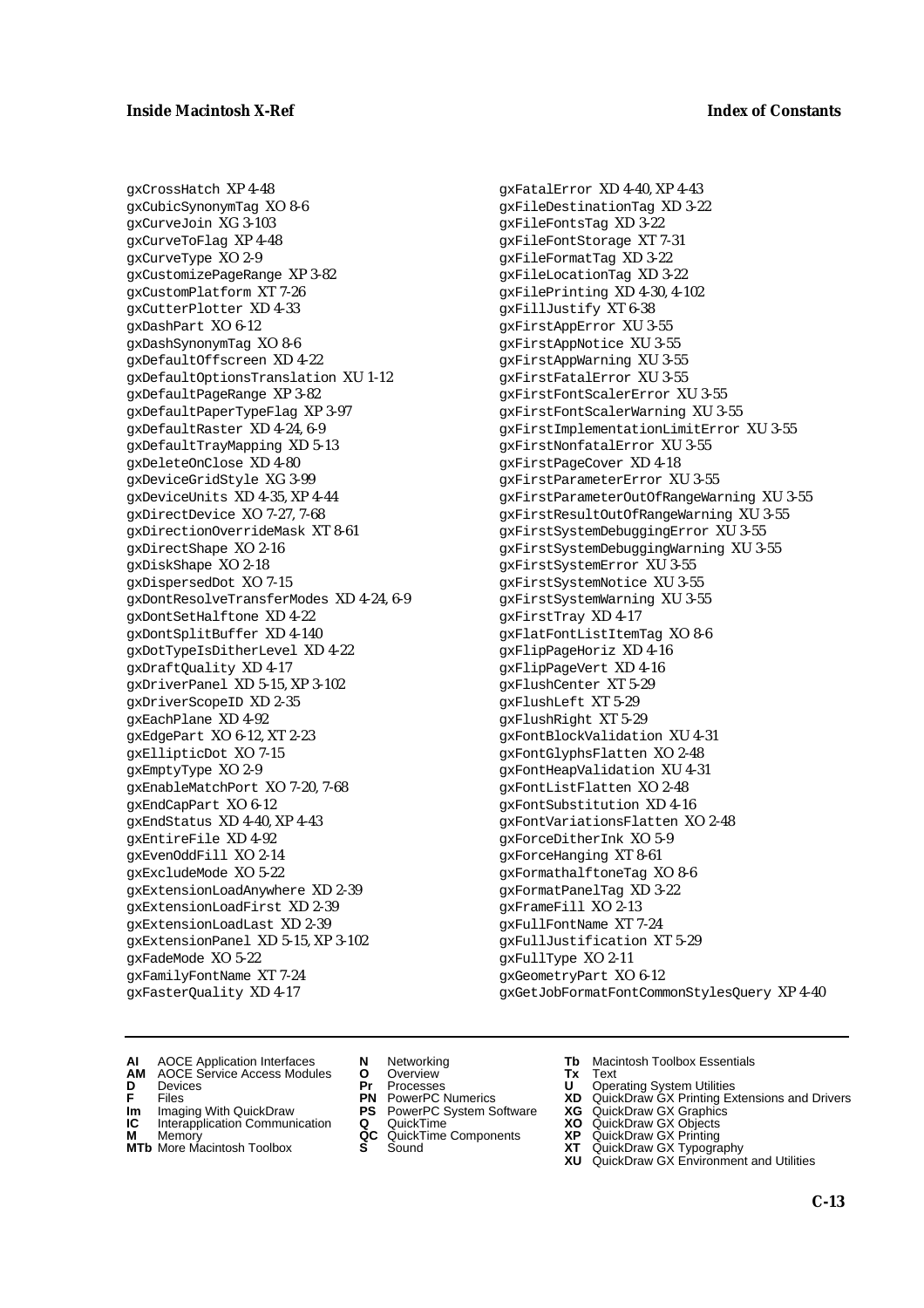gxCrossHatch XP 4-48
gxCubicSynonymTag XO 8-6
gxCurveJoin XG 3-103
gxCurveToFlag XP 4-48
gxCurveType XO 2-9
gxCustomizePageRange XP 3-82
gxCustomPlatform XT 7-26
gxCutterPlotter XD 4-33
gxDashPart XO 6-12
gxDashSynonymTag XO 8-6
gxDefaultOffscreen XD 4-22
gxDefaultOptionsTranslation XU 1-12
gxDefaultPageRange XP 3-82
gxDefaultPaperTypeFlag XP 3-97
gxDefaultRaster XD 4-24, 6-9
gxDefaultTrayMapping XD 5-13
gxDeleteOnClose XD 4-80
gxDeviceGridStyle XG 3-99
gxDeviceUnits XD 4-35, XP 4-44
gxDirectDevice XO 7-27, 7-68
gxDirectionOverrideMask XT 8-61
gxDirectShape XO 2-16
gxDiskShape XO 2-18
gxDispersedDot XO 7-15
gxDontResolveTransferModes XD 4-24, 6-9
gxDontSetHalftone XD 4-22
gxDontSplitBuffer XD 4-140
gxDotTypeIsDitherLevel XD 4-22
gxDraftQuality XD 4-17
gxDriverPanel XD 5-15, XP 3-102
gxDriverScopeID XD 2-35
gxEachPlane XD 4-92
gxEdgePart XO 6-12, XT 2-23
gxEllipticDot XO 7-15
gxEmptyType XO 2-9
gxEnableMatchPort XO 7-20, 7-68
gxEndCapPart XO 6-12
gxEndStatus XD 4-40, XP 4-43
gxEntireFile XD 4-92
gxEvenOddFill XO 2-14
gxExcludeMode XO 5-22
gxExtensionLoadAnywhere XD 2-39
gxExtensionLoadFirst XD 2-39
gxExtensionLoadLast XD 2-39
gxExtensionPanel XD 5-15, XP 3-102
gxFadeMode XO 5-22
gxFamilyFontName XT 7-24
gxFasterQuality XD 4-17
gxFatalError XD 4-40, XP 4-43
gxFileDestinationTag XD 3-22
gxFileFontsTag XD 3-22
gxFileFontStorage XT 7-31
gxFileFormatTag XD 3-22
gxFileLocationTag XD 3-22
gxFilePrinting XD 4-30, 4-102
gxFillJustify XT 6-38
gxFirstAppError XU 3-55
gxFirstAppNotice XU 3-55
gxFirstAppWarning XU 3-55
gxFirstFatalError XU 3-55
gxFirstFontScalerError XU 3-55
gxFirstFontScalerWarning XU 3-55
gxFirstImplementationLimitError XU 3-55
gxFirstNonfatalError XU 3-55
gxFirstPageCover XD 4-18
gxFirstParameterError XU 3-55
gxFirstParameterOutOfRangeWarning XU 3-55
gxFirstResultOutOfRangeWarning XU 3-55
gxFirstSystemDebuggingError XU 3-55
gxFirstSystemDebuggingWarning XU 3-55
gxFirstSystemError XU 3-55
gxFirstSystemNotice XU 3-55
gxFirstSystemWarning XU 3-55
gxFirstTray XD 4-17
gxFlatFontListItemTag XO 8-6
gxFlipPageHoriz XD 4-16
gxFlipPageVert XD 4-16
gxFlushCenter XT 5-29
gxFlushLeft XT 5-29
gxFlushRight XT 5-29
gxFontBlockValidation XU 4-31
gxFontGlyphsFlatten XO 2-48
gxFontHeapValidation XU 4-31
gxFontListFlatten XO 2-48
gxFontSubstitution XD 4-16
gxFontVariationsFlatten XO 2-48
gxForceDitherInk XO 5-9
gxForceHanging XT 8-61
gxFormathalftoneTag XO 8-6
gxFormatPanelTag XD 3-22
gxFrameFill XO 2-13
gxFullFontName XT 7-24
gxFullJustification XT 5-29
gxFullType XO 2-11
gxGeometryPart XO 6-12
gxGetJobFormatFontCommonStylesQuery XP 4-40

**AI** AOCE Application Interfaces
**AM** AOCE Service Access Modules
**D** Devices
**F** Files
**Im** Imaging With QuickDraw
**IC** Interapplication Communication
**M** Memory
**MTb** More Macintosh Toolbox
**N** Networking
**O** Overview
**Pr** Processes
**PN** PowerPC Numerics
**PS** PowerPC System Software
**Q** QuickTime
**QC** QuickTime Components
**S** Sound
**Tb** Macintosh Toolbox Essentials
**Tx** Text
**U** Operating System Utilities
**XD** QuickDraw GX Printing Extensions and Drivers
**XG** QuickDraw GX Graphics
**XO** QuickDraw GX Objects
**XP** QuickDraw GX Printing
**XT** QuickDraw GX Typography
**XU** QuickDraw GX Environment and Utilities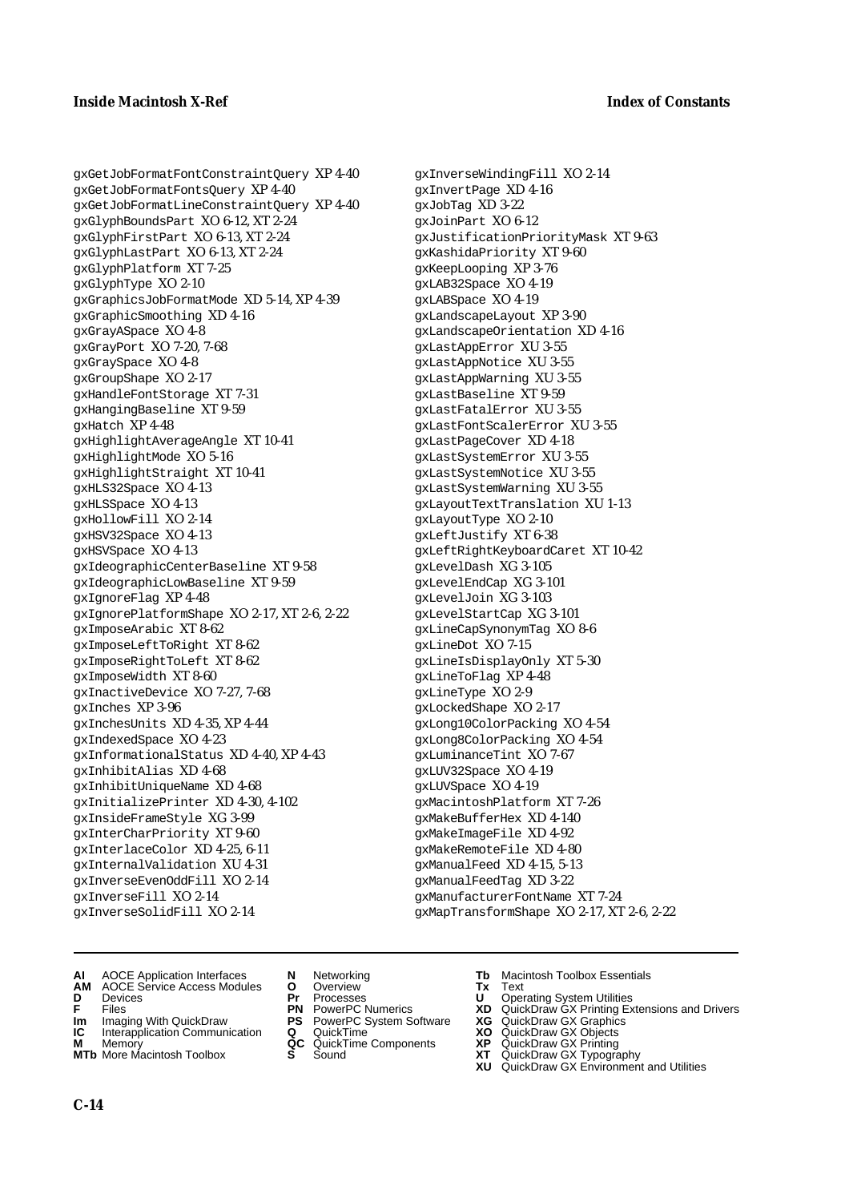gxGetJobFormatFontConstraintQuery XP 4-40
gxGetJobFormatFontsQuery XP 4-40
gxGetJobFormatLineConstraintQuery XP 4-40
gxGlyphBoundsPart XO 6-12, XT 2-24
gxGlyphFirstPart XO 6-13, XT 2-24
gxGlyphLastPart XO 6-13, XT 2-24
gxGlyphPlatform XT 7-25
gxGlyphType XO 2-10
gxGraphicsJobFormatMode XD 5-14, XP 4-39
gxGraphicSmoothing XD 4-16
gxGrayASpace XO 4-8
gxGrayPort XO 7-20, 7-68
gxGraySpace XO 4-8
gxGroupShape XO 2-17
gxHandleFontStorage XT 7-31
gxHangingBaseline XT 9-59
gxHatch XP 4-48
gxHighlightAverageAngle XT 10-41
gxHighlightMode XO 5-16
gxHighlightStraight XT 10-41
gxHLS32Space XO 4-13
gxHLSSpace XO 4-13
gxHollowFill XO 2-14
gxHSV32Space XO 4-13
gxHSVSpace XO 4-13
gxIdeographicCenterBaseline XT 9-58
gxIdeographicLowBaseline XT 9-59
gxIgnoreFlag XP 4-48
gxIgnorePlatformShape XO 2-17, XT 2-6, 2-22
gxImposeArabic XT 8-62
gxImposeLeftToRight XT 8-62
gxImposeRightToLeft XT 8-62
gxImposeWidth XT 8-60
gxInactiveDevice XO 7-27, 7-68
gxInches XP 3-96
gxInchesUnits XD 4-35, XP 4-44
gxIndexedSpace XO 4-23
gxInformationalStatus XD 4-40, XP 4-43
gxInhibitAlias XD 4-68
gxInhibitUniqueName XD 4-68
gxInitializePrinter XD 4-30, 4-102
gxInsideFrameStyle XG 3-99
gxInterCharPriority XT 9-60
gxInterlaceColor XD 4-25, 6-11
gxInternalValidation XU 4-31
gxInverseEvenOddFill XO 2-14
gxInverseFill XO 2-14
gxInverseSolidFill XO 2-14
gxInverseWindingFill XO 2-14
gxInvertPage XD 4-16
gxJobTag XD 3-22
gxJoinPart XO 6-12
gxJustificationPriorityMask XT 9-63
gxKashidaPriority XT 9-60
gxKeepLooping XP 3-76
gxLAB32Space XO 4-19
gxLABSpace XO 4-19
gxLandscapeLayout XP 3-90
gxLandscapeOrientation XD 4-16
gxLastAppError XU 3-55
gxLastAppNotice XU 3-55
gxLastAppWarning XU 3-55
gxLastBaseline XT 9-59
gxLastFatalError XU 3-55
gxLastFontScalerError XU 3-55
gxLastPageCover XD 4-18
gxLastSystemError XU 3-55
gxLastSystemNotice XU 3-55
gxLastSystemWarning XU 3-55
gxLayoutTextTranslation XU 1-13
gxLayoutType XO 2-10
gxLeftJustify XT 6-38
gxLeftRightKeyboardCaret XT 10-42
gxLevelDash XG 3-105
gxLevelEndCap XG 3-101
gxLevelJoin XG 3-103
gxLevelStartCap XG 3-101
gxLineCapSynonymTag XO 8-6
gxLineDot XO 7-15
gxLineIsDisplayOnly XT 5-30
gxLineToFlag XP 4-48
gxLineType XO 2-9
gxLockedShape XO 2-17
gxLong10ColorPacking XO 4-54
gxLong8ColorPacking XO 4-54
gxLuminanceTint XO 7-67
gxLUV32Space XO 4-19
gxLUVSpace XO 4-19
gxMacintoshPlatform XT 7-26
gxMakeBufferHex XD 4-140
gxMakeImageFile XD 4-92
gxMakeRemoteFile XD 4-80
gxManualFeed XD 4-15, 5-13
gxManualFeedTag XD 3-22
gxManufacturerFontName XT 7-24
gxMapTransformShape XO 2-17, XT 2-6, 2-22

**AI** AOCE Application Interfaces
**AM** AOCE Service Access Modules
**D** Devices
**F** Files
**Im** Imaging With QuickDraw
**IC** Interapplication Communication
**M** Memory
**MTb** More Macintosh Toolbox
**N** Networking
**O** Overview
**Pr** Processes
**PN** PowerPC Numerics
**PS** PowerPC System Software
**Q** QuickTime
**QC** QuickTime Components
**S** Sound
**Tb** Macintosh Toolbox Essentials
**Tx** Text
**U** Operating System Utilities
**XD** QuickDraw GX Printing Extensions and Drivers
**XG** QuickDraw GX Graphics
**XO** QuickDraw GX Objects
**XP** QuickDraw GX Printing
**XT** QuickDraw GX Typography
**XU** QuickDraw GX Environment and Utilities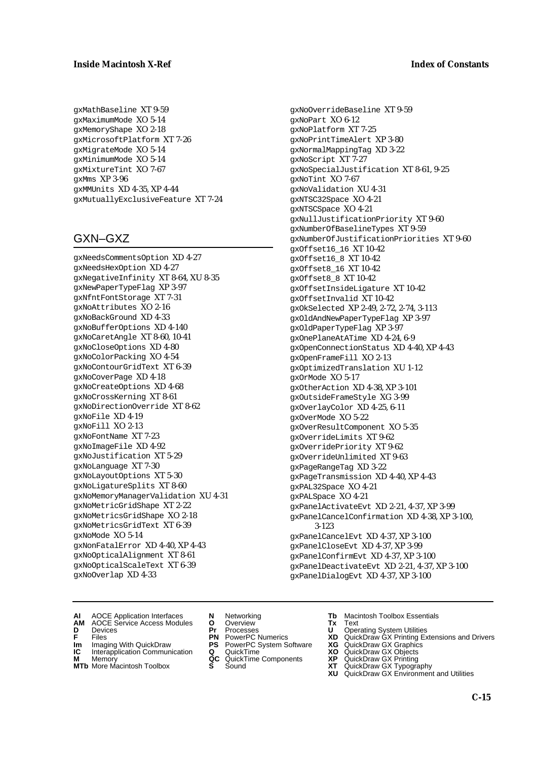gxMathBaseline XT 9-59
gxMaximumMode XO 5-14
gxMemoryShape XO 2-18
gxMicrosoftPlatform XT 7-26
gxMigrateMode XO 5-14
gxMinimumMode XO 5-14
gxMixtureTint XO 7-67
gxMms XP 3-96
gxMMUnits XD 4-35, XP 4-44
gxMutuallyExclusiveFeature XT 7-24

## GXN–GXZ

gxNeedsCommentsOption XD 4-27
gxNeedsHexOption XD 4-27
gxNegativeInfinity XT 8-64, XU 8-35
gxNewPaperTypeFlag XP 3-97
gxNfntFontStorage XT 7-31
gxNoAttributes XO 2-16
gxNoBackGround XD 4-33
gxNoBufferOptions XD 4-140
gxNoCaretAngle XT 8-60, 10-41
gxNoCloseOptions XD 4-80
gxNoColorPacking XO 4-54
gxNoContourGridText XT 6-39
gxNoCoverPage XD 4-18
gxNoCreateOptions XD 4-68
gxNoCrossKerning XT 8-61
gxNoDirectionOverride XT 8-62
gxNoFile XD 4-19
gxNoFill XO 2-13
gxNoFontName XT 7-23
gxNoImageFile XD 4-92
gxNoJustification XT 5-29
gxNoLanguage XT 7-30
gxNoLayoutOptions XT 5-30
gxNoLigatureSplits XT 8-60
gxNoMemoryManagerValidation XU 4-31
gxNoMetricGridShape XT 2-22
gxNoMetricsGridShape XO 2-18
gxNoMetricsGridText XT 6-39
gxNoMode XO 5-14
gxNonFatalError XD 4-40, XP 4-43
gxNoOpticalAlignment XT 8-61
gxNoOpticalScaleText XT 6-39
gxNoOverlap XD 4-33
gxNoOverrideBaseline XT 9-59
gxNoPart XO 6-12
gxNoPlatform XT 7-25
gxNoPrintTimeAlert XP 3-80
gxNormalMappingTag XD 3-22
gxNoScript XT 7-27
gxNoSpecialJustification XT 8-61, 9-25
gxNoTint XO 7-67
gxNoValidation XU 4-31
gxNTSC32Space XO 4-21
gxNTSCSpace XO 4-21
gxNullJustificationPriority XT 9-60
gxNumberOfBaselineTypes XT 9-59
gxNumberOfJustificationPriorities XT 9-60
gxOffset16_16 XT 10-42
gxOffset16_8 XT 10-42
gxOffset8_16 XT 10-42
gxOffset8_8 XT 10-42
gxOffsetInsideLigature XT 10-42
gxOffsetInvalid XT 10-42
gxOkSelected XP 2-49, 2-72, 2-74, 3-113
gxOldAndNewPaperTypeFlag XP 3-97
gxOldPaperTypeFlag XP 3-97
gxOnePlaneAtATime XD 4-24, 6-9
gxOpenConnectionStatus XD 4-40, XP 4-43
gxOpenFrameFill XO 2-13
gxOptimizedTranslation XU 1-12
gxOrMode XO 5-17
gxOtherAction XD 4-38, XP 3-101
gxOutsideFrameStyle XG 3-99
gxOverlayColor XD 4-25, 6-11
gxOverMode XO 5-22
gxOverResultComponent XO 5-35
gxOverrideLimits XT 9-62
gxOverridePriority XT 9-62
gxOverrideUnlimited XT 9-63
gxPageRangeTag XD 3-22
gxPageTransmission XD 4-40, XP 4-43
gxPAL32Space XO 4-21
gxPALSpace XO 4-21
gxPanelActivateEvt XD 2-21, 4-37, XP 3-99
gxPanelCancelConfirmation XD 4-38, XP 3-100, 3-123
gxPanelCancelEvt XD 4-37, XP 3-100
gxPanelCloseEvt XD 4-37, XP 3-99
gxPanelConfirmEvt XD 4-37, XP 3-100
gxPanelDeactivateEvt XD 2-21, 4-37, XP 3-100
gxPanelDialogEvt XD 4-37, XP 3-100

**AI** AOCE Application Interfaces
**AM** AOCE Service Access Modules
**D** Devices
**F** Files
**Im** Imaging With QuickDraw
**IC** Interapplication Communication
**M** Memory
**MTb** More Macintosh Toolbox
**N** Networking
**O** Overview
**Pr** Processes
**PN** PowerPC Numerics
**PS** PowerPC System Software
**Q** QuickTime
**QC** QuickTime Components
**S** Sound
**Tb** Macintosh Toolbox Essentials
**Tx** Text
**U** Operating System Utilities
**XD** QuickDraw GX Printing Extensions and Drivers
**XG** QuickDraw GX Graphics
**XO** QuickDraw GX Objects
**XP** QuickDraw GX Printing
**XT** QuickDraw GX Typography
**XU** QuickDraw GX Environment and Utilities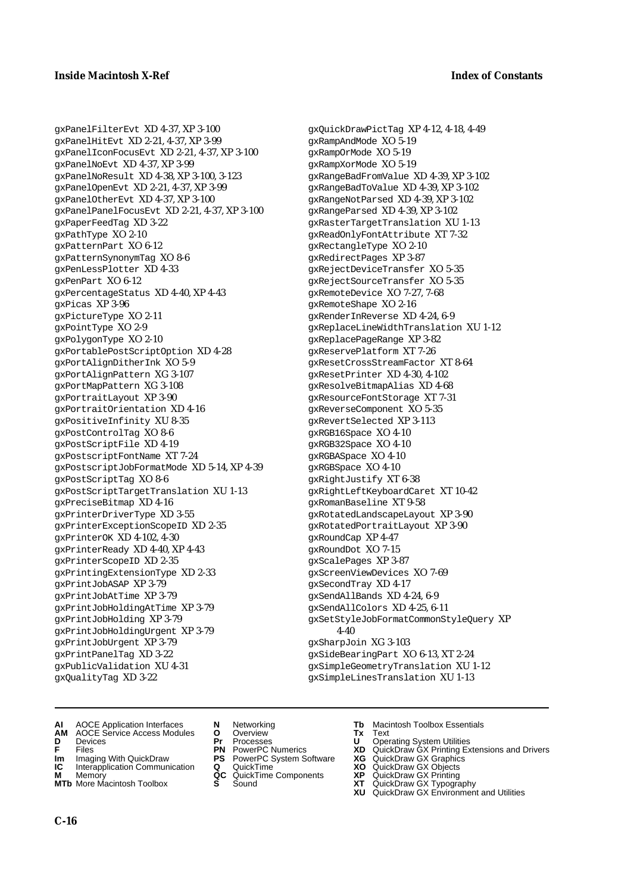gxPanelFilterEvt XD 4-37, XP 3-100
gxPanelHitEvt XD 2-21, 4-37, XP 3-99
gxPanelIconFocusEvt XD 2-21, 4-37, XP 3-100
gxPanelNoEvt XD 4-37, XP 3-99
gxPanelNoResult XD 4-38, XP 3-100, 3-123
gxPanelOpenEvt XD 2-21, 4-37, XP 3-99
gxPanelOtherEvt XD 4-37, XP 3-100
gxPanelPanelFocusEvt XD 2-21, 4-37, XP 3-100
gxPaperFeedTag XD 3-22
gxPathType XO 2-10
gxPatternPart XO 6-12
gxPatternSynonymTag XO 8-6
gxPenLessPlotter XD 4-33
gxPenPart XO 6-12
gxPercentageStatus XD 4-40, XP 4-43
gxPicas XP 3-96
gxPictureType XO 2-11
gxPointType XO 2-9
gxPolygonType XO 2-10
gxPortablePostScriptOption XD 4-28
gxPortAlignDitherInk XO 5-9
gxPortAlignPattern XG 3-107
gxPortMapPattern XG 3-108
gxPortraitLayout XP 3-90
gxPortraitOrientation XD 4-16
gxPositiveInfinity XU 8-35
gxPostControlTag XO 8-6
gxPostScriptFile XD 4-19
gxPostscriptFontName XT 7-24
gxPostscriptJobFormatMode XD 5-14, XP 4-39
gxPostScriptTag XO 8-6
gxPostScriptTargetTranslation XU 1-13
gxPreciseBitmap XD 4-16
gxPrinterDriverType XD 3-55
gxPrinterExceptionScopeID XD 2-35
gxPrinterOK XD 4-102, 4-30
gxPrinterReady XD 4-40, XP 4-43
gxPrinterScopeID XD 2-35
gxPrintingExtensionType XD 2-33
gxPrintJobASAP XP 3-79
gxPrintJobAtTime XP 3-79
gxPrintJobHoldingAtTime XP 3-79
gxPrintJobHolding XP 3-79
gxPrintJobHoldingUrgent XP 3-79
gxPrintJobUrgent XP 3-79
gxPrintPanelTag XD 3-22
gxPublicValidation XU 4-31
gxQualityTag XD 3-22
gxQuickDrawPictTag XP 4-12, 4-18, 4-49
gxRampAndMode XO 5-19
gxRampOrMode XO 5-19
gxRampXorMode XO 5-19
gxRangeBadFromValue XD 4-39, XP 3-102
gxRangeBadToValue XD 4-39, XP 3-102
gxRangeNotParsed XD 4-39, XP 3-102
gxRangeParsed XD 4-39, XP 3-102
gxRasterTargetTranslation XU 1-13
gxReadOnlyFontAttribute XT 7-32
gxRectangleType XO 2-10
gxRedirectPages XP 3-87
gxRejectDeviceTransfer XO 5-35
gxRejectSourceTransfer XO 5-35
gxRemoteDevice XO 7-27, 7-68
gxRemoteShape XO 2-16
gxRenderInReverse XD 4-24, 6-9
gxReplaceLineWidthTranslation XU 1-12
gxReplacePageRange XP 3-82
gxReservePlatform XT 7-26
gxResetCrossStreamFactor XT 8-64
gxResetPrinter XD 4-30, 4-102
gxResolveBitmapAlias XD 4-68
gxResourceFontStorage XT 7-31
gxReverseComponent XO 5-35
gxRevertSelected XP 3-113
gxRGB16Space XO 4-10
gxRGB32Space XO 4-10
gxRGBASpace XO 4-10
gxRGBSpace XO 4-10
gxRightJustify XT 6-38
gxRightLeftKeyboardCaret XT 10-42
gxRomanBaseline XT 9-58
gxRotatedLandscapeLayout XP 3-90
gxRotatedPortraitLayout XP 3-90
gxRoundCap XP 4-47
gxRoundDot XO 7-15
gxScalePages XP 3-87
gxScreenViewDevices XO 7-69
gxSecondTray XD 4-17
gxSendAllBands XD 4-24, 6-9
gxSendAllColors XD 4-25, 6-11
gxSetStyleJobFormatCommonStyleQuery XP 4-40
gxSharpJoin XG 3-103
gxSideBearingPart XO 6-13, XT 2-24
gxSimpleGeometryTranslation XU 1-12
gxSimpleLinesTranslation XU 1-13

**AI** AOCE Application Interfaces
**AM** AOCE Service Access Modules
**D** Devices
**F** Files
**Im** Imaging With QuickDraw
**IC** Interapplication Communication
**M** Memory
**MTb** More Macintosh Toolbox
**N** Networking
**O** Overview
**Pr** Processes
**PN** PowerPC Numerics
**PS** PowerPC System Software
**Q** QuickTime
**QC** QuickTime Components
**S** Sound
**Tb** Macintosh Toolbox Essentials
**Tx** Text
**U** Operating System Utilities
**XD** QuickDraw GX Printing Extensions and Drivers
**XG** QuickDraw GX Graphics
**XO** QuickDraw GX Objects
**XP** QuickDraw GX Printing
**XT** QuickDraw GX Typography
**XU** QuickDraw GX Environment and Utilities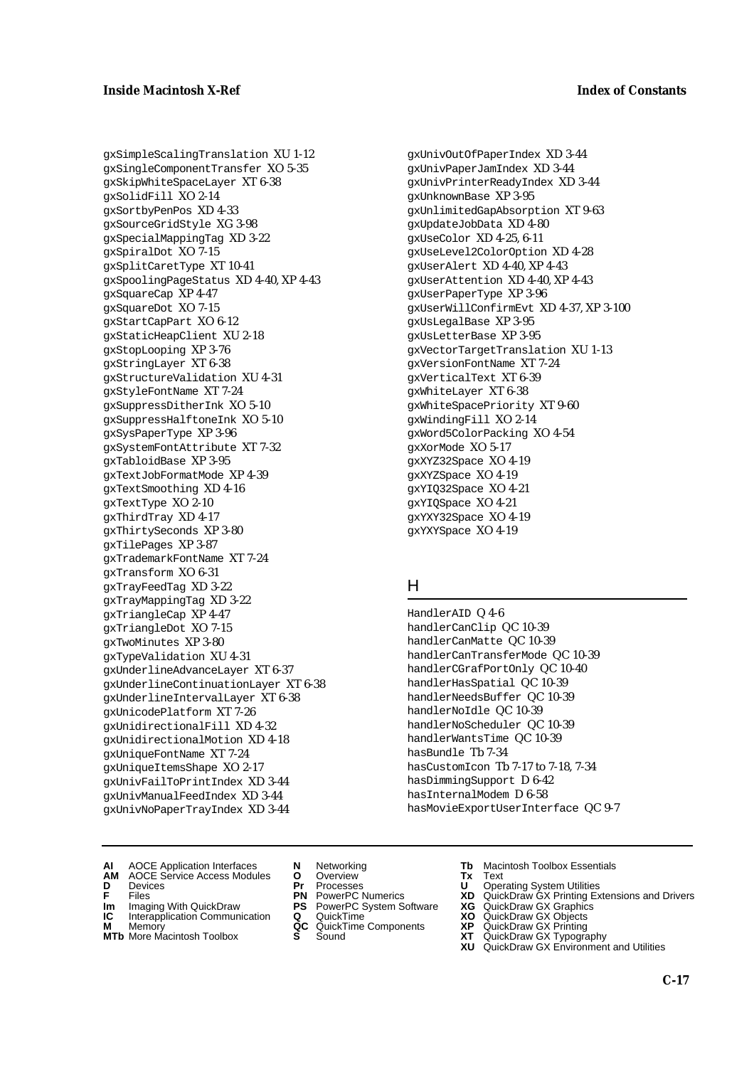gxSimpleScalingTranslation XU 1-12
gxSingleComponentTransfer XO 5-35
gxSkipWhiteSpaceLayer XT 6-38
gxSolidFill XO 2-14
gxSortbyPenPos XD 4-33
gxSourceGridStyle XG 3-98
gxSpecialMappingTag XD 3-22
gxSpiralDot XO 7-15
gxSplitCaretType XT 10-41
gxSpoolingPageStatus XD 4-40, XP 4-43
gxSquareCap XP 4-47
gxSquareDot XO 7-15
gxStartCapPart XO 6-12
gxStaticHeapClient XU 2-18
gxStopLooping XP 3-76
gxStringLayer XT 6-38
gxStructureValidation XU 4-31
gxStyleFontName XT 7-24
gxSuppressDitherInk XO 5-10
gxSuppressHalftoneInk XO 5-10
gxSysPaperType XP 3-96
gxSystemFontAttribute XT 7-32
gxTabloidBase XP 3-95
gxTextJobFormatMode XP 4-39
gxTextSmoothing XD 4-16
gxTextType XO 2-10
gxThirdTray XD 4-17
gxThirtySeconds XP 3-80
gxTilePages XP 3-87
gxTrademarkFontName XT 7-24
gxTransform XO 6-31
gxTrayFeedTag XD 3-22
gxTrayMappingTag XD 3-22
gxTriangleCap XP 4-47
gxTriangleDot XO 7-15
gxTwoMinutes XP 3-80
gxTypeValidation XU 4-31
gxUnderlineAdvanceLayer XT 6-37
gxUnderlineContinuationLayer XT 6-38
gxUnderlineIntervalLayer XT 6-38
gxUnicodePlatform XT 7-26
gxUnidirectionalFill XD 4-32
gxUnidirectionalMotion XD 4-18
gxUniqueFontName XT 7-24
gxUniqueItemsShape XO 2-17
gxUnivFailToPrintIndex XD 3-44
gxUnivManualFeedIndex XD 3-44
gxUnivNoPaperTrayIndex XD 3-44
gxUnivOutOfPaperIndex XD 3-44
gxUnivPaperJamIndex XD 3-44
gxUnivPrinterReadyIndex XD 3-44
gxUnknownBase XP 3-95
gxUnlimitedGapAbsorption XT 9-63
gxUpdateJobData XD 4-80
gxUseColor XD 4-25, 6-11
gxUseLevel2ColorOption XD 4-28
gxUserAlert XD 4-40, XP 4-43
gxUserAttention XD 4-40, XP 4-43
gxUserPaperType XP 3-96
gxUserWillConfirmEvt XD 4-37, XP 3-100
gxUsLegalBase XP 3-95
gxUsLetterBase XP 3-95
gxVectorTargetTranslation XU 1-13
gxVersionFontName XT 7-24
gxVerticalText XT 6-39
gxWhiteLayer XT 6-38
gxWhiteSpacePriority XT 9-60
gxWindingFill XO 2-14
gxWord5ColorPacking XO 4-54
gxXorMode XO 5-17
gxXYZ32Space XO 4-19
gxXYZSpace XO 4-19
gxYIQ32Space XO 4-21
gxYIQSpace XO 4-21
gxYXY32Space XO 4-19
gxYXYSpace XO 4-19

## H

HandlerAID Q 4-6
handlerCanClip QC 10-39
handlerCanMatte QC 10-39
handlerCanTransferMode QC 10-39
handlerCGrafPortOnly QC 10-40
handlerHasSpatial QC 10-39
handlerNeedsBuffer QC 10-39
handlerNoIdle QC 10-39
handlerNoScheduler QC 10-39
handlerWantsTime QC 10-39
hasBundle Tb 7-34
hasCustomIcon Tb 7-17 to 7-18, 7-34
hasDimmingSupport D 6-42
hasInternalModem D 6-58
hasMovieExportUserInterface QC 9-7

**AI** AOCE Application Interfaces
**AM** AOCE Service Access Modules
**D** Devices
**F** Files
**Im** Imaging With QuickDraw
**IC** Interapplication Communication
**M** Memory
**MTb** More Macintosh Toolbox
**N** Networking
**O** Overview
**Pr** Processes
**PN** PowerPC Numerics
**PS** PowerPC System Software
**Q** QuickTime
**QC** QuickTime Components
**S** Sound
**Tb** Macintosh Toolbox Essentials
**Tx** Text
**U** Operating System Utilities
**XD** QuickDraw GX Printing Extensions and Drivers
**XG** QuickDraw GX Graphics
**XO** QuickDraw GX Objects
**XP** QuickDraw GX Printing
**XT** QuickDraw GX Typography
**XU** QuickDraw GX Environment and Utilities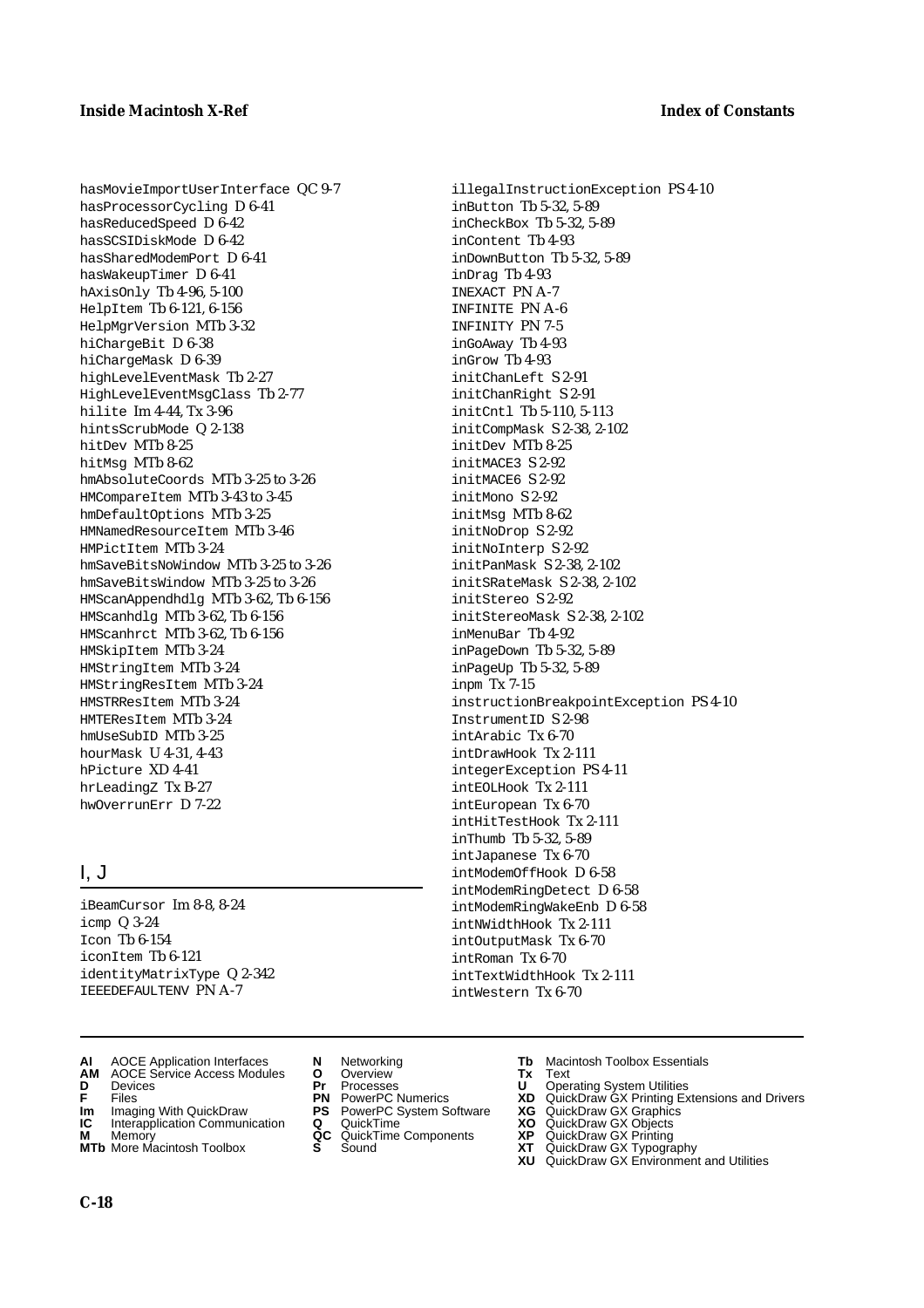hasMovieImportUserInterface QC 9-7
hasProcessorCycling D 6-41
hasReducedSpeed D 6-42
hasSCSIDiskMode D 6-42
hasSharedModemPort D 6-41
hasWakeupTimer D 6-41
hAxisOnly Tb 4-96, 5-100
HelpItem Tb 6-121, 6-156
HelpMgrVersion MTb 3-32
hiChargeBit D 6-38
hiChargeMask D 6-39
highLevelEventMask Tb 2-27
HighLevelEventMsgClass Tb 2-77
hilite Im 4-44, Tx 3-96
hintsScrubMode Q 2-138
hitDev MTb 8-25
hitMsg MTb 8-62
hmAbsoluteCoords MTb 3-25 to 3-26
HMCompareItem MTb 3-43 to 3-45
hmDefaultOptions MTb 3-25
HMNamedResourceItem MTb 3-46
HMPictItem MTb 3-24
hmSaveBitsNoWindow MTb 3-25 to 3-26
hmSaveBitsWindow MTb 3-25 to 3-26
HMScanAppendhdlg MTb 3-62, Tb 6-156
HMScanhdlg MTb 3-62, Tb 6-156
HMScanhrct MTb 3-62, Tb 6-156
HMSkipItem MTb 3-24
HMStringItem MTb 3-24
HMStringResItem MTb 3-24
HMSTRResItem MTb 3-24
HMTEResItem MTb 3-24
hmUseSubID MTb 3-25
hourMask U 4-31, 4-43
hPicture XD 4-41
hrLeadingZ Tx B-27
hwOverrunErr D 7-22

## I, J

iBeamCursor Im 8-8, 8-24
icmp Q 3-24
Icon Tb 6-154
iconItem Tb 6-121
identityMatrixType Q 2-342
IEEEDEFAULTENV PN A-7
illegalInstructionException PS 4-10
inButton Tb 5-32, 5-89
inCheckBox Tb 5-32, 5-89
inContent Tb 4-93
inDownButton Tb 5-32, 5-89
inDrag Tb 4-93
INEXACT PN A-7
INFINITE PN A-6
INFINITY PN 7-5
inGoAway Tb 4-93
inGrow Tb 4-93
initChanLeft S 2-91
initChanRight S 2-91
initCntl Tb 5-110, 5-113
initCompMask S 2-38, 2-102
initDev MTb 8-25
initMACE3 S 2-92
initMACE6 S 2-92
initMono S 2-92
initMsg MTb 8-62
initNoDrop S 2-92
initNoInterp S 2-92
initPanMask S 2-38, 2-102
initSRateMask S 2-38, 2-102
initStereo S 2-92
initStereoMask S 2-38, 2-102
inMenuBar Tb 4-92
inPageDown Tb 5-32, 5-89
inPageUp Tb 5-32, 5-89
inpm Tx 7-15
instructionBreakpointException PS 4-10
InstrumentID S 2-98
intArabic Tx 6-70
intDrawHook Tx 2-111
integerException PS 4-11
intEOLHook Tx 2-111
intEuropean Tx 6-70
intHitTestHook Tx 2-111
inThumb Tb 5-32, 5-89
intJapanese Tx 6-70
intModemOffHook D 6-58
intModemRingDetect D 6-58
intModemRingWakeEnb D 6-58
intNWidthHook Tx 2-111
intOutputMask Tx 6-70
intRoman Tx 6-70
intTextWidthHook Tx 2-111
intWestern Tx 6-70

**AI** AOCE Application Interfaces
**AM** AOCE Service Access Modules
**D** Devices
**F** Files
**Im** Imaging With QuickDraw
**IC** Interapplication Communication
**M** Memory
**MTb** More Macintosh Toolbox
**N** Networking
**O** Overview
**Pr** Processes
**PN** PowerPC Numerics
**PS** PowerPC System Software
**Q** QuickTime
**QC** QuickTime Components
**S** Sound
**Tb** Macintosh Toolbox Essentials
**Tx** Text
**U** Operating System Utilities
**XD** QuickDraw GX Printing Extensions and Drivers
**XG** QuickDraw GX Graphics
**XO** QuickDraw GX Objects
**XP** QuickDraw GX Printing
**XT** QuickDraw GX Typography
**XU** QuickDraw GX Environment and Utilities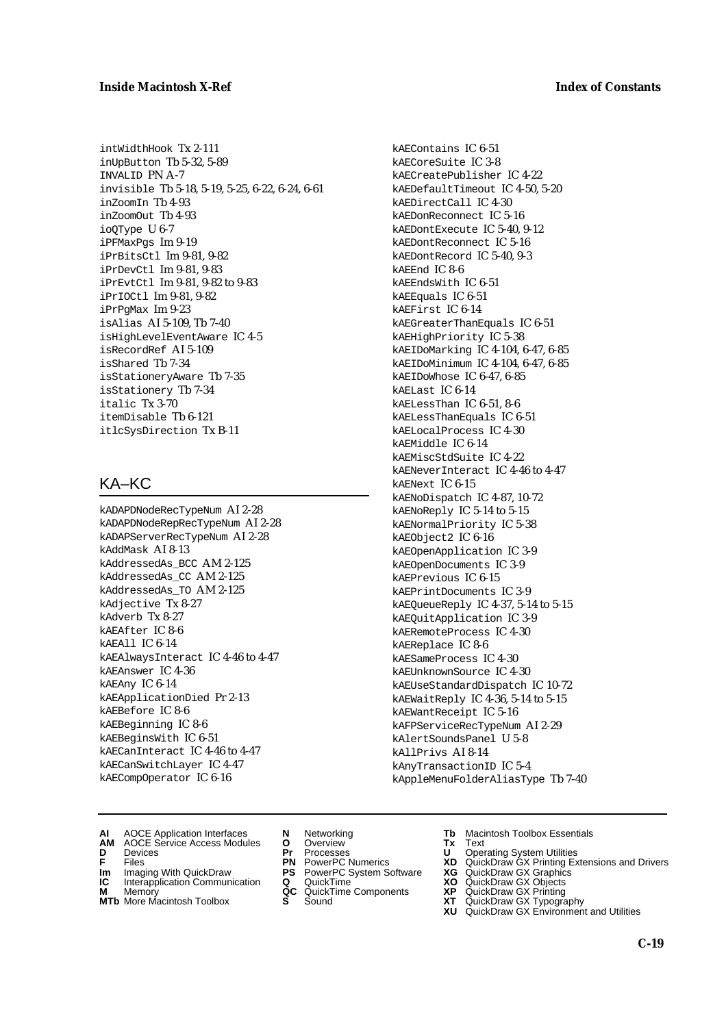intWidthHook Tx 2-111
inUpButton Tb 5-32, 5-89
INVALID PN A-7
invisible Tb 5-18, 5-19, 5-25, 6-22, 6-24, 6-61
inZoomIn Tb 4-93
inZoomOut Tb 4-93
ioQType U 6-7
iPFMaxPgs Im 9-19
iPrBitsCtl Im 9-81, 9-82
iPrDevCtl Im 9-81, 9-83
iPrEvtCtl Im 9-81, 9-82 to 9-83
iPrIOCtl Im 9-81, 9-82
iPrPgMax Im 9-23
isAlias AI 5-109, Tb 7-40
isHighLevelEventAware IC 4-5
isRecordRef AI 5-109
isShared Tb 7-34
isStationeryAware Tb 7-35
isStationery Tb 7-34
italic Tx 3-70
itemDisable Tb 6-121
itlcSysDirection Tx B-11

## KA–KC

kADAPDNodeRecTypeNum AI 2-28
kADAPDNodeRepRecTypeNum AI 2-28
kADAPServerRecTypeNum AI 2-28
kAddMask AI 8-13
kAddressedAs_BCC AM 2-125
kAddressedAs_CC AM 2-125
kAddressedAs_TO AM 2-125
kAdjective Tx 8-27
kAdverb Tx 8-27
kAEAfter IC 8-6
kAEAll IC 6-14
kAEAlwaysInteract IC 4-46 to 4-47
kAEAnswer IC 4-36
kAEAny IC 6-14
kAEApplicationDied Pr 2-13
kAEBefore IC 8-6
kAEBeginning IC 8-6
kAEBeginsWith IC 6-51
kAECanInteract IC 4-46 to 4-47
kAECanSwitchLayer IC 4-47
kAECompOperator IC 6-16
kAEContains IC 6-51
kAECoreSuite IC 3-8
kAECreatePublisher IC 4-22
kAEDefaultTimeout IC 4-50, 5-20
kAEDirectCall IC 4-30
kAEDonReconnect IC 5-16
kAEDontExecute IC 5-40, 9-12
kAEDontReconnect IC 5-16
kAEDontRecord IC 5-40, 9-3
kAEEnd IC 8-6
kAEEndsWith IC 6-51
kAEEquals IC 6-51
kAEFirst IC 6-14
kAEGreaterThanEquals IC 6-51
kAEHighPriority IC 5-38
kAEIDoMarking IC 4-104, 6-47, 6-85
kAEIDoMinimum IC 4-104, 6-47, 6-85
kAEIDoWhose IC 6-47, 6-85
kAELast IC 6-14
kAELessThan IC 6-51, 8-6
kAELessThanEquals IC 6-51
kAELocalProcess IC 4-30
kAEMiddle IC 6-14
kAEMiscStdSuite IC 4-22
kAENeverInteract IC 4-46 to 4-47
kAENext IC 6-15
kAENoDispatch IC 4-87, 10-72
kAENoReply IC 5-14 to 5-15
kAENormalPriority IC 5-38
kAEObject2 IC 6-16
kAEOpenApplication IC 3-9
kAEOpenDocuments IC 3-9
kAEPrevious IC 6-15
kAEPrintDocuments IC 3-9
kAEQueueReply IC 4-37, 5-14 to 5-15
kAEQuitApplication IC 3-9
kAERemoteProcess IC 4-30
kAEReplace IC 8-6
kAESameProcess IC 4-30
kAEUnknownSource IC 4-30
kAEUseStandardDispatch IC 10-72
kAEWaitReply IC 4-36, 5-14 to 5-15
kAEWantReceipt IC 5-16
kAFPServiceRecTypeNum AI 2-29
kAlertSoundsPanel U 5-8
kAllPrivs AI 8-14
kAnyTransactionID IC 5-4
kAppleMenuFolderAliasType Tb 7-40

**AI** AOCE Application Interfaces
**AM** AOCE Service Access Modules
**D** Devices
**F** Files
**Im** Imaging With QuickDraw
**IC** Interapplication Communication
**M** Memory
**MTb** More Macintosh Toolbox
**N** Networking
**O** Overview
**Pr** Processes
**PN** PowerPC Numerics
**PS** PowerPC System Software
**Q** QuickTime
**QC** QuickTime Components
**S** Sound
**Tb** Macintosh Toolbox Essentials
**Tx** Text
**U** Operating System Utilities
**XD** QuickDraw GX Printing Extensions and Drivers
**XG** QuickDraw GX Graphics
**XO** QuickDraw GX Objects
**XP** QuickDraw GX Printing
**XT** QuickDraw GX Typography
**XU** QuickDraw GX Environment and Utilities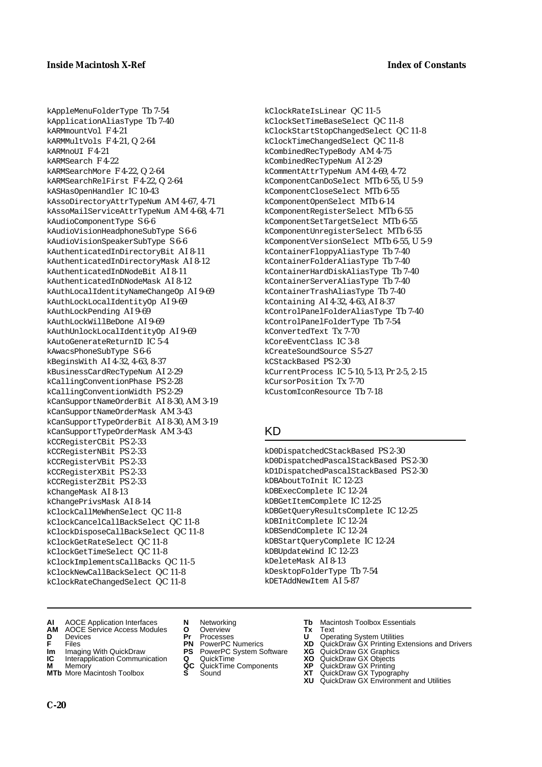kAppleMenuFolderType Tb 7-54
kApplicationAliasType Tb 7-40
kARMmountVol F 4-21
kARMMultVols F 4-21, Q 2-64
kARMnoUI F 4-21
kARMSearch F 4-22
kARMSearchMore F 4-22, Q 2-64
kARMSearchRelFirst F 4-22, Q 2-64
kASHasOpenHandler IC 10-43
kAssoDirectoryAttrTypeNum AM 4-67, 4-71
kAssoMailServiceAttrTypeNum AM 4-68, 4-71
kAudioComponentType S 6-6
kAudioVisionHeadphoneSubType S 6-6
kAudioVisionSpeakerSubType S 6-6
kAuthenticatedInDirectoryBit AI 8-11
kAuthenticatedInDirectoryMask AI 8-12
kAuthenticatedInDNodeBit AI 8-11
kAuthenticatedInDNodeMask AI 8-12
kAuthLocalIdentityNameChangeOp AI 9-69
kAuthLockLocalIdentityOp AI 9-69
kAuthLockPending AI 9-69
kAuthLockWillBeDone AI 9-69
kAuthUnlockLocalIdentityOp AI 9-69
kAutoGenerateReturnID IC 5-4
kAwacsPhoneSubType S 6-6
kBeginsWith AI 4-32, 4-63, 8-37
kBusinessCardRecTypeNum AI 2-29
kCallingConventionPhase PS 2-28
kCallingConventionWidth PS 2-29
kCanSupportNameOrderBit AI 8-30, AM 3-19
kCanSupportNameOrderMask AM 3-43
kCanSupportTypeOrderBit AI 8-30, AM 3-19
kCanSupportTypeOrderMask AM 3-43
kCCRegisterCBit PS 2-33
kCCRegisterNBit PS 2-33
kCCRegisterVBit PS 2-33
kCCRegisterXBit PS 2-33
kCCRegisterZBit PS 2-33
kChangeMask AI 8-13
kChangePrivsMask AI 8-14
kClockCallMeWhenSelect QC 11-8
kClockCancelCallBackSelect QC 11-8
kClockDisposeCallBackSelect QC 11-8
kClockGetRateSelect QC 11-8
kClockGetTimeSelect QC 11-8
kClockImplementsCallBacks QC 11-5
kClockNewCallBackSelect QC 11-8
kClockRateChangedSelect QC 11-8
kClockRateIsLinear QC 11-5
kClockSetTimeBaseSelect QC 11-8
kClockStartStopChangedSelect QC 11-8
kClockTimeChangedSelect QC 11-8
kCombinedRecTypeBody AM 4-75
kCombinedRecTypeNum AI 2-29
kCommentAttrTypeNum AM 4-69, 4-72
kComponentCanDoSelect MTb 6-55, U 5-9
kComponentCloseSelect MTb 6-55
kComponentOpenSelect MTb 6-14
kComponentRegisterSelect MTb 6-55
kComponentSetTargetSelect MTb 6-55
kComponentUnregisterSelect MTb 6-55
kComponentVersionSelect MTb 6-55, U 5-9
kContainerFloppyAliasType Tb 7-40
kContainerFolderAliasType Tb 7-40
kContainerHardDiskAliasType Tb 7-40
kContainerServerAliasType Tb 7-40
kContainerTrashAliasType Tb 7-40
kContaining AI 4-32, 4-63, AI 8-37
kControlPanelFolderAliasType Tb 7-40
kControlPanelFolderType Tb 7-54
kConvertedText Tx 7-70
kCoreEventClass IC 3-8
kCreateSoundSource S 5-27
kCStackBased PS 2-30
kCurrentProcess IC 5-10, 5-13, Pr 2-5, 2-15
kCursorPosition Tx 7-70
kCustomIconResource Tb 7-18

## KD

kD0DispatchedCStackBased PS 2-30
kD0DispatchedPascalStackBased PS 2-30
kD1DispatchedPascalStackBased PS 2-30
kDBAboutToInit IC 12-23
kDBExecComplete IC 12-24
kDBGetItemComplete IC 12-25
kDBGetQueryResultsComplete IC 12-25
kDBInitComplete IC 12-24
kDBSendComplete IC 12-24
kDBStartQueryComplete IC 12-24
kDBUpdateWind IC 12-23
kDeleteMask AI 8-13
kDesktopFolderType Tb 7-54
kDETAddNewItem AI 5-87

**AI** AOCE Application Interfaces
**AM** AOCE Service Access Modules
**D** Devices
**F** Files
**Im** Imaging With QuickDraw
**IC** Interapplication Communication
**M** Memory
**MTb** More Macintosh Toolbox
**N** Networking
**O** Overview
**Pr** Processes
**PN** PowerPC Numerics
**PS** PowerPC System Software
**Q** QuickTime
**QC** QuickTime Components
**S** Sound
**Tb** Macintosh Toolbox Essentials
**Tx** Text
**U** Operating System Utilities
**XD** QuickDraw GX Printing Extensions and Drivers
**XG** QuickDraw GX Graphics
**XO** QuickDraw GX Objects
**XP** QuickDraw GX Printing
**XT** QuickDraw GX Typography
**XU** QuickDraw GX Environment and Utilities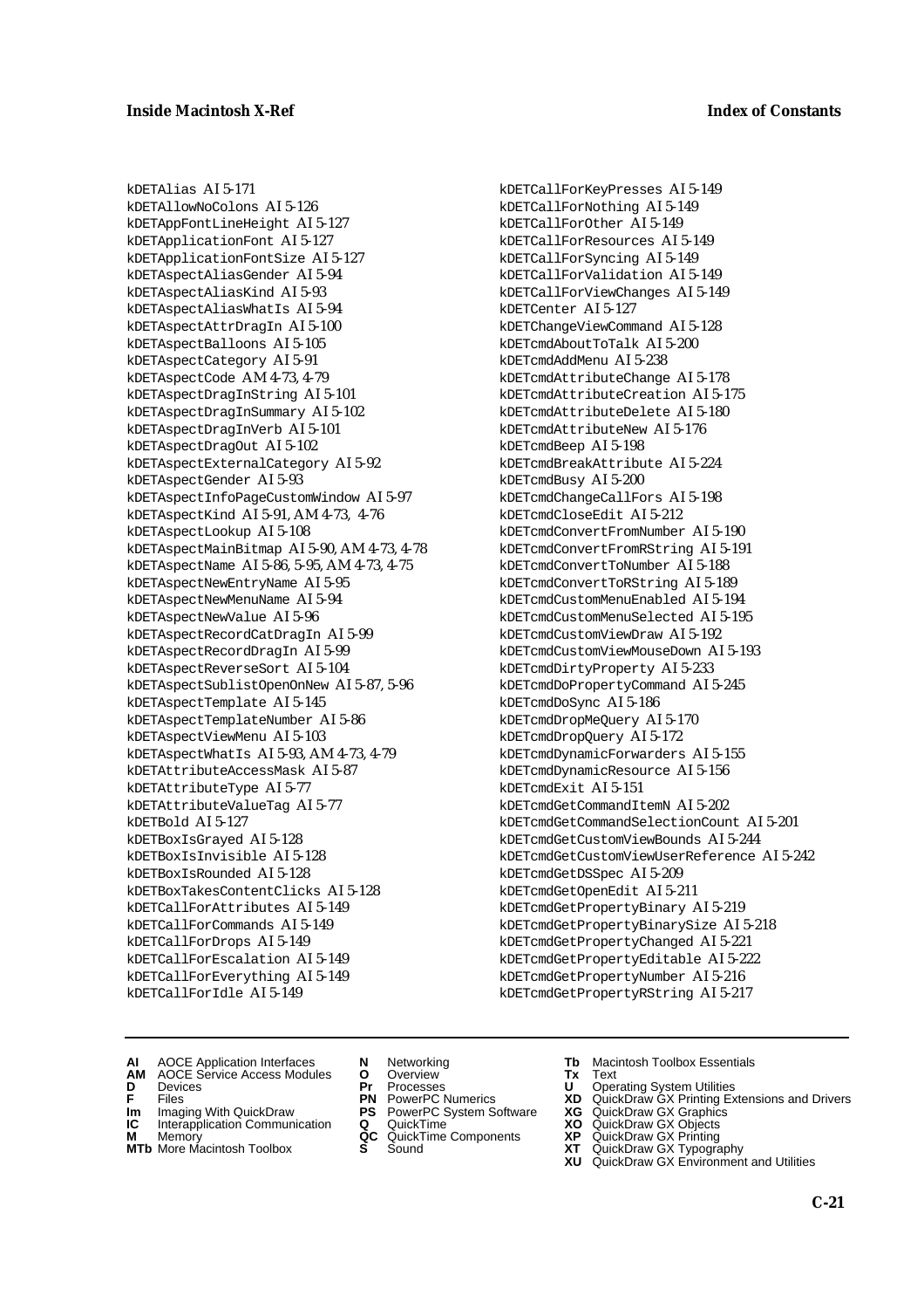kDETAlias AI 5-171
kDETAllowNoColons AI 5-126
kDETAppFontLineHeight AI 5-127
kDETApplicationFont AI 5-127
kDETApplicationFontSize AI 5-127
kDETAspectAliasGender AI 5-94
kDETAspectAliasKind AI 5-93
kDETAspectAliasWhatIs AI 5-94
kDETAspectAttrDragIn AI 5-100
kDETAspectBalloons AI 5-105
kDETAspectCategory AI 5-91
kDETAspectCode AM 4-73, 4-79
kDETAspectDragInString AI 5-101
kDETAspectDragInSummary AI 5-102
kDETAspectDragInVerb AI 5-101
kDETAspectDragOut AI 5-102
kDETAspectExternalCategory AI 5-92
kDETAspectGender AI 5-93
kDETAspectInfoPageCustomWindow AI 5-97
kDETAspectKind AI 5-91, AM 4-73, 4-76
kDETAspectLookup AI 5-108
kDETAspectMainBitmap AI 5-90, AM 4-73, 4-78
kDETAspectName AI 5-86, 5-95, AM 4-73, 4-75
kDETAspectNewEntryName AI 5-95
kDETAspectNewMenuName AI 5-94
kDETAspectNewValue AI 5-96
kDETAspectRecordCatDragIn AI 5-99
kDETAspectRecordDragIn AI 5-99
kDETAspectReverseSort AI 5-104
kDETAspectSublistOpenOnNew AI 5-87, 5-96
kDETAspectTemplate AI 5-145
kDETAspectTemplateNumber AI 5-86
kDETAspectViewMenu AI 5-103
kDETAspectWhatIs AI 5-93, AM 4-73, 4-79
kDETAttributeAccessMask AI 5-87
kDETAttributeType AI 5-77
kDETAttributeValueTag AI 5-77
kDETBold AI 5-127
kDETBoxIsGrayed AI 5-128
kDETBoxIsInvisible AI 5-128
kDETBoxIsRounded AI 5-128
kDETBoxTakesContentClicks AI 5-128
kDETCallForAttributes AI 5-149
kDETCallForCommands AI 5-149
kDETCallForDrops AI 5-149
kDETCallForEscalation AI 5-149
kDETCallForEverything AI 5-149
kDETCallForIdle AI 5-149
kDETCallForKeyPresses AI 5-149
kDETCallForNothing AI 5-149
kDETCallForOther AI 5-149
kDETCallForResources AI 5-149
kDETCallForSyncing AI 5-149
kDETCallForValidation AI 5-149
kDETCallForViewChanges AI 5-149
kDETCenter AI 5-127
kDETChangeViewCommand AI 5-128
kDETcmdAboutToTalk AI 5-200
kDETcmdAddMenu AI 5-238
kDETcmdAttributeChange AI 5-178
kDETcmdAttributeCreation AI 5-175
kDETcmdAttributeDelete AI 5-180
kDETcmdAttributeNew AI 5-176
kDETcmdBeep AI 5-198
kDETcmdBreakAttribute AI 5-224
kDETcmdBusy AI 5-200
kDETcmdChangeCallFors AI 5-198
kDETcmdCloseEdit AI 5-212
kDETcmdConvertFromNumber AI 5-190
kDETcmdConvertFromRString AI 5-191
kDETcmdConvertToNumber AI 5-188
kDETcmdConvertToRString AI 5-189
kDETcmdCustomMenuEnabled AI 5-194
kDETcmdCustomMenuSelected AI 5-195
kDETcmdCustomViewDraw AI 5-192
kDETcmdCustomViewMouseDown AI 5-193
kDETcmdDirtyProperty AI 5-233
kDETcmdDoPropertyCommand AI 5-245
kDETcmdDoSync AI 5-186
kDETcmdDropMeQuery AI 5-170
kDETcmdDropQuery AI 5-172
kDETcmdDynamicForwarders AI 5-155
kDETcmdDynamicResource AI 5-156
kDETcmdExit AI 5-151
kDETcmdGetCommandItemN AI 5-202
kDETcmdGetCommandSelectionCount AI 5-201
kDETcmdGetCustomViewBounds AI 5-244
kDETcmdGetCustomViewUserReference AI 5-242
kDETcmdGetDSSpec AI 5-209
kDETcmdGetOpenEdit AI 5-211
kDETcmdGetPropertyBinary AI 5-219
kDETcmdGetPropertyBinarySize AI 5-218
kDETcmdGetPropertyChanged AI 5-221
kDETcmdGetPropertyEditable AI 5-222
kDETcmdGetPropertyNumber AI 5-216
kDETcmdGetPropertyRString AI 5-217

**AI** AOCE Application Interfaces
**AM** AOCE Service Access Modules
**D** Devices
**F** Files
**Im** Imaging With QuickDraw
**IC** Interapplication Communication
**M** Memory
**MTb** More Macintosh Toolbox
**N** Networking
**O** Overview
**Pr** Processes
**PN** PowerPC Numerics
**PS** PowerPC System Software
**Q** QuickTime
**QC** QuickTime Components
**S** Sound
**Tb** Macintosh Toolbox Essentials
**Tx** Text
**U** Operating System Utilities
**XD** QuickDraw GX Printing Extensions and Drivers
**XG** QuickDraw GX Graphics
**XO** QuickDraw GX Objects
**XP** QuickDraw GX Printing
**XT** QuickDraw GX Typography
**XU** QuickDraw GX Environment and Utilities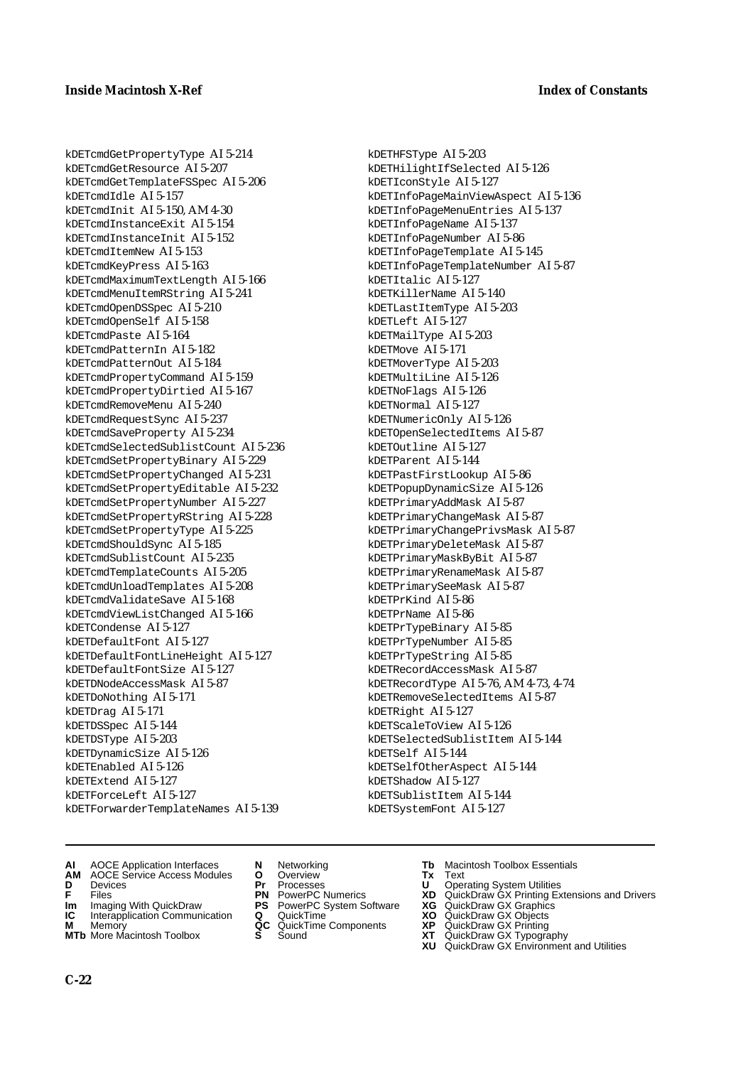kDETcmdGetPropertyType AI 5-214
kDETcmdGetResource AI 5-207
kDETcmdGetTemplateFSSpec AI 5-206
kDETcmdIdle AI 5-157
kDETcmdInit AI 5-150, AM 4-30
kDETcmdInstanceExit AI 5-154
kDETcmdInstanceInit AI 5-152
kDETcmdItemNew AI 5-153
kDETcmdKeyPress AI 5-163
kDETcmdMaximumTextLength AI 5-166
kDETcmdMenuItemRString AI 5-241
kDETcmdOpenDSSpec AI 5-210
kDETcmdOpenSelf AI 5-158
kDETcmdPaste AI 5-164
kDETcmdPatternIn AI 5-182
kDETcmdPatternOut AI 5-184
kDETcmdPropertyCommand AI 5-159
kDETcmdPropertyDirtied AI 5-167
kDETcmdRemoveMenu AI 5-240
kDETcmdRequestSync AI 5-237
kDETcmdSaveProperty AI 5-234
kDETcmdSelectedSublistCount AI 5-236
kDETcmdSetPropertyBinary AI 5-229
kDETcmdSetPropertyChanged AI 5-231
kDETcmdSetPropertyEditable AI 5-232
kDETcmdSetPropertyNumber AI 5-227
kDETcmdSetPropertyRString AI 5-228
kDETcmdSetPropertyType AI 5-225
kDETcmdShouldSync AI 5-185
kDETcmdSublistCount AI 5-235
kDETcmdTemplateCounts AI 5-205
kDETcmdUnloadTemplates AI 5-208
kDETcmdValidateSave AI 5-168
kDETcmdViewListChanged AI 5-166
kDETCondense AI 5-127
kDETDefaultFont AI 5-127
kDETDefaultFontLineHeight AI 5-127
kDETDefaultFontSize AI 5-127
kDETDNodeAccessMask AI 5-87
kDETDoNothing AI 5-171
kDETDrag AI 5-171
kDETDSSpec AI 5-144
kDETDSType AI 5-203
kDETDynamicSize AI 5-126
kDETEnabled AI 5-126
kDETExtend AI 5-127
kDETForceLeft AI 5-127
kDETForwarderTemplateNames AI 5-139
kDETHFSType AI 5-203
kDETHilightIfSelected AI 5-126
kDETIconStyle AI 5-127
kDETInfoPageMainViewAspect AI 5-136
kDETInfoPageMenuEntries AI 5-137
kDETInfoPageName AI 5-137
kDETInfoPageNumber AI 5-86
kDETInfoPageTemplate AI 5-145
kDETInfoPageTemplateNumber AI 5-87
kDETItalic AI 5-127
kDETKillerName AI 5-140
kDETLastItemType AI 5-203
kDETLeft AI 5-127
kDETMailType AI 5-203
kDETMove AI 5-171
kDETMoverType AI 5-203
kDETMultiLine AI 5-126
kDETNoFlags AI 5-126
kDETNormal AI 5-127
kDETNumericOnly AI 5-126
kDETOpenSelectedItems AI 5-87
kDETOutline AI 5-127
kDETParent AI 5-144
kDETPastFirstLookup AI 5-86
kDETPopupDynamicSize AI 5-126
kDETPrimaryAddMask AI 5-87
kDETPrimaryChangeMask AI 5-87
kDETPrimaryChangePrivsMask AI 5-87
kDETPrimaryDeleteMask AI 5-87
kDETPrimaryMaskByBit AI 5-87
kDETPrimaryRenameMask AI 5-87
kDETPrimarySeeMask AI 5-87
kDETPrKind AI 5-86
kDETPrName AI 5-86
kDETPrTypeBinary AI 5-85
kDETPrTypeNumber AI 5-85
kDETPrTypeString AI 5-85
kDETRecordAccessMask AI 5-87
kDETRecordType AI 5-76, AM 4-73, 4-74
kDETRemoveSelectedItems AI 5-87
kDETRight AI 5-127
kDETScaleToView AI 5-126
kDETSelectedSublistItem AI 5-144
kDETSelf AI 5-144
kDETSelfOtherAspect AI 5-144
kDETShadow AI 5-127
kDETSublistItem AI 5-144
kDETSystemFont AI 5-127

**AI** AOCE Application Interfaces
**AM** AOCE Service Access Modules
**D** Devices
**F** Files
**Im** Imaging With QuickDraw
**IC** Interapplication Communication
**M** Memory
**MTb** More Macintosh Toolbox
**N** Networking
**O** Overview
**Pr** Processes
**PN** PowerPC Numerics
**PS** PowerPC System Software
**Q** QuickTime
**QC** QuickTime Components
**S** Sound
**Tb** Macintosh Toolbox Essentials
**Tx** Text
**U** Operating System Utilities
**XD** QuickDraw GX Printing Extensions and Drivers
**XG** QuickDraw GX Graphics
**XO** QuickDraw GX Objects
**XP** QuickDraw GX Printing
**XT** QuickDraw GX Typography
**XU** QuickDraw GX Environment and Utilities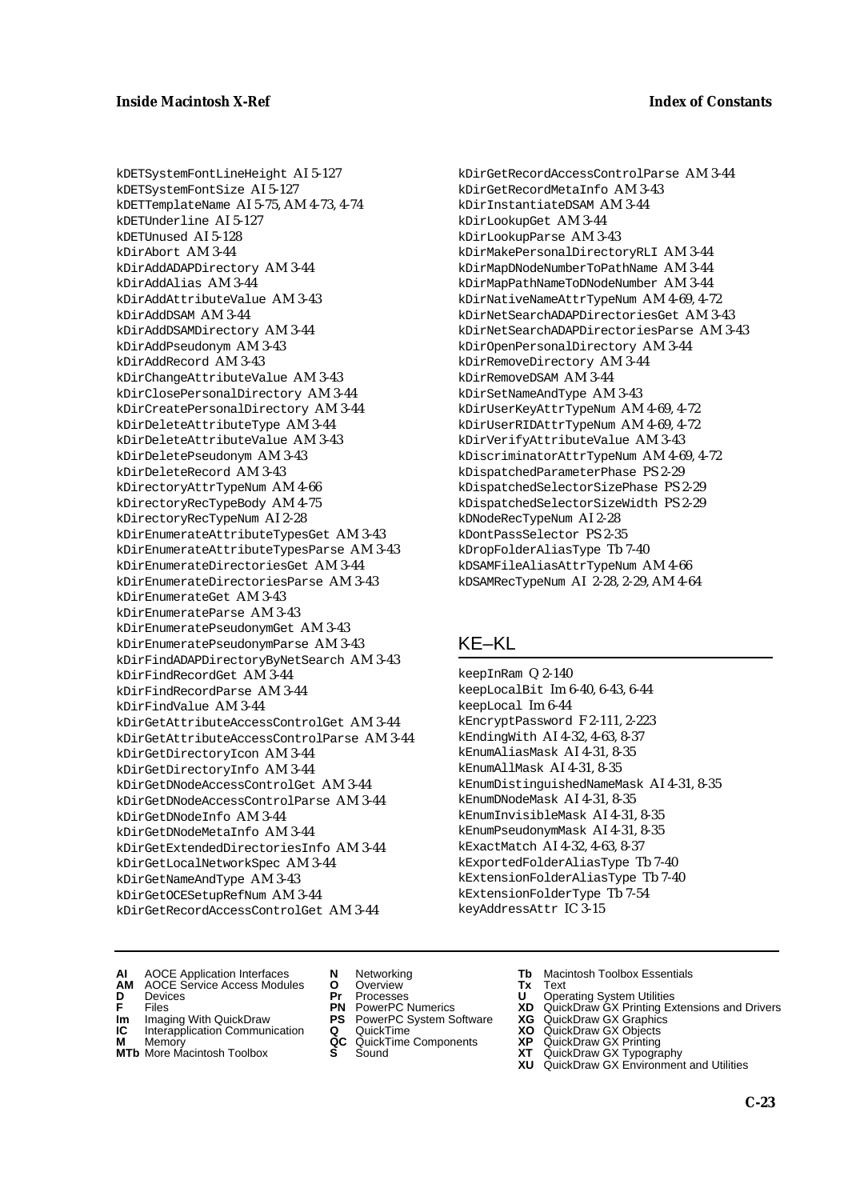kDETSystemFontLineHeight AI 5-127
kDETSystemFontSize AI 5-127
kDETTemplateName AI 5-75, AM 4-73, 4-74
kDETUnderline AI 5-127
kDETUnused AI 5-128
kDirAbort AM 3-44
kDirAddADAPDirectory AM 3-44
kDirAddAlias AM 3-44
kDirAddAttributeValue AM 3-43
kDirAddDSAM AM 3-44
kDirAddDSAMDirectory AM 3-44
kDirAddPseudonym AM 3-43
kDirAddRecord AM 3-43
kDirChangeAttributeValue AM 3-43
kDirClosePersonalDirectory AM 3-44
kDirCreatePersonalDirectory AM 3-44
kDirDeleteAttributeType AM 3-44
kDirDeleteAttributeValue AM 3-43
kDirDeletePseudonym AM 3-43
kDirDeleteRecord AM 3-43
kDirectoryAttrTypeNum AM 4-66
kDirectoryRecTypeBody AM 4-75
kDirectoryRecTypeNum AI 2-28
kDirEnumerateAttributeTypesGet AM 3-43
kDirEnumerateAttributeTypesParse AM 3-43
kDirEnumerateDirectoriesGet AM 3-44
kDirEnumerateDirectoriesParse AM 3-43
kDirEnumerateGet AM 3-43
kDirEnumerateParse AM 3-43
kDirEnumeratePseudonymGet AM 3-43
kDirEnumeratePseudonymParse AM 3-43
kDirFindADAPDirectoryByNetSearch AM 3-43
kDirFindRecordGet AM 3-44
kDirFindRecordParse AM 3-44
kDirFindValue AM 3-44
kDirGetAttributeAccessControlGet AM 3-44
kDirGetAttributeAccessControlParse AM 3-44
kDirGetDirectoryIcon AM 3-44
kDirGetDirectoryInfo AM 3-44
kDirGetDNodeAccessControlGet AM 3-44
kDirGetDNodeAccessControlParse AM 3-44
kDirGetDNodeInfo AM 3-44
kDirGetDNodeMetaInfo AM 3-44
kDirGetExtendedDirectoriesInfo AM 3-44
kDirGetLocalNetworkSpec AM 3-44
kDirGetNameAndType AM 3-43
kDirGetOCESetupRefNum AM 3-44
kDirGetRecordAccessControlGet AM 3-44
kDirGetRecordAccessControlParse AM 3-44
kDirGetRecordMetaInfo AM 3-43
kDirInstantiateDSAM AM 3-44
kDirLookupGet AM 3-44
kDirLookupParse AM 3-43
kDirMakePersonalDirectoryRLI AM 3-44
kDirMapDNodeNumberToPathName AM 3-44
kDirMapPathNameToDNodeNumber AM 3-44
kDirNativeNameAttrTypeNum AM 4-69, 4-72
kDirNetSearchADAPDirectoriesGet AM 3-43
kDirNetSearchADAPDirectoriesParse AM 3-43
kDirOpenPersonalDirectory AM 3-44
kDirRemoveDirectory AM 3-44
kDirRemoveDSAM AM 3-44
kDirSetNameAndType AM 3-43
kDirUserKeyAttrTypeNum AM 4-69, 4-72
kDirUserRIDAttrTypeNum AM 4-69, 4-72
kDirVerifyAttributeValue AM 3-43
kDiscriminatorAttrTypeNum AM 4-69, 4-72
kDispatchedParameterPhase PS 2-29
kDispatchedSelectorSizePhase PS 2-29
kDispatchedSelectorSizeWidth PS 2-29
kDNodeRecTypeNum AI 2-28
kDontPassSelector PS 2-35
kDropFolderAliasType Tb 7-40
kDSAMFileAliasAttrTypeNum AM 4-66
kDSAMRecTypeNum AI 2-28, 2-29, AM 4-64

## KE–KL

keepInRam Q 2-140
keepLocalBit Im 6-40, 6-43, 6-44
keepLocal Im 6-44
kEncryptPassword F 2-111, 2-223
kEndingWith AI 4-32, 4-63, 8-37
kEnumAliasMask AI 4-31, 8-35
kEnumAllMask AI 4-31, 8-35
kEnumDistinguishedNameMask AI 4-31, 8-35
kEnumDNodeMask AI 4-31, 8-35
kEnumInvisibleMask AI 4-31, 8-35
kEnumPseudonymMask AI 4-31, 8-35
kExactMatch AI 4-32, 4-63, 8-37
kExportedFolderAliasType Tb 7-40
kExtensionFolderAliasType Tb 7-40
kExtensionFolderType Tb 7-54
keyAddressAttr IC 3-15

**AI** AOCE Application Interfaces
**AM** AOCE Service Access Modules
**D** Devices
**F** Files
**Im** Imaging With QuickDraw
**IC** Interapplication Communication
**M** Memory
**MTb** More Macintosh Toolbox
**N** Networking
**O** Overview
**Pr** Processes
**PN** PowerPC Numerics
**PS** PowerPC System Software
**Q** QuickTime
**QC** QuickTime Components
**S** Sound
**Tb** Macintosh Toolbox Essentials
**Tx** Text
**U** Operating System Utilities
**XD** QuickDraw GX Printing Extensions and Drivers
**XG** QuickDraw GX Graphics
**XO** QuickDraw GX Objects
**XP** QuickDraw GX Printing
**XT** QuickDraw GX Typography
**XU** QuickDraw GX Environment and Utilities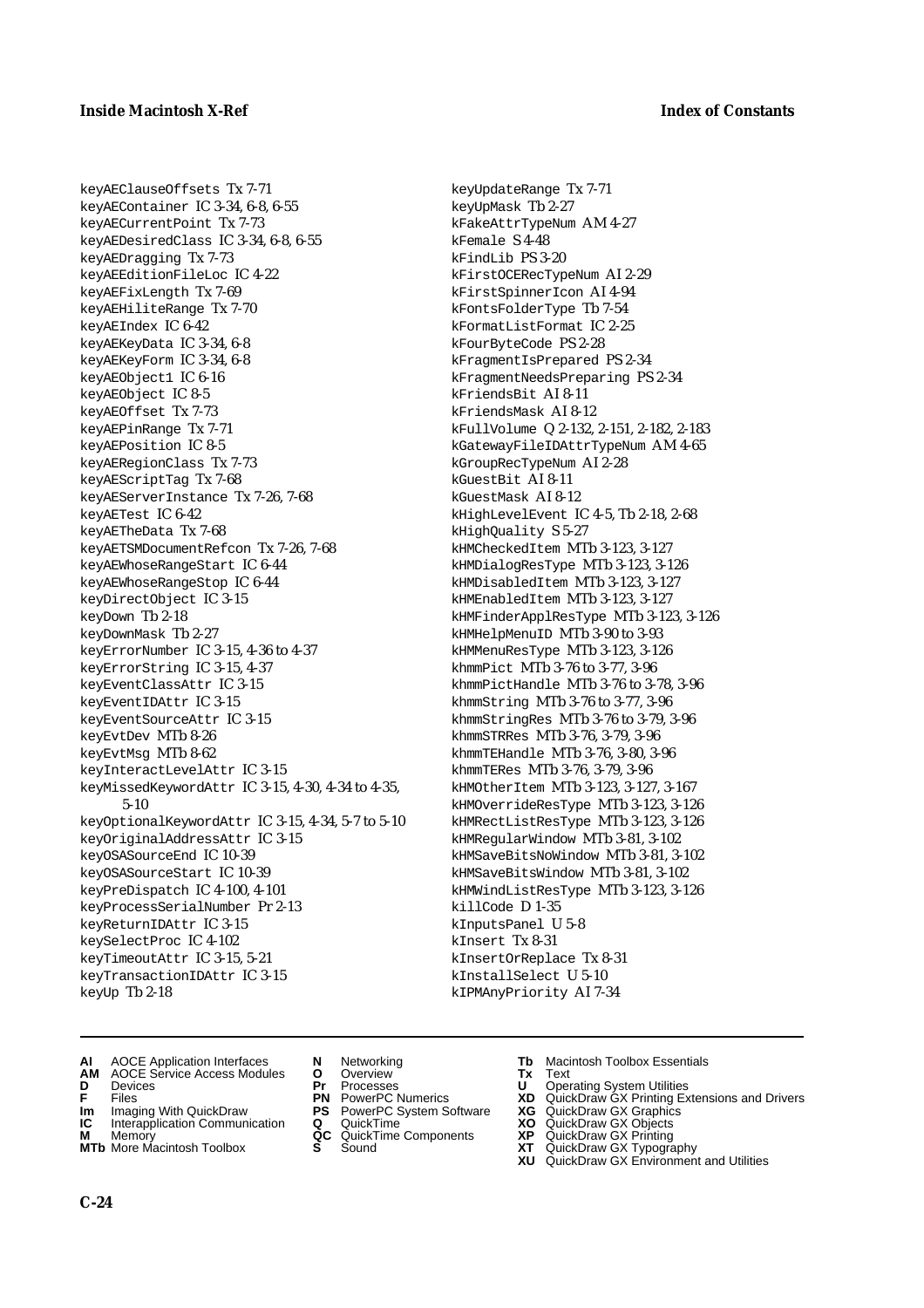keyAEClauseOffsets Tx 7-71
keyAEContainer IC 3-34, 6-8, 6-55
keyAECurrentPoint Tx 7-73
keyAEDesiredClass IC 3-34, 6-8, 6-55
keyAEDragging Tx 7-73
keyAEEditionFileLoc IC 4-22
keyAEFixLength Tx 7-69
keyAEHiliteRange Tx 7-70
keyAEIndex IC 6-42
keyAEKeyData IC 3-34, 6-8
keyAEKeyForm IC 3-34, 6-8
keyAEObject1 IC 6-16
keyAEObject IC 8-5
keyAEOffset Tx 7-73
keyAEPinRange Tx 7-71
keyAEPosition IC 8-5
keyAERegionClass Tx 7-73
keyAEScriptTag Tx 7-68
keyAEServerInstance Tx 7-26, 7-68
keyAETest IC 6-42
keyAETheData Tx 7-68
keyAETSMDocumentRefcon Tx 7-26, 7-68
keyAEWhoseRangeStart IC 6-44
keyAEWhoseRangeStop IC 6-44
keyDirectObject IC 3-15
keyDown Tb 2-18
keyDownMask Tb 2-27
keyErrorNumber IC 3-15, 4-36 to 4-37
keyErrorString IC 3-15, 4-37
keyEventClassAttr IC 3-15
keyEventIDAttr IC 3-15
keyEventSourceAttr IC 3-15
keyEvtDev MTb 8-26
keyEvtMsg MTb 8-62
keyInteractLevelAttr IC 3-15
keyMissedKeywordAttr IC 3-15, 4-30, 4-34 to 4-35, 5-10
keyOptionalKeywordAttr IC 3-15, 4-34, 5-7 to 5-10
keyOriginalAddressAttr IC 3-15
keyOSASourceEnd IC 10-39
keyOSASourceStart IC 10-39
keyPreDispatch IC 4-100, 4-101
keyProcessSerialNumber Pr 2-13
keyReturnIDAttr IC 3-15
keySelectProc IC 4-102
keyTimeoutAttr IC 3-15, 5-21
keyTransactionIDAttr IC 3-15
keyUp Tb 2-18
keyUpdateRange Tx 7-71
keyUpMask Tb 2-27
kFakeAttrTypeNum AM 4-27
kFemale S 4-48
kFindLib PS 3-20
kFirstOCERecTypeNum AI 2-29
kFirstSpinnerIcon AI 4-94
kFontsFolderType Tb 7-54
kFormatListFormat IC 2-25
kFourByteCode PS 2-28
kFragmentIsPrepared PS 2-34
kFragmentNeedsPreparing PS 2-34
kFriendsBit AI 8-11
kFriendsMask AI 8-12
kFullVolume Q 2-132, 2-151, 2-182, 2-183
kGatewayFileIDAttrTypeNum AM 4-65
kGroupRecTypeNum AI 2-28
kGuestBit AI 8-11
kGuestMask AI 8-12
kHighLevelEvent IC 4-5, Tb 2-18, 2-68
kHighQuality S 5-27
kHMCheckedItem MTb 3-123, 3-127
kHMDialogResType MTb 3-123, 3-126
kHMDisabledItem MTb 3-123, 3-127
kHMEnabledItem MTb 3-123, 3-127
kHMFinderApplResType MTb 3-123, 3-126
kHMHelpMenuID MTb 3-90 to 3-93
kHMMenuResType MTb 3-123, 3-126
khmmPict MTb 3-76 to 3-77, 3-96
khmmPictHandle MTb 3-76 to 3-78, 3-96
khmmString MTb 3-76 to 3-77, 3-96
khmmStringRes MTb 3-76 to 3-79, 3-96
khmmSTRRes MTb 3-76, 3-79, 3-96
khmmTEHandle MTb 3-76, 3-80, 3-96
khmmTERes MTb 3-76, 3-79, 3-96
kHMOtherItem MTb 3-123, 3-127, 3-167
kHMOverrideResType MTb 3-123, 3-126
kHMRectListResType MTb 3-123, 3-126
kHMRegularWindow MTb 3-81, 3-102
kHMSaveBitsNoWindow MTb 3-81, 3-102
kHMSaveBitsWindow MTb 3-81, 3-102
kHMWindListResType MTb 3-123, 3-126
killCode D 1-35
kInputsPanel U 5-8
kInsert Tx 8-31
kInsertOrReplace Tx 8-31
kInstallSelect U 5-10
kIPMAnyPriority AI 7-34

**AI** AOCE Application Interfaces
**AM** AOCE Service Access Modules
**D** Devices
**F** Files
**Im** Imaging With QuickDraw
**IC** Interapplication Communication
**M** Memory
**MTb** More Macintosh Toolbox
**N** Networking
**O** Overview
**Pr** Processes
**PN** PowerPC Numerics
**PS** PowerPC System Software
**Q** QuickTime
**QC** QuickTime Components
**S** Sound
**Tb** Macintosh Toolbox Essentials
**Tx** Text
**U** Operating System Utilities
**XD** QuickDraw GX Printing Extensions and Drivers
**XG** QuickDraw GX Graphics
**XO** QuickDraw GX Objects
**XP** QuickDraw GX Printing
**XT** QuickDraw GX Typography
**XU** QuickDraw GX Environment and Utilities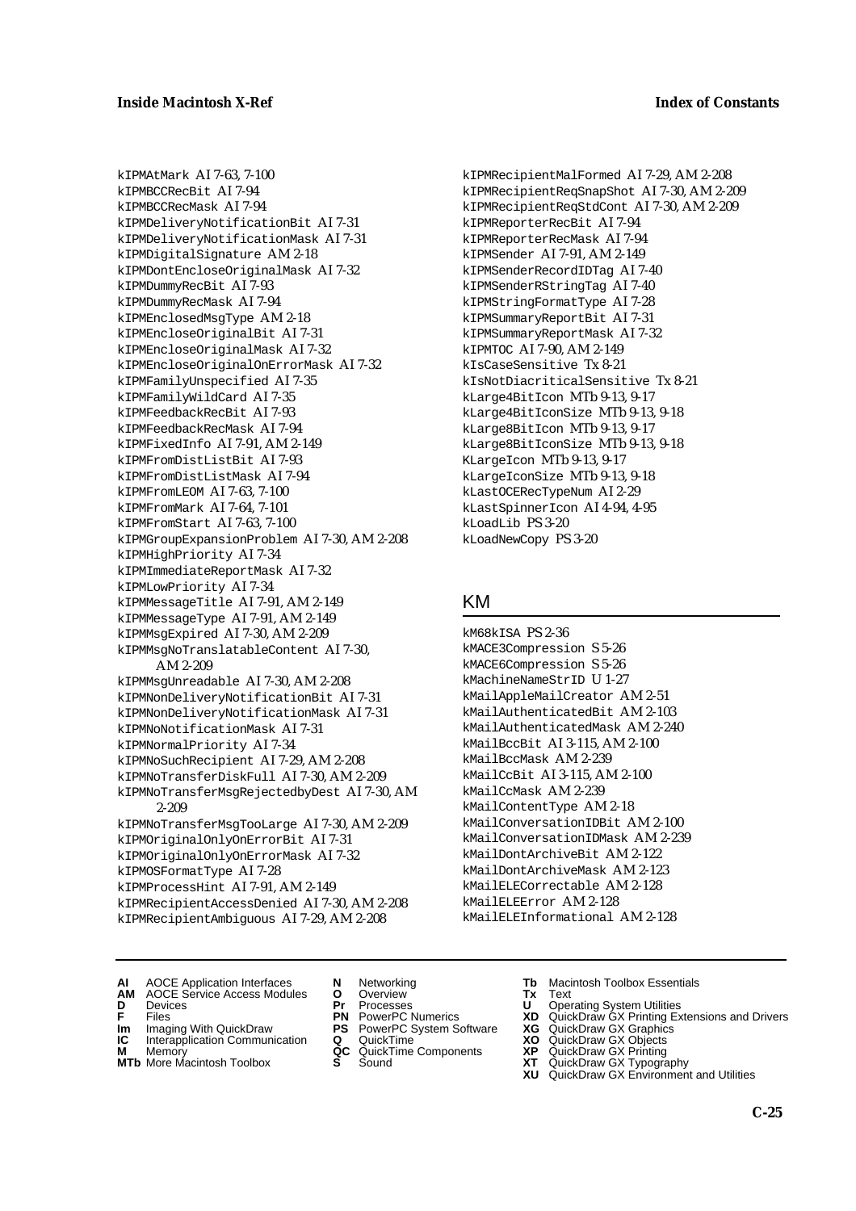kIPMAtMark AI 7-63, 7-100
kIPMBCCRecBit AI 7-94
kIPMBCCRecMask AI 7-94
kIPMDeliveryNotificationBit AI 7-31
kIPMDeliveryNotificationMask AI 7-31
kIPMDigitalSignature AM 2-18
kIPMDontEncloseOriginalMask AI 7-32
kIPMDummyRecBit AI 7-93
kIPMDummyRecMask AI 7-94
kIPMEnclosedMsgType AM 2-18
kIPMEncloseOriginalBit AI 7-31
kIPMEncloseOriginalMask AI 7-32
kIPMEncloseOriginalOnErrorMask AI 7-32
kIPMFamilyUnspecified AI 7-35
kIPMFamilyWildCard AI 7-35
kIPMFeedbackRecBit AI 7-93
kIPMFeedbackRecMask AI 7-94
kIPMFixedInfo AI 7-91, AM 2-149
kIPMFromDistListBit AI 7-93
kIPMFromDistListMask AI 7-94
kIPMFromLEOM AI 7-63, 7-100
kIPMFromMark AI 7-64, 7-101
kIPMFromStart AI 7-63, 7-100
kIPMGroupExpansionProblem AI 7-30, AM 2-208
kIPMHighPriority AI 7-34
kIPMImmediateReportMask AI 7-32
kIPMLowPriority AI 7-34
kIPMMessageTitle AI 7-91, AM 2-149
kIPMMessageType AI 7-91, AM 2-149
kIPMMsgExpired AI 7-30, AM 2-209
kIPMMsgNoTranslatableContent AI 7-30, AM 2-209
kIPMMsgUnreadable AI 7-30, AM 2-208
kIPMNonDeliveryNotificationBit AI 7-31
kIPMNonDeliveryNotificationMask AI 7-31
kIPMNoNotificationMask AI 7-31
kIPMNormalPriority AI 7-34
kIPMNoSuchRecipient AI 7-29, AM 2-208
kIPMNoTransferDiskFull AI 7-30, AM 2-209
kIPMNoTransferMsgRejectedbyDest AI 7-30, AM 2-209
kIPMNoTransferMsgTooLarge AI 7-30, AM 2-209
kIPMOriginalOnlyOnErrorBit AI 7-31
kIPMOriginalOnlyOnErrorMask AI 7-32
kIPMOSFormatType AI 7-28
kIPMProcessHint AI 7-91, AM 2-149
kIPMRecipientAccessDenied AI 7-30, AM 2-208
kIPMRecipientAmbiguous AI 7-29, AM 2-208
kIPMRecipientMalFormed AI 7-29, AM 2-208
kIPMRecipientReqSnapShot AI 7-30, AM 2-209
kIPMRecipientReqStdCont AI 7-30, AM 2-209
kIPMReporterRecBit AI 7-94
kIPMReporterRecMask AI 7-94
kIPMSender AI 7-91, AM 2-149
kIPMSenderRecordIDTag AI 7-40
kIPMSenderRStringTag AI 7-40
kIPMStringFormatType AI 7-28
kIPMSummaryReportBit AI 7-31
kIPMSummaryReportMask AI 7-32
kIPMTOC AI 7-90, AM 2-149
kIsCaseSensitive Tx 8-21
kIsNotDiacriticalSensitive Tx 8-21
kLarge4BitIcon MTb 9-13, 9-17
kLarge4BitIconSize MTb 9-13, 9-18
kLarge8BitIcon MTb 9-13, 9-17
kLarge8BitIconSize MTb 9-13, 9-18
KLargeIcon MTb 9-13, 9-17
kLargeIconSize MTb 9-13, 9-18
kLastOCERecTypeNum AI 2-29
kLastSpinnerIcon AI 4-94, 4-95
kLoadLib PS 3-20
kLoadNewCopy PS 3-20

## KM

kM68kISA PS 2-36
kMACE3Compression S 5-26
kMACE6Compression S 5-26
kMachineNameStrID U 1-27
kMailAppleMailCreator AM 2-51
kMailAuthenticatedBit AM 2-103
kMailAuthenticatedMask AM 2-240
kMailBccBit AI 3-115, AM 2-100
kMailBccMask AM 2-239
kMailCcBit AI 3-115, AM 2-100
kMailCcMask AM 2-239
kMailContentType AM 2-18
kMailConversationIDBit AM 2-100
kMailConversationIDMask AM 2-239
kMailDontArchiveBit AM 2-122
kMailDontArchiveMask AM 2-123
kMailELECorrectable AM 2-128
kMailELEError AM 2-128
kMailELEInformational AM 2-128

**AI** AOCE Application Interfaces
**AM** AOCE Service Access Modules
**D** Devices
**F** Files
**Im** Imaging With QuickDraw
**IC** Interapplication Communication
**M** Memory
**MTb** More Macintosh Toolbox
**N** Networking
**O** Overview
**Pr** Processes
**PN** PowerPC Numerics
**PS** PowerPC System Software
**Q** QuickTime
**QC** QuickTime Components
**S** Sound
**Tb** Macintosh Toolbox Essentials
**Tx** Text
**U** Operating System Utilities
**XD** QuickDraw GX Printing Extensions and Drivers
**XG** QuickDraw GX Graphics
**XO** QuickDraw GX Objects
**XP** QuickDraw GX Printing
**XT** QuickDraw GX Typography
**XU** QuickDraw GX Environment and Utilities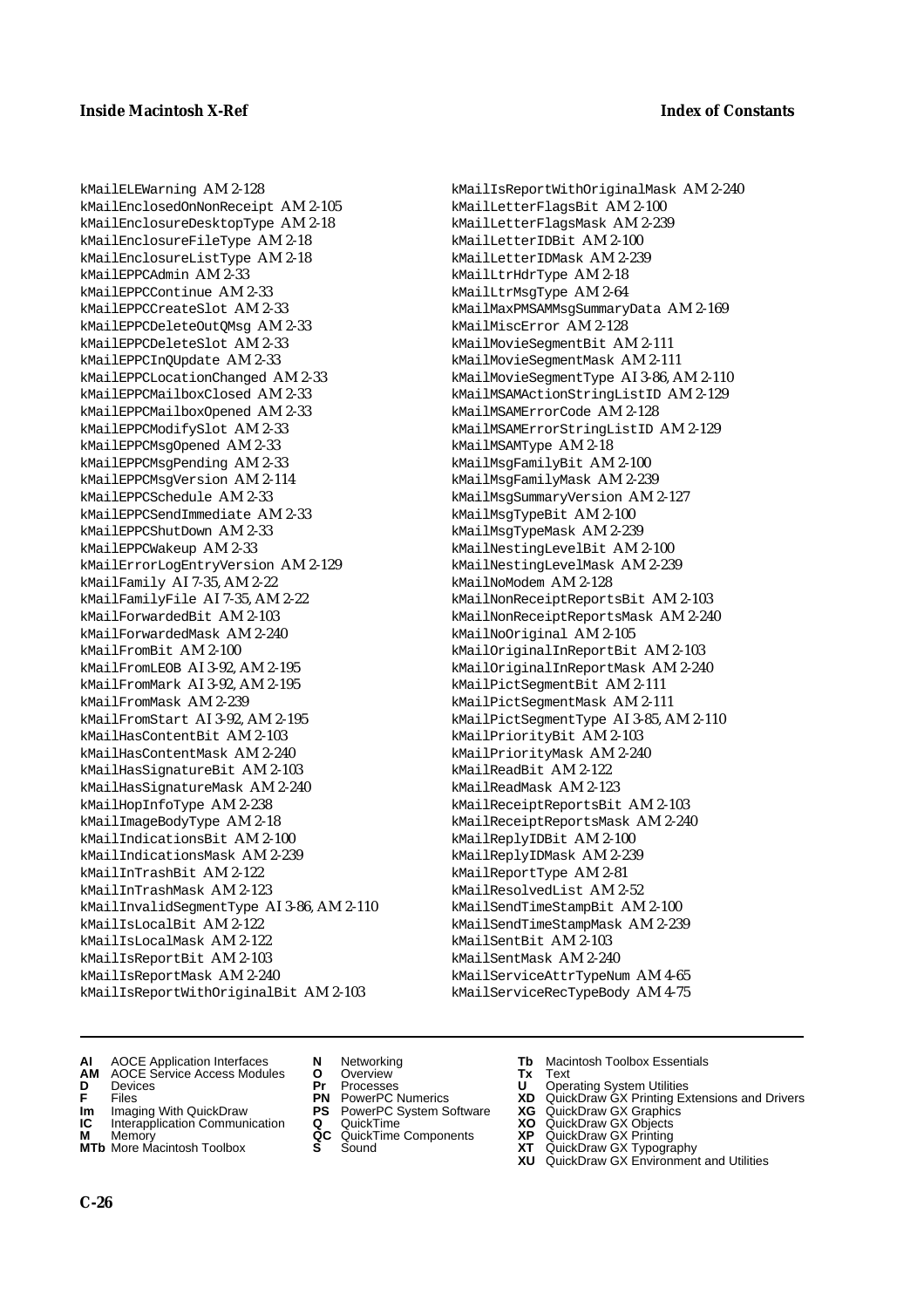kMailELEWarning AM 2-128
kMailEnclosedOnNonReceipt AM 2-105
kMailEnclosureDesktopType AM 2-18
kMailEnclosureFileType AM 2-18
kMailEnclosureListType AM 2-18
kMailEPPCAdmin AM 2-33
kMailEPPCContinue AM 2-33
kMailEPPCCreateSlot AM 2-33
kMailEPPCDeleteOutQMsg AM 2-33
kMailEPPCDeleteSlot AM 2-33
kMailEPPCInQUpdate AM 2-33
kMailEPPCLocationChanged AM 2-33
kMailEPPCMailboxClosed AM 2-33
kMailEPPCMailboxOpened AM 2-33
kMailEPPCModifySlot AM 2-33
kMailEPPCMsgOpened AM 2-33
kMailEPPCMsgPending AM 2-33
kMailEPPCMsgVersion AM 2-114
kMailEPPCSchedule AM 2-33
kMailEPPCSendImmediate AM 2-33
kMailEPPCShutDown AM 2-33
kMailEPPCWakeup AM 2-33
kMailErrorLogEntryVersion AM 2-129
kMailFamily AI 7-35, AM 2-22
kMailFamilyFile AI 7-35, AM 2-22
kMailForwardedBit AM 2-103
kMailForwardedMask AM 2-240
kMailFromBit AM 2-100
kMailFromLEOB AI 3-92, AM 2-195
kMailFromMark AI 3-92, AM 2-195
kMailFromMask AM 2-239
kMailFromStart AI 3-92, AM 2-195
kMailHasContentBit AM 2-103
kMailHasContentMask AM 2-240
kMailHasSignatureBit AM 2-103
kMailHasSignatureMask AM 2-240
kMailHopInfoType AM 2-238
kMailImageBodyType AM 2-18
kMailIndicationsBit AM 2-100
kMailIndicationsMask AM 2-239
kMailInTrashBit AM 2-122
kMailInTrashMask AM 2-123
kMailInvalidSegmentType AI 3-86, AM 2-110
kMailIsLocalBit AM 2-122
kMailIsLocalMask AM 2-122
kMailIsReportBit AM 2-103
kMailIsReportMask AM 2-240
kMailIsReportWithOriginalBit AM 2-103
kMailIsReportWithOriginalMask AM 2-240
kMailLetterFlagsBit AM 2-100
kMailLetterFlagsMask AM 2-239
kMailLetterIDBit AM 2-100
kMailLetterIDMask AM 2-239
kMailLtrHdrType AM 2-18
kMailLtrMsgType AM 2-64
kMailMaxPMSAMMsgSummaryData AM 2-169
kMailMiscError AM 2-128
kMailMovieSegmentBit AM 2-111
kMailMovieSegmentMask AM 2-111
kMailMovieSegmentType AI 3-86, AM 2-110
kMailMSAMActionStringListID AM 2-129
kMailMSAMErrorCode AM 2-128
kMailMSAMErrorStringListID AM 2-129
kMailMSAMType AM 2-18
kMailMsgFamilyBit AM 2-100
kMailMsgFamilyMask AM 2-239
kMailMsgSummaryVersion AM 2-127
kMailMsgTypeBit AM 2-100
kMailMsgTypeMask AM 2-239
kMailNestingLevelBit AM 2-100
kMailNestingLevelMask AM 2-239
kMailNoModem AM 2-128
kMailNonReceiptReportsBit AM 2-103
kMailNonReceiptReportsMask AM 2-240
kMailNoOriginal AM 2-105
kMailOriginalInReportBit AM 2-103
kMailOriginalInReportMask AM 2-240
kMailPictSegmentBit AM 2-111
kMailPictSegmentMask AM 2-111
kMailPictSegmentType AI 3-85, AM 2-110
kMailPriorityBit AM 2-103
kMailPriorityMask AM 2-240
kMailReadBit AM 2-122
kMailReadMask AM 2-123
kMailReceiptReportsBit AM 2-103
kMailReceiptReportsMask AM 2-240
kMailReplyIDBit AM 2-100
kMailReplyIDMask AM 2-239
kMailReportType AM 2-81
kMailResolvedList AM 2-52
kMailSendTimeStampBit AM 2-100
kMailSendTimeStampMask AM 2-239
kMailSentBit AM 2-103
kMailSentMask AM 2-240
kMailServiceAttrTypeNum AM 4-65
kMailServiceRecTypeBody AM 4-75

**AI** AOCE Application Interfaces
**AM** AOCE Service Access Modules
**D** Devices
**F** Files
**Im** Imaging With QuickDraw
**IC** Interapplication Communication
**M** Memory
**MTb** More Macintosh Toolbox
**N** Networking
**O** Overview
**Pr** Processes
**PN** PowerPC Numerics
**PS** PowerPC System Software
**Q** QuickTime
**QC** QuickTime Components
**S** Sound
**Tb** Macintosh Toolbox Essentials
**Tx** Text
**U** Operating System Utilities
**XD** QuickDraw GX Printing Extensions and Drivers
**XG** QuickDraw GX Graphics
**XO** QuickDraw GX Objects
**XP** QuickDraw GX Printing
**XT** QuickDraw GX Typography
**XU** QuickDraw GX Environment and Utilities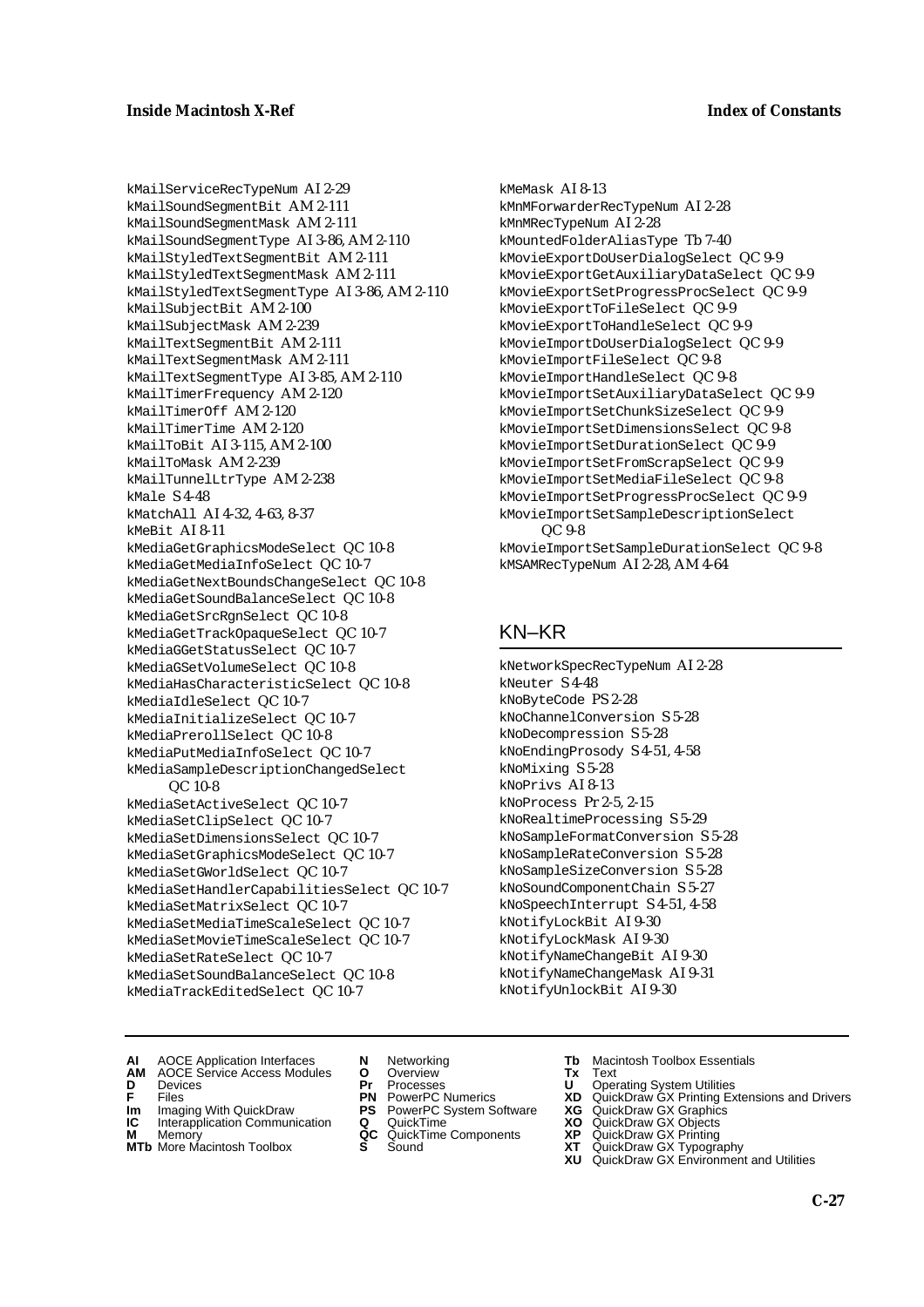kMailServiceRecTypeNum AI 2-29
kMailSoundSegmentBit AM 2-111
kMailSoundSegmentMask AM 2-111
kMailSoundSegmentType AI 3-86, AM 2-110
kMailStyledTextSegmentBit AM 2-111
kMailStyledTextSegmentMask AM 2-111
kMailStyledTextSegmentType AI 3-86, AM 2-110
kMailSubjectBit AM 2-100
kMailSubjectMask AM 2-239
kMailTextSegmentBit AM 2-111
kMailTextSegmentMask AM 2-111
kMailTextSegmentType AI 3-85, AM 2-110
kMailTimerFrequency AM 2-120
kMailTimerOff AM 2-120
kMailTimerTime AM 2-120
kMailToBit AI 3-115, AM 2-100
kMailToMask AM 2-239
kMailTunnelLtrType AM 2-238
kMale S 4-48
kMatchAll AI 4-32, 4-63, 8-37
kMeBit AI 8-11
kMediaGetGraphicsModeSelect QC 10-8
kMediaGetMediaInfoSelect QC 10-7
kMediaGetNextBoundsChangeSelect QC 10-8
kMediaGetSoundBalanceSelect QC 10-8
kMediaGetSrcRgnSelect QC 10-8
kMediaGetTrackOpaqueSelect QC 10-7
kMediaGGetStatusSelect QC 10-7
kMediaGSetVolumeSelect QC 10-8
kMediaHasCharacteristicSelect QC 10-8
kMediaIdleSelect QC 10-7
kMediaInitializeSelect QC 10-7
kMediaPrerollSelect QC 10-8
kMediaPutMediaInfoSelect QC 10-7
kMediaSampleDescriptionChangedSelect QC 10-8
kMediaSetActiveSelect QC 10-7
kMediaSetClipSelect QC 10-7
kMediaSetDimensionsSelect QC 10-7
kMediaSetGraphicsModeSelect QC 10-7
kMediaSetGWorldSelect QC 10-7
kMediaSetHandlerCapabilitiesSelect QC 10-7
kMediaSetMatrixSelect QC 10-7
kMediaSetMediaTimeScaleSelect QC 10-7
kMediaSetMovieTimeScaleSelect QC 10-7
kMediaSetRateSelect QC 10-7
kMediaSetSoundBalanceSelect QC 10-8
kMediaTrackEditedSelect QC 10-7
kMeMask AI 8-13
kMnMForwarderRecTypeNum AI 2-28
kMnMRecTypeNum AI 2-28
kMountedFolderAliasType Tb 7-40
kMovieExportDoUserDialogSelect QC 9-9
kMovieExportGetAuxiliaryDataSelect QC 9-9
kMovieExportSetProgressProcSelect QC 9-9
kMovieExportToFileSelect QC 9-9
kMovieExportToHandleSelect QC 9-9
kMovieImportDoUserDialogSelect QC 9-9
kMovieImportFileSelect QC 9-8
kMovieImportHandleSelect QC 9-8
kMovieImportSetAuxiliaryDataSelect QC 9-9
kMovieImportSetChunkSizeSelect QC 9-9
kMovieImportSetDimensionsSelect QC 9-8
kMovieImportSetDurationSelect QC 9-9
kMovieImportSetFromScrapSelect QC 9-9
kMovieImportSetMediaFileSelect QC 9-8
kMovieImportSetProgressProcSelect QC 9-9
kMovieImportSetSampleDescriptionSelect QC 9-8
kMovieImportSetSampleDurationSelect QC 9-8
kMSAMRecTypeNum AI 2-28, AM 4-64

## KN–KR

kNetworkSpecRecTypeNum AI 2-28
kNeuter S 4-48
kNoByteCode PS 2-28
kNoChannelConversion S 5-28
kNoDecompression S 5-28
kNoEndingProsody S 4-51, 4-58
kNoMixing S 5-28
kNoPrivs AI 8-13
kNoProcess Pr 2-5, 2-15
kNoRealtimeProcessing S 5-29
kNoSampleFormatConversion S 5-28
kNoSampleRateConversion S 5-28
kNoSampleSizeConversion S 5-28
kNoSoundComponentChain S 5-27
kNoSpeechInterrupt S 4-51, 4-58
kNotifyLockBit AI 9-30
kNotifyLockMask AI 9-30
kNotifyNameChangeBit AI 9-30
kNotifyNameChangeMask AI 9-31
kNotifyUnlockBit AI 9-30

**AI** AOCE Application Interfaces
**AM** AOCE Service Access Modules
**D** Devices
**F** Files
**Im** Imaging With QuickDraw
**IC** Interapplication Communication
**M** Memory
**MTb** More Macintosh Toolbox
**N** Networking
**O** Overview
**Pr** Processes
**PN** PowerPC Numerics
**PS** PowerPC System Software
**Q** QuickTime
**QC** QuickTime Components
**S** Sound
**Tb** Macintosh Toolbox Essentials
**Tx** Text
**U** Operating System Utilities
**XD** QuickDraw GX Printing Extensions and Drivers
**XG** QuickDraw GX Graphics
**XO** QuickDraw GX Objects
**XP** QuickDraw GX Printing
**XT** QuickDraw GX Typography
**XU** QuickDraw GX Environment and Utilities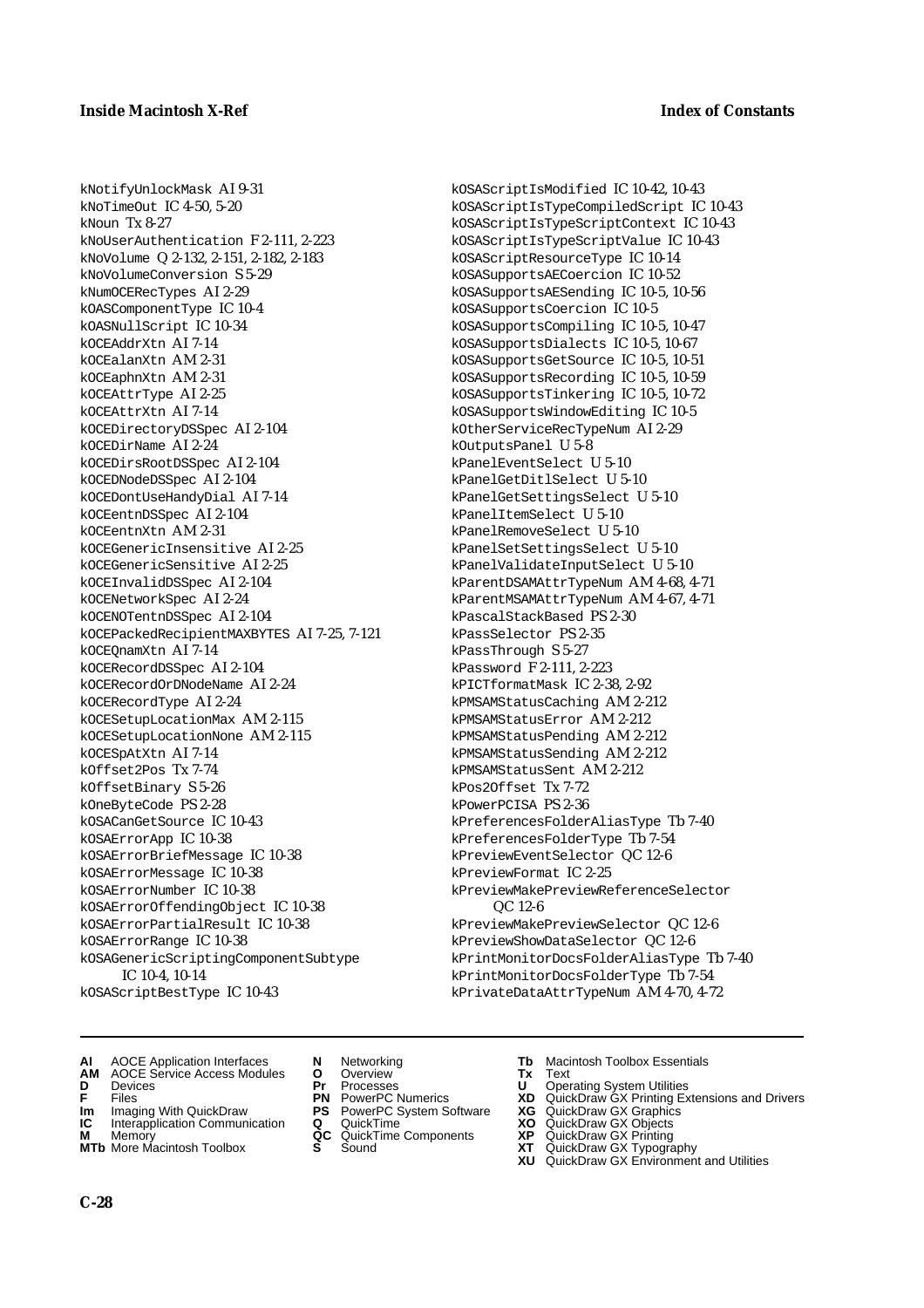kNotifyUnlockMask AI 9-31
kNoTimeOut IC 4-50, 5-20
kNoun Tx 8-27
kNoUserAuthentication F 2-111, 2-223
kNoVolume Q 2-132, 2-151, 2-182, 2-183
kNoVolumeConversion S 5-29
kNumOCERecTypes AI 2-29
kOASComponentType IC 10-4
kOASNullScript IC 10-34
kOCEAddrXtn AI 7-14
kOCEalanXtn AM 2-31
kOCEaphnXtn AM 2-31
kOCEAttrType AI 2-25
kOCEAttrXtn AI 7-14
kOCEDirectoryDSSpec AI 2-104
kOCEDirName AI 2-24
kOCEDirsRootDSSpec AI 2-104
kOCEDNodeDSSpec AI 2-104
kOCEDontUseHandyDial AI 7-14
kOCEentnDSSpec AI 2-104
kOCEentnXtn AM 2-31
kOCEGenericInsensitive AI 2-25
kOCEGenericSensitive AI 2-25
kOCEInvalidDSSpec AI 2-104
kOCENetworkSpec AI 2-24
kOCENOTentnDSSpec AI 2-104
kOCEPackedRecipientMAXBYTES AI 7-25, 7-121
kOCEQnamXtn AI 7-14
kOCERecordDSSpec AI 2-104
kOCERecordOrDNodeName AI 2-24
kOCERecordType AI 2-24
kOCESetupLocationMax AM 2-115
kOCESetupLocationNone AM 2-115
kOCESpAtXtn AI 7-14
kOffset2Pos Tx 7-74
kOffsetBinary S 5-26
kOneByteCode PS 2-28
kOSACanGetSource IC 10-43
kOSAErrorApp IC 10-38
kOSAErrorBriefMessage IC 10-38
kOSAErrorMessage IC 10-38
kOSAErrorNumber IC 10-38
kOSAErrorOffendingObject IC 10-38
kOSAErrorPartialResult IC 10-38
kOSAErrorRange IC 10-38
kOSAGenericScriptingComponentSubtype IC 10-4, 10-14
kOSAScriptBestType IC 10-43
kOSAScriptIsModified IC 10-42, 10-43
kOSAScriptIsTypeCompiledScript IC 10-43
kOSAScriptIsTypeScriptContext IC 10-43
kOSAScriptIsTypeScriptValue IC 10-43
kOSAScriptResourceType IC 10-14
kOSASupportsAECoercion IC 10-52
kOSASupportsAESending IC 10-5, 10-56
kOSASupportsCoercion IC 10-5
kOSASupportsCompiling IC 10-5, 10-47
kOSASupportsDialects IC 10-5, 10-67
kOSASupportsGetSource IC 10-5, 10-51
kOSASupportsRecording IC 10-5, 10-59
kOSASupportsTinkering IC 10-5, 10-72
kOSASupportsWindowEditing IC 10-5
kOtherServiceRecTypeNum AI 2-29
kOutputsPanel U 5-8
kPanelEventSelect U 5-10
kPanelGetDitlSelect U 5-10
kPanelGetSettingsSelect U 5-10
kPanelItemSelect U 5-10
kPanelRemoveSelect U 5-10
kPanelSetSettingsSelect U 5-10
kPanelValidateInputSelect U 5-10
kParentDSAMAttrTypeNum AM 4-68, 4-71
kParentMSAMAttrTypeNum AM 4-67, 4-71
kPascalStackBased PS 2-30
kPassSelector PS 2-35
kPassThrough S 5-27
kPassword F 2-111, 2-223
kPICTformatMask IC 2-38, 2-92
kPMSAMStatusCaching AM 2-212
kPMSAMStatusError AM 2-212
kPMSAMStatusPending AM 2-212
kPMSAMStatusSending AM 2-212
kPMSAMStatusSent AM 2-212
kPos2Offset Tx 7-72
kPowerPCISA PS 2-36
kPreferencesFolderAliasType Tb 7-40
kPreferencesFolderType Tb 7-54
kPreviewEventSelector QC 12-6
kPreviewFormat IC 2-25
kPreviewMakePreviewReferenceSelector QC 12-6
kPreviewMakePreviewSelector QC 12-6
kPreviewShowDataSelector QC 12-6
kPrintMonitorDocsFolderAliasType Tb 7-40
kPrintMonitorDocsFolderType Tb 7-54
kPrivateDataAttrTypeNum AM 4-70, 4-72

**AI** AOCE Application Interfaces
**AM** AOCE Service Access Modules
**D** Devices
**F** Files
**Im** Imaging With QuickDraw
**IC** Interapplication Communication
**M** Memory
**MTb** More Macintosh Toolbox
**N** Networking
**O** Overview
**Pr** Processes
**PN** PowerPC Numerics
**PS** PowerPC System Software
**Q** QuickTime
**QC** QuickTime Components
**S** Sound
**Tb** Macintosh Toolbox Essentials
**Tx** Text
**U** Operating System Utilities
**XD** QuickDraw GX Printing Extensions and Drivers
**XG** QuickDraw GX Graphics
**XO** QuickDraw GX Objects
**XP** QuickDraw GX Printing
**XT** QuickDraw GX Typography
**XU** QuickDraw GX Environment and Utilities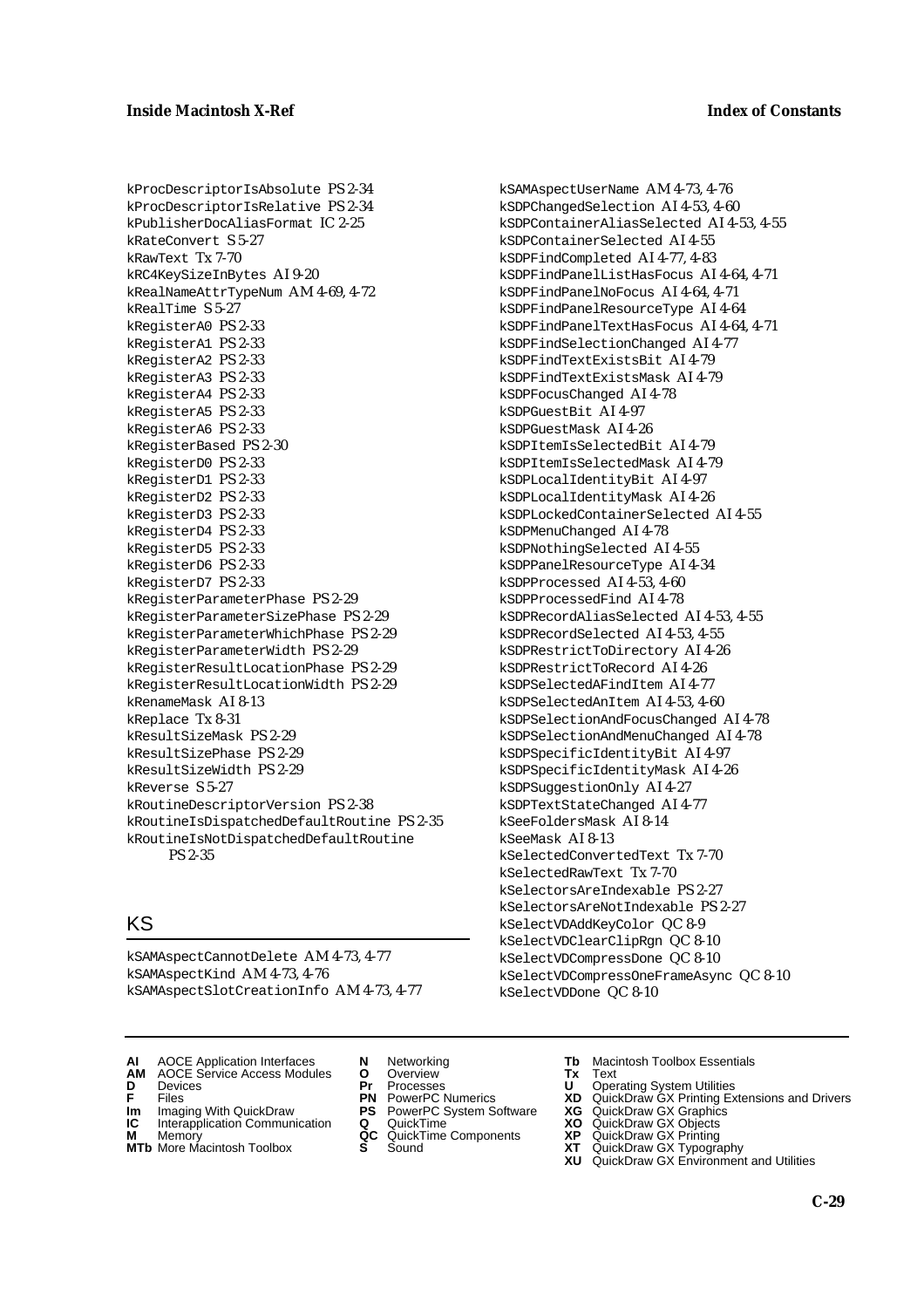kProcDescriptorIsAbsolute PS 2-34
kProcDescriptorIsRelative PS 2-34
kPublisherDocAliasFormat IC 2-25
kRateConvert S 5-27
kRawText Tx 7-70
kRC4KeySizeInBytes AI 9-20
kRealNameAttrTypeNum AM 4-69, 4-72
kRealTime S 5-27
kRegisterA0 PS 2-33
kRegisterA1 PS 2-33
kRegisterA2 PS 2-33
kRegisterA3 PS 2-33
kRegisterA4 PS 2-33
kRegisterA5 PS 2-33
kRegisterA6 PS 2-33
kRegisterBased PS 2-30
kRegisterD0 PS 2-33
kRegisterD1 PS 2-33
kRegisterD2 PS 2-33
kRegisterD3 PS 2-33
kRegisterD4 PS 2-33
kRegisterD5 PS 2-33
kRegisterD6 PS 2-33
kRegisterD7 PS 2-33
kRegisterParameterPhase PS 2-29
kRegisterParameterSizePhase PS 2-29
kRegisterParameterWhichPhase PS 2-29
kRegisterParameterWidth PS 2-29
kRegisterResultLocationPhase PS 2-29
kRegisterResultLocationWidth PS 2-29
kRenameMask AI 8-13
kReplace Tx 8-31
kResultSizeMask PS 2-29
kResultSizePhase PS 2-29
kResultSizeWidth PS 2-29
kReverse S 5-27
kRoutineDescriptorVersion PS 2-38
kRoutineIsDispatchedDefaultRoutine PS 2-35
kRoutineIsNotDispatchedDefaultRoutine PS 2-35

## KS

kSAMAspectCannotDelete AM 4-73, 4-77
kSAMAspectKind AM 4-73, 4-76
kSAMAspectSlotCreationInfo AM 4-73, 4-77
kSAMAspectUserName AM 4-73, 4-76
kSDPChangedSelection AI 4-53, 4-60
kSDPContainerAliasSelected AI 4-53, 4-55
kSDPContainerSelected AI 4-55
kSDPFindCompleted AI 4-77, 4-83
kSDPFindPanelListHasFocus AI 4-64, 4-71
kSDPFindPanelNoFocus AI 4-64, 4-71
kSDPFindPanelResourceType AI 4-64
kSDPFindPanelTextHasFocus AI 4-64, 4-71
kSDPFindSelectionChanged AI 4-77
kSDPFindTextExistsBit AI 4-79
kSDPFindTextExistsMask AI 4-79
kSDPFocusChanged AI 4-78
kSDPGuestBit AI 4-97
kSDPGuestMask AI 4-26
kSDPItemIsSelectedBit AI 4-79
kSDPItemIsSelectedMask AI 4-79
kSDPLocalIdentityBit AI 4-97
kSDPLocalIdentityMask AI 4-26
kSDPLockedContainerSelected AI 4-55
kSDPMenuChanged AI 4-78
kSDPNothingSelected AI 4-55
kSDPPanelResourceType AI 4-34
kSDPProcessed AI 4-53, 4-60
kSDPProcessedFind AI 4-78
kSDPRecordAliasSelected AI 4-53, 4-55
kSDPRecordSelected AI 4-53, 4-55
kSDPRestrictToDirectory AI 4-26
kSDPRestrictToRecord AI 4-26
kSDPSelectedAFindItem AI 4-77
kSDPSelectedAnItem AI 4-53, 4-60
kSDPSelectionAndFocusChanged AI 4-78
kSDPSelectionAndMenuChanged AI 4-78
kSDPSpecificIdentityBit AI 4-97
kSDPSpecificIdentityMask AI 4-26
kSDPSuggestionOnly AI 4-27
kSDPTextStateChanged AI 4-77
kSeeFoldersMask AI 8-14
kSeeMask AI 8-13
kSelectedConvertedText Tx 7-70
kSelectedRawText Tx 7-70
kSelectorsAreIndexable PS 2-27
kSelectorsAreNotIndexable PS 2-27
kSelectVDAddKeyColor QC 8-9
kSelectVDClearClipRgn QC 8-10
kSelectVDCompressDone QC 8-10
kSelectVDCompressOneFrameAsync QC 8-10
kSelectVDDone QC 8-10

**AI** AOCE Application Interfaces
**AM** AOCE Service Access Modules
**D** Devices
**F** Files
**Im** Imaging With QuickDraw
**IC** Interapplication Communication
**M** Memory
**MTb** More Macintosh Toolbox
**N** Networking
**O** Overview
**Pr** Processes
**PN** PowerPC Numerics
**PS** PowerPC System Software
**Q** QuickTime
**QC** QuickTime Components
**S** Sound
**Tb** Macintosh Toolbox Essentials
**Tx** Text
**U** Operating System Utilities
**XD** QuickDraw GX Printing Extensions and Drivers
**XG** QuickDraw GX Graphics
**XO** QuickDraw GX Objects
**XP** QuickDraw GX Printing
**XT** QuickDraw GX Typography
**XU** QuickDraw GX Environment and Utilities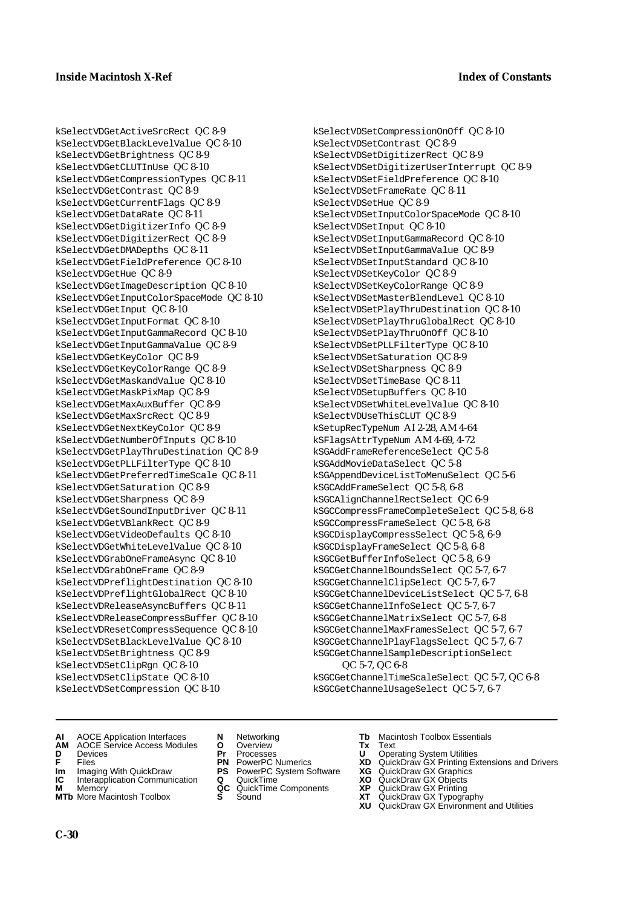kSelectVDGetActiveSrcRect QC 8-9
kSelectVDGetBlackLevelValue QC 8-10
kSelectVDGetBrightness QC 8-9
kSelectVDGetCLUTInUse QC 8-10
kSelectVDGetCompressionTypes QC 8-11
kSelectVDGetContrast QC 8-9
kSelectVDGetCurrentFlags QC 8-9
kSelectVDGetDataRate QC 8-11
kSelectVDGetDigitizerInfo QC 8-9
kSelectVDGetDigitizerRect QC 8-9
kSelectVDGetDMADepths QC 8-11
kSelectVDGetFieldPreference QC 8-10
kSelectVDGetHue QC 8-9
kSelectVDGetImageDescription QC 8-10
kSelectVDGetInputColorSpaceMode QC 8-10
kSelectVDGetInput QC 8-10
kSelectVDGetInputFormat QC 8-10
kSelectVDGetInputGammaRecord QC 8-10
kSelectVDGetInputGammaValue QC 8-9
kSelectVDGetKeyColor QC 8-9
kSelectVDGetKeyColorRange QC 8-9
kSelectVDGetMaskandValue QC 8-10
kSelectVDGetMaskPixMap QC 8-9
kSelectVDGetMaxAuxBuffer QC 8-9
kSelectVDGetMaxSrcRect QC 8-9
kSelectVDGetNextKeyColor QC 8-9
kSelectVDGetNumberOfInputs QC 8-10
kSelectVDGetPlayThruDestination QC 8-9
kSelectVDGetPLLFilterType QC 8-10
kSelectVDGetPreferredTimeScale QC 8-11
kSelectVDGetSaturation QC 8-9
kSelectVDGetSharpness QC 8-9
kSelectVDGetSoundInputDriver QC 8-11
kSelectVDGetVBlankRect QC 8-9
kSelectVDGetVideoDefaults QC 8-10
kSelectVDGetWhiteLevelValue QC 8-10
kSelectVDGrabOneFrameAsync QC 8-10
kSelectVDGrabOneFrame QC 8-9
kSelectVDPreflightDestination QC 8-10
kSelectVDPreflightGlobalRect QC 8-10
kSelectVDReleaseAsyncBuffers QC 8-11
kSelectVDReleaseCompressBuffer QC 8-10
kSelectVDResetCompressSequence QC 8-10
kSelectVDSetBlackLevelValue QC 8-10
kSelectVDSetBrightness QC 8-9
kSelectVDSetClipRgn QC 8-10
kSelectVDSetClipState QC 8-10
kSelectVDSetCompression QC 8-10
kSelectVDSetCompressionOnOff QC 8-10
kSelectVDSetContrast QC 8-9
kSelectVDSetDigitizerRect QC 8-9
kSelectVDSetDigitizerUserInterrupt QC 8-9
kSelectVDSetFieldPreference QC 8-10
kSelectVDSetFrameRate QC 8-11
kSelectVDSetHue QC 8-9
kSelectVDSetInputColorSpaceMode QC 8-10
kSelectVDSetInput QC 8-10
kSelectVDSetInputGammaRecord QC 8-10
kSelectVDSetInputGammaValue QC 8-9
kSelectVDSetInputStandard QC 8-10
kSelectVDSetKeyColor QC 8-9
kSelectVDSetKeyColorRange QC 8-9
kSelectVDSetMasterBlendLevel QC 8-10
kSelectVDSetPlayThruDestination QC 8-10
kSelectVDSetPlayThruGlobalRect QC 8-10
kSelectVDSetPlayThruOnOff QC 8-10
kSelectVDSetPLLFilterType QC 8-10
kSelectVDSetSaturation QC 8-9
kSelectVDSetSharpness QC 8-9
kSelectVDSetTimeBase QC 8-11
kSelectVDSetupBuffers QC 8-10
kSelectVDSetWhiteLevelValue QC 8-10
kSelectVDUseThisCLUT QC 8-9
kSetupRecTypeNum AI 2-28, AM 4-64
kSFlagsAttrTypeNum AM 4-69, 4-72
kSGAddFrameReferenceSelect QC 5-8
kSGAddMovieDataSelect QC 5-8
kSGAppendDeviceListToMenuSelect QC 5-6
kSGCAddFrameSelect QC 5-8, 6-8
kSGCAlignChannelRectSelect QC 6-9
kSGCCompressFrameCompleteSelect QC 5-8, 6-8
kSGCCompressFrameSelect QC 5-8, 6-8
kSGCDisplayCompressSelect QC 5-8, 6-9
kSGCDisplayFrameSelect QC 5-8, 6-8
kSGCGetBufferInfoSelect QC 5-8, 6-9
kSGCGetChannelBoundsSelect QC 5-7, 6-7
kSGCGetChannelClipSelect QC 5-7, 6-7
kSGCGetChannelDeviceListSelect QC 5-7, 6-8
kSGCGetChannelInfoSelect QC 5-7, 6-7
kSGCGetChannelMatrixSelect QC 5-7, 6-8
kSGCGetChannelMaxFramesSelect QC 5-7, 6-7
kSGCGetChannelPlayFlagsSelect QC 5-7, 6-7
kSGCGetChannelSampleDescriptionSelect QC 5-7, QC 6-8
kSGCGetChannelTimeScaleSelect QC 5-7, QC 6-8
kSGCGetChannelUsageSelect QC 5-7, 6-7

**AI** AOCE Application Interfaces
**AM** AOCE Service Access Modules
**D** Devices
**F** Files
**Im** Imaging With QuickDraw
**IC** Interapplication Communication
**M** Memory
**MTb** More Macintosh Toolbox
**N** Networking
**O** Overview
**Pr** Processes
**PN** PowerPC Numerics
**PS** PowerPC System Software
**Q** QuickTime
**QC** QuickTime Components
**S** Sound
**Tb** Macintosh Toolbox Essentials
**Tx** Text
**U** Operating System Utilities
**XD** QuickDraw GX Printing Extensions and Drivers
**XG** QuickDraw GX Graphics
**XO** QuickDraw GX Objects
**XP** QuickDraw GX Printing
**XT** QuickDraw GX Typography
**XU** QuickDraw GX Environment and Utilities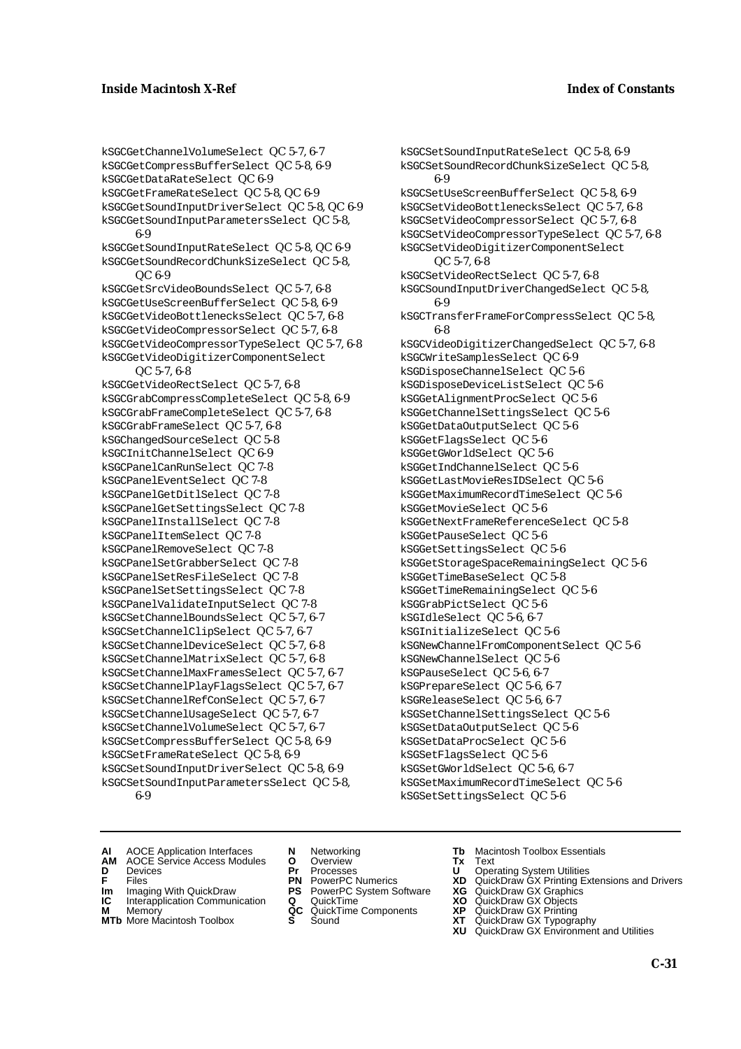kSGCGetChannelVolumeSelect QC 5-7, 6-7
kSGCGetCompressBufferSelect QC 5-8, 6-9
kSGCGetDataRateSelect QC 6-9
kSGCGetFrameRateSelect QC 5-8, QC 6-9
kSGCGetSoundInputDriverSelect QC 5-8, QC 6-9
kSGCGetSoundInputParametersSelect QC 5-8, 6-9
kSGCGetSoundInputRateSelect QC 5-8, QC 6-9
kSGCGetSoundRecordChunkSizeSelect QC 5-8, QC 6-9
kSGCGetSrcVideoBoundsSelect QC 5-7, 6-8
kSGCGetUseScreenBufferSelect QC 5-8, 6-9
kSGCGetVideoBottlenecksSelect QC 5-7, 6-8
kSGCGetVideoCompressorSelect QC 5-7, 6-8
kSGCGetVideoCompressorTypeSelect QC 5-7, 6-8
kSGCGetVideoDigitizerComponentSelect QC 5-7, 6-8
kSGCGetVideoRectSelect QC 5-7, 6-8
kSGCGrabCompressCompleteSelect QC 5-8, 6-9
kSGCGrabFrameCompleteSelect QC 5-7, 6-8
kSGCGrabFrameSelect QC 5-7, 6-8
kSGChangedSourceSelect QC 5-8
kSGCInitChannelSelect QC 6-9
kSGCPanelCanRunSelect QC 7-8
kSGCPanelEventSelect QC 7-8
kSGCPanelGetDitlSelect QC 7-8
kSGCPanelGetSettingsSelect QC 7-8
kSGCPanelInstallSelect QC 7-8
kSGCPanelItemSelect QC 7-8
kSGCPanelRemoveSelect QC 7-8
kSGCPanelSetGrabberSelect QC 7-8
kSGCPanelSetResFileSelect QC 7-8
kSGCPanelSetSettingsSelect QC 7-8
kSGCPanelValidateInputSelect QC 7-8
kSGCSetChannelBoundsSelect QC 5-7, 6-7
kSGCSetChannelClipSelect QC 5-7, 6-7
kSGCSetChannelDeviceSelect QC 5-7, 6-8
kSGCSetChannelMatrixSelect QC 5-7, 6-8
kSGCSetChannelMaxFramesSelect QC 5-7, 6-7
kSGCSetChannelPlayFlagsSelect QC 5-7, 6-7
kSGCSetChannelRefConSelect QC 5-7, 6-7
kSGCSetChannelUsageSelect QC 5-7, 6-7
kSGCSetChannelVolumeSelect QC 5-7, 6-7
kSGCSetCompressBufferSelect QC 5-8, 6-9
kSGCSetFrameRateSelect QC 5-8, 6-9
kSGCSetSoundInputDriverSelect QC 5-8, 6-9
kSGCSetSoundInputParametersSelect QC 5-8, 6-9
kSGCSetSoundInputRateSelect QC 5-8, 6-9
kSGCSetSoundRecordChunkSizeSelect QC 5-8, 6-9
kSGCSetUseScreenBufferSelect QC 5-8, 6-9
kSGCSetVideoBottlenecksSelect QC 5-7, 6-8
kSGCSetVideoCompressorSelect QC 5-7, 6-8
kSGCSetVideoCompressorTypeSelect QC 5-7, 6-8
kSGCSetVideoDigitizerComponentSelect QC 5-7, 6-8
kSGCSetVideoRectSelect QC 5-7, 6-8
kSGCSoundInputDriverChangedSelect QC 5-8, 6-9
kSGCTransferFrameForCompressSelect QC 5-8, 6-8
kSGCVideoDigitizerChangedSelect QC 5-7, 6-8
kSGCWriteSamplesSelect QC 6-9
kSGDisposeChannelSelect QC 5-6
kSGDisposeDeviceListSelect QC 5-6
kSGGetAlignmentProcSelect QC 5-6
kSGGetChannelSettingsSelect QC 5-6
kSGGetDataOutputSelect QC 5-6
kSGGetFlagsSelect QC 5-6
kSGGetGWorldSelect QC 5-6
kSGGetIndChannelSelect QC 5-6
kSGGetLastMovieResIDSelect QC 5-6
kSGGetMaximumRecordTimeSelect QC 5-6
kSGGetMovieSelect QC 5-6
kSGGetNextFrameReferenceSelect QC 5-8
kSGGetPauseSelect QC 5-6
kSGGetSettingsSelect QC 5-6
kSGGetStorageSpaceRemainingSelect QC 5-6
kSGGetTimeBaseSelect QC 5-8
kSGGetTimeRemainingSelect QC 5-6
kSGGrabPictSelect QC 5-6
kSGIdleSelect QC 5-6, 6-7
kSGInitializeSelect QC 5-6
kSGNewChannelFromComponentSelect QC 5-6
kSGNewChannelSelect QC 5-6
kSGPauseSelect QC 5-6, 6-7
kSGPrepareSelect QC 5-6, 6-7
kSGReleaseSelect QC 5-6, 6-7
kSGSetChannelSettingsSelect QC 5-6
kSGSetDataOutputSelect QC 5-6
kSGSetDataProcSelect QC 5-6
kSGSetFlagsSelect QC 5-6
kSGSetGWorldSelect QC 5-6, 6-7
kSGSetMaximumRecordTimeSelect QC 5-6
kSGSetSettingsSelect QC 5-6

**AI** AOCE Application Interfaces
**AM** AOCE Service Access Modules
**D** Devices
**F** Files
**Im** Imaging With QuickDraw
**IC** Interapplication Communication
**M** Memory
**MTb** More Macintosh Toolbox
**N** Networking
**O** Overview
**Pr** Processes
**PN** PowerPC Numerics
**PS** PowerPC System Software
**Q** QuickTime
**QC** QuickTime Components
**S** Sound
**Tb** Macintosh Toolbox Essentials
**Tx** Text
**U** Operating System Utilities
**XD** QuickDraw GX Printing Extensions and Drivers
**XG** QuickDraw GX Graphics
**XO** QuickDraw GX Objects
**XP** QuickDraw GX Printing
**XT** QuickDraw GX Typography
**XU** QuickDraw GX Environment and Utilities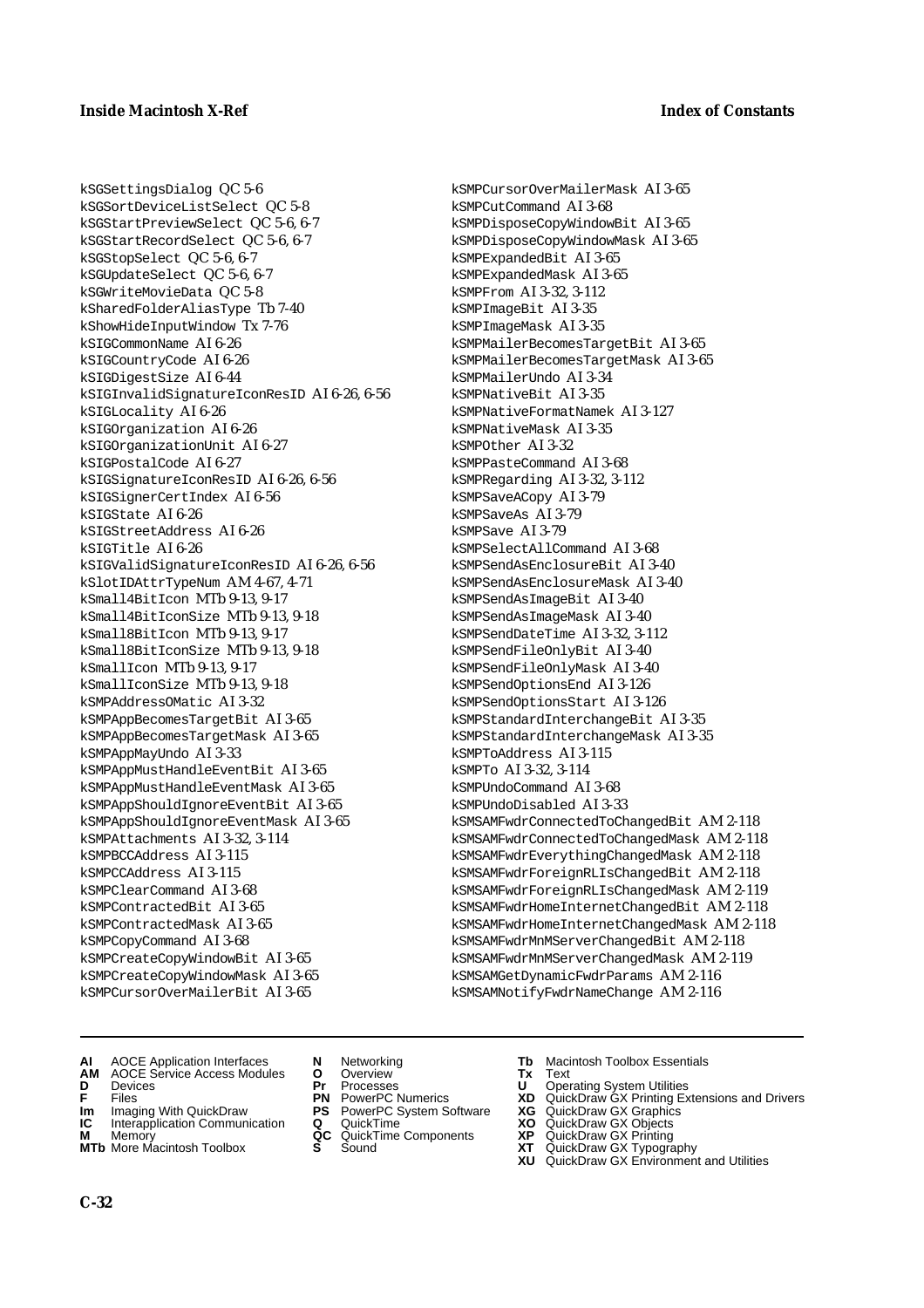kSGSettingsDialog QC 5-6
kSGSortDeviceListSelect QC 5-8
kSGStartPreviewSelect QC 5-6, 6-7
kSGStartRecordSelect QC 5-6, 6-7
kSGStopSelect QC 5-6, 6-7
kSGUpdateSelect QC 5-6, 6-7
kSGWriteMovieData QC 5-8
kSharedFolderAliasType Tb 7-40
kShowHideInputWindow Tx 7-76
kSIGCommonName AI 6-26
kSIGCountryCode AI 6-26
kSIGDigestSize AI 6-44
kSIGInvalidSignatureIconResID AI 6-26, 6-56
kSIGLocality AI 6-26
kSIGOrganization AI 6-26
kSIGOrganizationUnit AI 6-27
kSIGPostalCode AI 6-27
kSIGSignatureIconResID AI 6-26, 6-56
kSIGSignerCertIndex AI 6-56
kSIGState AI 6-26
kSIGStreetAddress AI 6-26
kSIGTitle AI 6-26
kSIGValidSignatureIconResID AI 6-26, 6-56
kSlotIDAttrTypeNum AM 4-67, 4-71
kSmall4BitIcon MTb 9-13, 9-17
kSmall4BitIconSize MTb 9-13, 9-18
kSmall8BitIcon MTb 9-13, 9-17
kSmall8BitIconSize MTb 9-13, 9-18
kSmallIcon MTb 9-13, 9-17
kSmallIconSize MTb 9-13, 9-18
kSMPAddressOMatic AI 3-32
kSMPAppBecomesTargetBit AI 3-65
kSMPAppBecomesTargetMask AI 3-65
kSMPAppMayUndo AI 3-33
kSMPAppMustHandleEventBit AI 3-65
kSMPAppMustHandleEventMask AI 3-65
kSMPAppShouldIgnoreEventBit AI 3-65
kSMPAppShouldIgnoreEventMask AI 3-65
kSMPAttachments AI 3-32, 3-114
kSMPBCCAddress AI 3-115
kSMPCCAddress AI 3-115
kSMPClearCommand AI 3-68
kSMPContractedBit AI 3-65
kSMPContractedMask AI 3-65
kSMPCopyCommand AI 3-68
kSMPCreateCopyWindowBit AI 3-65
kSMPCreateCopyWindowMask AI 3-65
kSMPCursorOverMailerBit AI 3-65
kSMPCursorOverMailerMask AI 3-65
kSMPCutCommand AI 3-68
kSMPDisposeCopyWindowBit AI 3-65
kSMPDisposeCopyWindowMask AI 3-65
kSMPExpandedBit AI 3-65
kSMPExpandedMask AI 3-65
kSMPFrom AI 3-32, 3-112
kSMPImageBit AI 3-35
kSMPImageMask AI 3-35
kSMPMailerBecomesTargetBit AI 3-65
kSMPMailerBecomesTargetMask AI 3-65
kSMPMailerUndo AI 3-34
kSMPNativeBit AI 3-35
kSMPNativeFormatNamek AI 3-127
kSMPNativeMask AI 3-35
kSMPOther AI 3-32
kSMPPasteCommand AI 3-68
kSMPRegarding AI 3-32, 3-112
kSMPSaveACopy AI 3-79
kSMPSaveAs AI 3-79
kSMPSave AI 3-79
kSMPSelectAllCommand AI 3-68
kSMPSendAsEnclosureBit AI 3-40
kSMPSendAsEnclosureMask AI 3-40
kSMPSendAsImageBit AI 3-40
kSMPSendAsImageMask AI 3-40
kSMPSendDateTime AI 3-32, 3-112
kSMPSendFileOnlyBit AI 3-40
kSMPSendFileOnlyMask AI 3-40
kSMPSendOptionsEnd AI 3-126
kSMPSendOptionsStart AI 3-126
kSMPStandardInterchangeBit AI 3-35
kSMPStandardInterchangeMask AI 3-35
kSMPToAddress AI 3-115
kSMPTo AI 3-32, 3-114
kSMPUndoCommand AI 3-68
kSMPUndoDisabled AI 3-33
kSMSAMFwdrConnectedToChangedBit AM 2-118
kSMSAMFwdrConnectedToChangedMask AM 2-118
kSMSAMFwdrEverythingChangedMask AM 2-118
kSMSAMFwdrForeignRLIsChangedBit AM 2-118
kSMSAMFwdrForeignRLIsChangedMask AM 2-119
kSMSAMFwdrHomeInternetChangedBit AM 2-118
kSMSAMFwdrHomeInternetChangedMask AM 2-118
kSMSAMFwdrMnMServerChangedBit AM 2-118
kSMSAMFwdrMnMServerChangedMask AM 2-119
kSMSAMGetDynamicFwdrParams AM 2-116
kSMSAMNotifyFwdrNameChange AM 2-116

**AI** AOCE Application Interfaces
**AM** AOCE Service Access Modules
**D** Devices
**F** Files
**Im** Imaging With QuickDraw
**IC** Interapplication Communication
**M** Memory
**MTb** More Macintosh Toolbox
**N** Networking
**O** Overview
**Pr** Processes
**PN** PowerPC Numerics
**PS** PowerPC System Software
**Q** QuickTime
**QC** QuickTime Components
**S** Sound
**Tb** Macintosh Toolbox Essentials
**Tx** Text
**U** Operating System Utilities
**XD** QuickDraw GX Printing Extensions and Drivers
**XG** QuickDraw GX Graphics
**XO** QuickDraw GX Objects
**XP** QuickDraw GX Printing
**XT** QuickDraw GX Typography
**XU** QuickDraw GX Environment and Utilities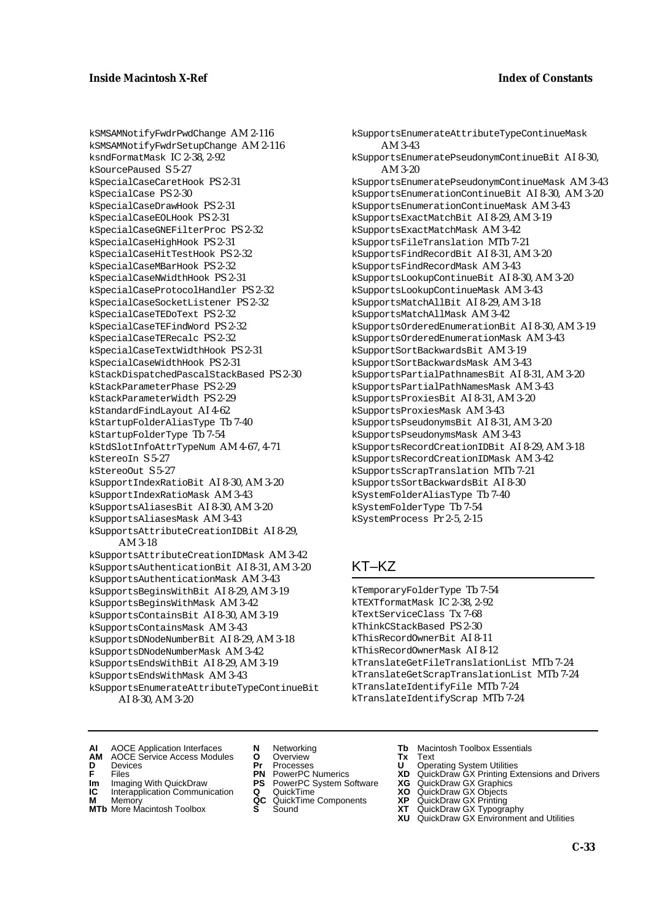kSMSAMNotifyFwdrPwdChange AM 2-116
kSMSAMNotifyFwdrSetupChange AM 2-116
ksndFormatMask IC 2-38, 2-92
kSourcePaused S 5-27
kSpecialCaseCaretHook PS 2-31
kSpecialCase PS 2-30
kSpecialCaseDrawHook PS 2-31
kSpecialCaseEOLHook PS 2-31
kSpecialCaseGNEFilterProc PS 2-32
kSpecialCaseHighHook PS 2-31
kSpecialCaseHitTestHook PS 2-32
kSpecialCaseMBarHook PS 2-32
kSpecialCaseNWidthHook PS 2-31
kSpecialCaseProtocolHandler PS 2-32
kSpecialCaseSocketListener PS 2-32
kSpecialCaseTEDoText PS 2-32
kSpecialCaseTEFindWord PS 2-32
kSpecialCaseTERecalc PS 2-32
kSpecialCaseTextWidthHook PS 2-31
kSpecialCaseWidthHook PS 2-31
kStackDispatchedPascalStackBased PS 2-30
kStackParameterPhase PS 2-29
kStackParameterWidth PS 2-29
kStandardFindLayout AI 4-62
kStartupFolderAliasType Tb 7-40
kStartupFolderType Tb 7-54
kStdSlotInfoAttrTypeNum AM 4-67, 4-71
kStereoIn S 5-27
kStereoOut S 5-27
kSupportIndexRatioBit AI 8-30, AM 3-20
kSupportIndexRatioMask AM 3-43
kSupportsAliasesBit AI 8-30, AM 3-20
kSupportsAliasesMask AM 3-43
kSupportsAttributeCreationIDBit AI 8-29, AM 3-18
kSupportsAttributeCreationIDMask AM 3-42
kSupportsAuthenticationBit AI 8-31, AM 3-20
kSupportsAuthenticationMask AM 3-43
kSupportsBeginsWithBit AI 8-29, AM 3-19
kSupportsBeginsWithMask AM 3-42
kSupportsContainsBit AI 8-30, AM 3-19
kSupportsContainsMask AM 3-43
kSupportsDNodeNumberBit AI 8-29, AM 3-18
kSupportsDNodeNumberMask AM 3-42
kSupportsEndsWithBit AI 8-29, AM 3-19
kSupportsEndsWithMask AM 3-43
kSupportsEnumerateAttributeTypeContinueBit AI 8-30, AM 3-20
kSupportsEnumerateAttributeTypeContinueMask AM 3-43
kSupportsEnumeratePseudonymContinueBit AI 8-30, AM 3-20
kSupportsEnumeratePseudonymContinueMask AM 3-43
kSupportsEnumerationContinueBit AI 8-30, AM 3-20
kSupportsEnumerationContinueMask AM 3-43
kSupportsExactMatchBit AI 8-29, AM 3-19
kSupportsExactMatchMask AM 3-42
kSupportsFileTranslation MTb 7-21
kSupportsFindRecordBit AI 8-31, AM 3-20
kSupportsFindRecordMask AM 3-43
kSupportsLookupContinueBit AI 8-30, AM 3-20
kSupportsLookupContinueMask AM 3-43
kSupportsMatchAllBit AI 8-29, AM 3-18
kSupportsMatchAllMask AM 3-42
kSupportsOrderedEnumerationBit AI 8-30, AM 3-19
kSupportsOrderedEnumerationMask AM 3-43
kSupportSortBackwardsBit AM 3-19
kSupportSortBackwardsMask AM 3-43
kSupportsPartialPathnamesBit AI 8-31, AM 3-20
kSupportsPartialPathNamesMask AM 3-43
kSupportsProxiesBit AI 8-31, AM 3-20
kSupportsProxiesMask AM 3-43
kSupportsPseudonymsBit AI 8-31, AM 3-20
kSupportsPseudonymsMask AM 3-43
kSupportsRecordCreationIDBit AI 8-29, AM 3-18
kSupportsRecordCreationIDMask AM 3-42
kSupportsScrapTranslation MTb 7-21
kSupportsSortBackwardsBit AI 8-30
kSystemFolderAliasType Tb 7-40
kSystemFolderType Tb 7-54
kSystemProcess Pr 2-5, 2-15

## KT–KZ

kTemporaryFolderType Tb 7-54
kTEXTformatMask IC 2-38, 2-92
kTextServiceClass Tx 7-68
kThinkCStackBased PS 2-30
kThisRecordOwnerBit AI 8-11
kThisRecordOwnerMask AI 8-12
kTranslateGetFileTranslationList MTb 7-24
kTranslateGetScrapTranslationList MTb 7-24
kTranslateIdentifyFile MTb 7-24
kTranslateIdentifyScrap MTb 7-24

**AI** AOCE Application Interfaces
**AM** AOCE Service Access Modules
**D** Devices
**F** Files
**Im** Imaging With QuickDraw
**IC** Interapplication Communication
**M** Memory
**MTb** More Macintosh Toolbox
**N** Networking
**O** Overview
**Pr** Processes
**PN** PowerPC Numerics
**PS** PowerPC System Software
**Q** QuickTime
**QC** QuickTime Components
**S** Sound
**Tb** Macintosh Toolbox Essentials
**Tx** Text
**U** Operating System Utilities
**XD** QuickDraw GX Printing Extensions and Drivers
**XG** QuickDraw GX Graphics
**XO** QuickDraw GX Objects
**XP** QuickDraw GX Printing
**XT** QuickDraw GX Typography
**XU** QuickDraw GX Environment and Utilities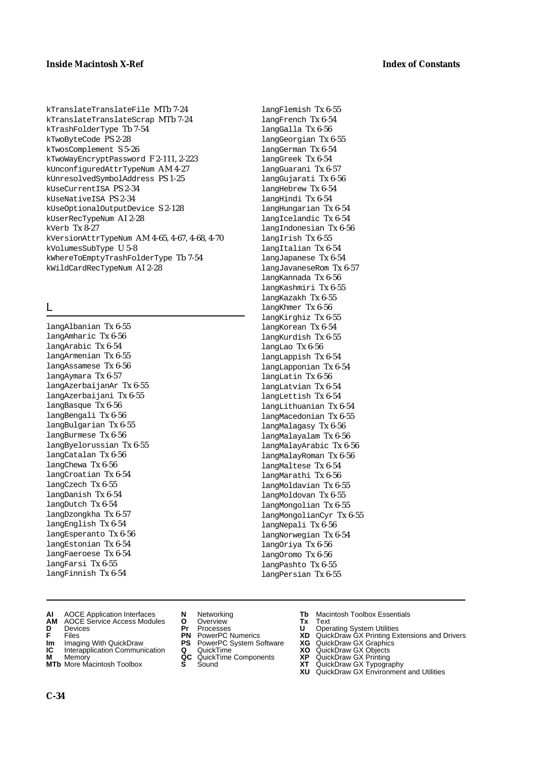kTranslateTranslateFile MTb 7-24
kTranslateTranslateScrap MTb 7-24
kTrashFolderType Tb 7-54
kTwoByteCode PS 2-28
kTwosComplement S 5-26
kTwoWayEncryptPassword F 2-111, 2-223
kUnconfiguredAttrTypeNum AM 4-27
kUnresolvedSymbolAddress PS 1-25
kUseCurrentISA PS 2-34
kUseNativeISA PS 2-34
kUseOptionalOutputDevice S 2-128
kUserRecTypeNum AI 2-28
kVerb Tx 8-27
kVersionAttrTypeNum AM 4-65, 4-67, 4-68, 4-70
kVolumesSubType U 5-8
kWhereToEmptyTrashFolderType Tb 7-54
kWildCardRecTypeNum AI 2-28

## L

langAlbanian Tx 6-55
langAmharic Tx 6-56
langArabic Tx 6-54
langArmenian Tx 6-55
langAssamese Tx 6-56
langAymara Tx 6-57
langAzerbaijanAr Tx 6-55
langAzerbaijani Tx 6-55
langBasque Tx 6-56
langBengali Tx 6-56
langBulgarian Tx 6-55
langBurmese Tx 6-56
langByelorussian Tx 6-55
langCatalan Tx 6-56
langChewa Tx 6-56
langCroatian Tx 6-54
langCzech Tx 6-55
langDanish Tx 6-54
langDutch Tx 6-54
langDzongkha Tx 6-57
langEnglish Tx 6-54
langEsperanto Tx 6-56
langEstonian Tx 6-54
langFaeroese Tx 6-54
langFarsi Tx 6-55
langFinnish Tx 6-54
langFlemish Tx 6-55
langFrench Tx 6-54
langGalla Tx 6-56
langGeorgian Tx 6-55
langGerman Tx 6-54
langGreek Tx 6-54
langGuarani Tx 6-57
langGujarati Tx 6-56
langHebrew Tx 6-54
langHindi Tx 6-54
langHungarian Tx 6-54
langIcelandic Tx 6-54
langIndonesian Tx 6-56
langIrish Tx 6-55
langItalian Tx 6-54
langJapanese Tx 6-54
langJavaneseRom Tx 6-57
langKannada Tx 6-56
langKashmiri Tx 6-55
langKazakh Tx 6-55
langKhmer Tx 6-56
langKirghiz Tx 6-55
langKorean Tx 6-54
langKurdish Tx 6-55
langLao Tx 6-56
langLappish Tx 6-54
langLapponian Tx 6-54
langLatin Tx 6-56
langLatvian Tx 6-54
langLettish Tx 6-54
langLithuanian Tx 6-54
langMacedonian Tx 6-55
langMalagasy Tx 6-56
langMalayalam Tx 6-56
langMalayArabic Tx 6-56
langMalayRoman Tx 6-56
langMaltese Tx 6-54
langMarathi Tx 6-56
langMoldavian Tx 6-55
langMoldovan Tx 6-55
langMongolian Tx 6-55
langMongolianCyr Tx 6-55
langNepali Tx 6-56
langNorwegian Tx 6-54
langOriya Tx 6-56
langOromo Tx 6-56
langPashto Tx 6-55
langPersian Tx 6-55

**AI** AOCE Application Interfaces
**AM** AOCE Service Access Modules
**D** Devices
**F** Files
**Im** Imaging With QuickDraw
**IC** Interapplication Communication
**M** Memory
**MTb** More Macintosh Toolbox
**N** Networking
**O** Overview
**Pr** Processes
**PN** PowerPC Numerics
**PS** PowerPC System Software
**Q** QuickTime
**QC** QuickTime Components
**S** Sound
**Tb** Macintosh Toolbox Essentials
**Tx** Text
**U** Operating System Utilities
**XD** QuickDraw GX Printing Extensions and Drivers
**XG** QuickDraw GX Graphics
**XO** QuickDraw GX Objects
**XP** QuickDraw GX Printing
**XT** QuickDraw GX Typography
**XU** QuickDraw GX Environment and Utilities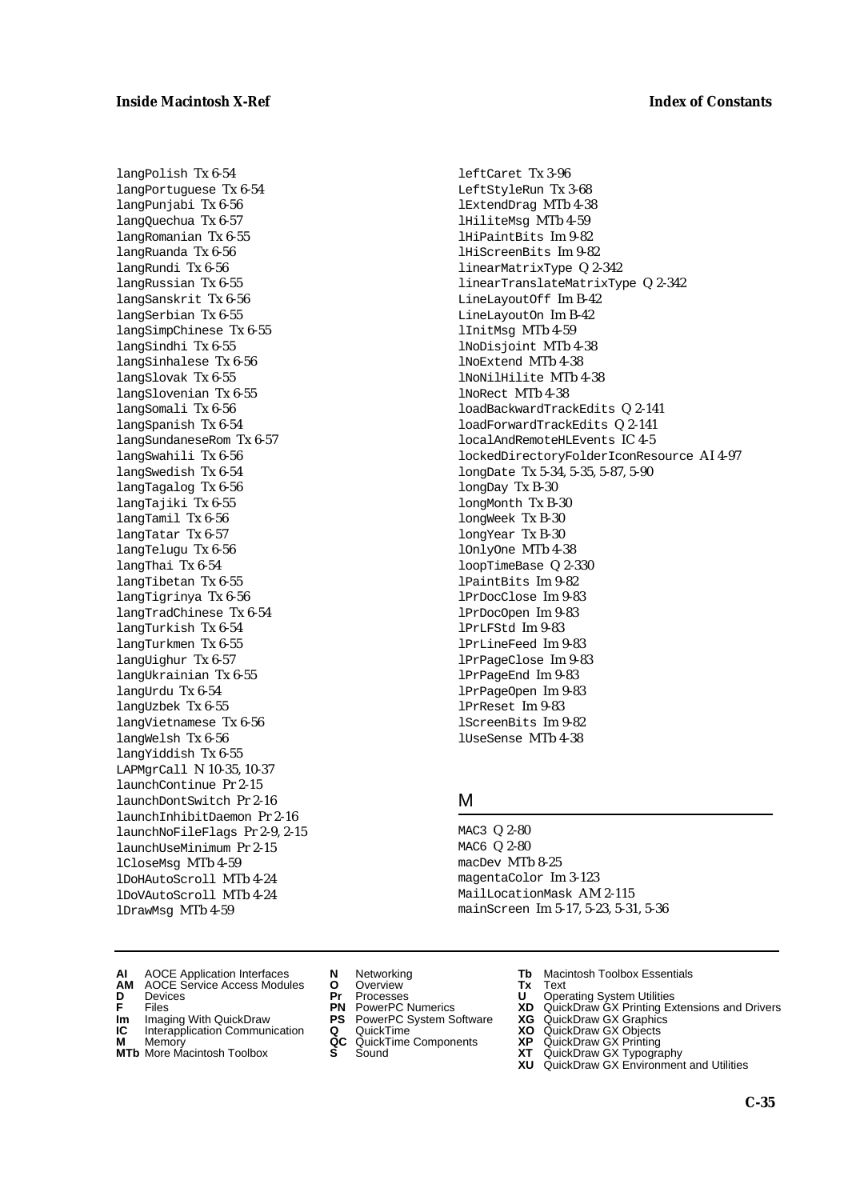langPolish Tx 6-54
langPortuguese Tx 6-54
langPunjabi Tx 6-56
langQuechua Tx 6-57
langRomanian Tx 6-55
langRuanda Tx 6-56
langRundi Tx 6-56
langRussian Tx 6-55
langSanskrit Tx 6-56
langSerbian Tx 6-55
langSimpChinese Tx 6-55
langSindhi Tx 6-55
langSinhalese Tx 6-56
langSlovak Tx 6-55
langSlovenian Tx 6-55
langSomali Tx 6-56
langSpanish Tx 6-54
langSundaneseRom Tx 6-57
langSwahili Tx 6-56
langSwedish Tx 6-54
langTagalog Tx 6-56
langTajiki Tx 6-55
langTamil Tx 6-56
langTatar Tx 6-57
langTelugu Tx 6-56
langThai Tx 6-54
langTibetan Tx 6-55
langTigrinya Tx 6-56
langTradChinese Tx 6-54
langTurkish Tx 6-54
langTurkmen Tx 6-55
langUighur Tx 6-57
langUkrainian Tx 6-55
langUrdu Tx 6-54
langUzbek Tx 6-55
langVietnamese Tx 6-56
langWelsh Tx 6-56
langYiddish Tx 6-55
LAPMgrCall N 10-35, 10-37
launchContinue Pr 2-15
launchDontSwitch Pr 2-16
launchInhibitDaemon Pr 2-16
launchNoFileFlags Pr 2-9, 2-15
launchUseMinimum Pr 2-15
lCloseMsg MTb 4-59
lDoHAutoScroll MTb 4-24
lDoVAutoScroll MTb 4-24
lDrawMsg MTb 4-59
leftCaret Tx 3-96
LeftStyleRun Tx 3-68
lExtendDrag MTb 4-38
lHiliteMsg MTb 4-59
lHiPaintBits Im 9-82
lHiScreenBits Im 9-82
linearMatrixType Q 2-342
linearTranslateMatrixType Q 2-342
LineLayoutOff Im B-42
LineLayoutOn Im B-42
lInitMsg MTb 4-59
lNoDisjoint MTb 4-38
lNoExtend MTb 4-38
lNoNilHilite MTb 4-38
lNoRect MTb 4-38
loadBackwardTrackEdits Q 2-141
loadForwardTrackEdits Q 2-141
localAndRemoteHLEvents IC 4-5
lockedDirectoryFolderIconResource AI 4-97
longDate Tx 5-34, 5-35, 5-87, 5-90
longDay Tx B-30
longMonth Tx B-30
longWeek Tx B-30
longYear Tx B-30
lOnlyOne MTb 4-38
loopTimeBase Q 2-330
lPaintBits Im 9-82
lPrDocClose Im 9-83
lPrDocOpen Im 9-83
lPrLFStd Im 9-83
lPrLineFeed Im 9-83
lPrPageClose Im 9-83
lPrPageEnd Im 9-83
lPrPageOpen Im 9-83
lPrReset Im 9-83
lScreenBits Im 9-82
lUseSense MTb 4-38

## M

MAC3 Q 2-80
MAC6 Q 2-80
macDev MTb 8-25
magentaColor Im 3-123
MailLocationMask AM 2-115
mainScreen Im 5-17, 5-23, 5-31, 5-36

**AI** AOCE Application Interfaces
**AM** AOCE Service Access Modules
**D** Devices
**F** Files
**Im** Imaging With QuickDraw
**IC** Interapplication Communication
**M** Memory
**MTb** More Macintosh Toolbox
**N** Networking
**O** Overview
**Pr** Processes
**PN** PowerPC Numerics
**PS** PowerPC System Software
**Q** QuickTime
**QC** QuickTime Components
**S** Sound
**Tb** Macintosh Toolbox Essentials
**Tx** Text
**U** Operating System Utilities
**XD** QuickDraw GX Printing Extensions and Drivers
**XG** QuickDraw GX Graphics
**XO** QuickDraw GX Objects
**XP** QuickDraw GX Printing
**XT** QuickDraw GX Typography
**XU** QuickDraw GX Environment and Utilities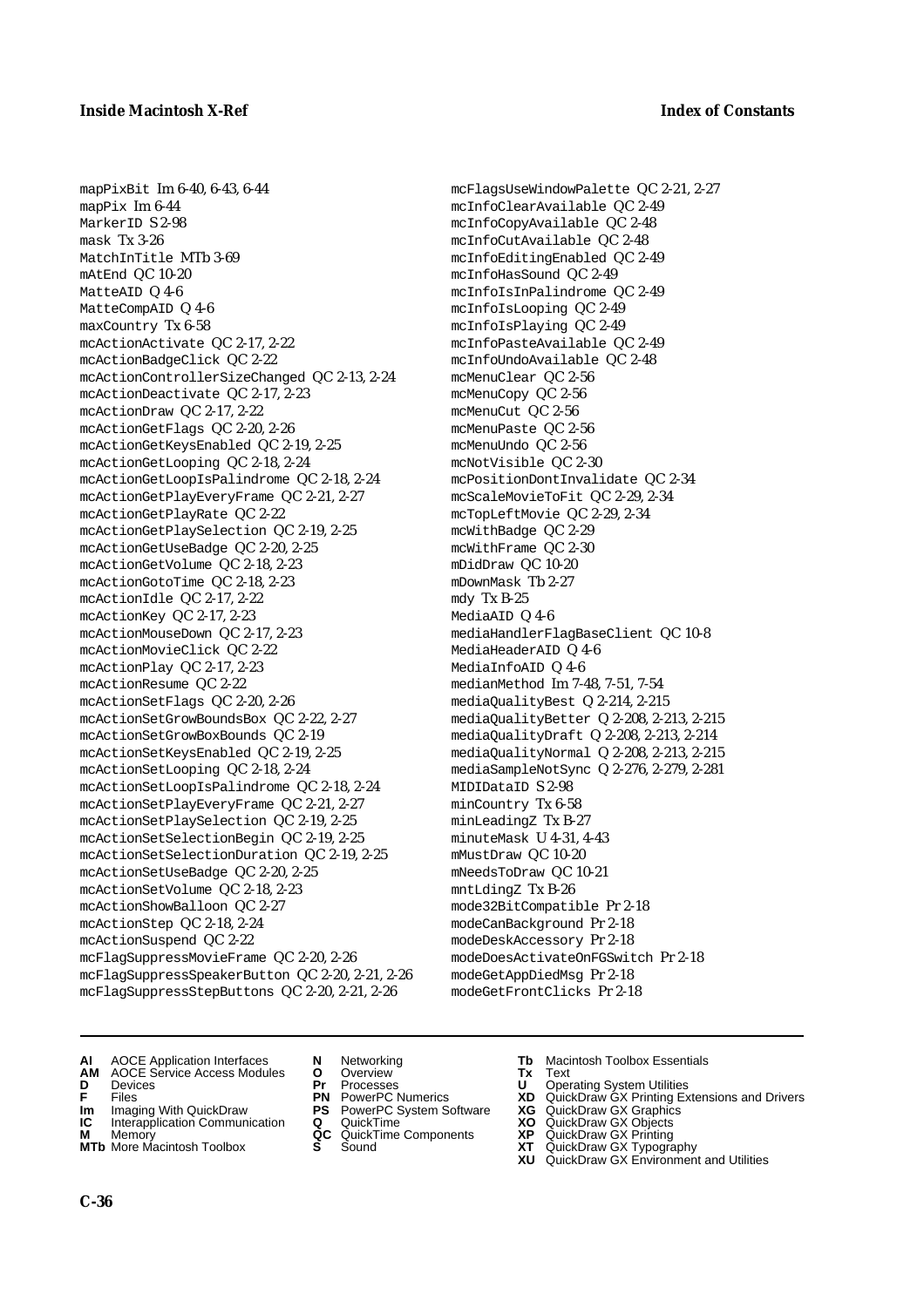mapPixBit Im 6-40, 6-43, 6-44
mapPix Im 6-44
MarkerID S 2-98
mask Tx 3-26
MatchInTitle MTb 3-69
mAtEnd QC 10-20
MatteAID Q 4-6
MatteCompAID Q 4-6
maxCountry Tx 6-58
mcActionActivate QC 2-17, 2-22
mcActionBadgeClick QC 2-22
mcActionControllerSizeChanged QC 2-13, 2-24
mcActionDeactivate QC 2-17, 2-23
mcActionDraw QC 2-17, 2-22
mcActionGetFlags QC 2-20, 2-26
mcActionGetKeysEnabled QC 2-19, 2-25
mcActionGetLooping QC 2-18, 2-24
mcActionGetLoopIsPalindrome QC 2-18, 2-24
mcActionGetPlayEveryFrame QC 2-21, 2-27
mcActionGetPlayRate QC 2-22
mcActionGetPlaySelection QC 2-19, 2-25
mcActionGetUseBadge QC 2-20, 2-25
mcActionGetVolume QC 2-18, 2-23
mcActionGotoTime QC 2-18, 2-23
mcActionIdle QC 2-17, 2-22
mcActionKey QC 2-17, 2-23
mcActionMouseDown QC 2-17, 2-23
mcActionMovieClick QC 2-22
mcActionPlay QC 2-17, 2-23
mcActionResume QC 2-22
mcActionSetFlags QC 2-20, 2-26
mcActionSetGrowBoundsBox QC 2-22, 2-27
mcActionSetGrowBoxBounds QC 2-19
mcActionSetKeysEnabled QC 2-19, 2-25
mcActionSetLooping QC 2-18, 2-24
mcActionSetLoopIsPalindrome QC 2-18, 2-24
mcActionSetPlayEveryFrame QC 2-21, 2-27
mcActionSetPlaySelection QC 2-19, 2-25
mcActionSetSelectionBegin QC 2-19, 2-25
mcActionSetSelectionDuration QC 2-19, 2-25
mcActionSetUseBadge QC 2-20, 2-25
mcActionSetVolume QC 2-18, 2-23
mcActionShowBalloon QC 2-27
mcActionStep QC 2-18, 2-24
mcActionSuspend QC 2-22
mcFlagSuppressMovieFrame QC 2-20, 2-26
mcFlagSuppressSpeakerButton QC 2-20, 2-21, 2-26
mcFlagSuppressStepButtons QC 2-20, 2-21, 2-26
mcFlagsUseWindowPalette QC 2-21, 2-27
mcInfoClearAvailable QC 2-49
mcInfoCopyAvailable QC 2-48
mcInfoCutAvailable QC 2-48
mcInfoEditingEnabled QC 2-49
mcInfoHasSound QC 2-49
mcInfoIsInPalindrome QC 2-49
mcInfoIsLooping QC 2-49
mcInfoIsPlaying QC 2-49
mcInfoPasteAvailable QC 2-49
mcInfoUndoAvailable QC 2-48
mcMenuClear QC 2-56
mcMenuCopy QC 2-56
mcMenuCut QC 2-56
mcMenuPaste QC 2-56
mcMenuUndo QC 2-56
mcNotVisible QC 2-30
mcPositionDontInvalidate QC 2-34
mcScaleMovieToFit QC 2-29, 2-34
mcTopLeftMovie QC 2-29, 2-34
mcWithBadge QC 2-29
mcWithFrame QC 2-30
mDidDraw QC 10-20
mDownMask Tb 2-27
mdy Tx B-25
MediaAID Q 4-6
mediaHandlerFlagBaseClient QC 10-8
MediaHeaderAID Q 4-6
MediaInfoAID Q 4-6
medianMethod Im 7-48, 7-51, 7-54
mediaQualityBest Q 2-214, 2-215
mediaQualityBetter Q 2-208, 2-213, 2-215
mediaQualityDraft Q 2-208, 2-213, 2-214
mediaQualityNormal Q 2-208, 2-213, 2-215
mediaSampleNotSync Q 2-276, 2-279, 2-281
MIDIDataID S 2-98
minCountry Tx 6-58
minLeadingZ Tx B-27
minuteMask U 4-31, 4-43
mMustDraw QC 10-20
mNeedsToDraw QC 10-21
mntLdingZ Tx B-26
mode32BitCompatible Pr 2-18
modeCanBackground Pr 2-18
modeDeskAccessory Pr 2-18
modeDoesActivateOnFGSwitch Pr 2-18
modeGetAppDiedMsg Pr 2-18
modeGetFrontClicks Pr 2-18

**AI** AOCE Application Interfaces
**AM** AOCE Service Access Modules
**D** Devices
**F** Files
**Im** Imaging With QuickDraw
**IC** Interapplication Communication
**M** Memory
**MTb** More Macintosh Toolbox
**N** Networking
**O** Overview
**Pr** Processes
**PN** PowerPC Numerics
**PS** PowerPC System Software
**Q** QuickTime
**QC** QuickTime Components
**S** Sound
**Tb** Macintosh Toolbox Essentials
**Tx** Text
**U** Operating System Utilities
**XD** QuickDraw GX Printing Extensions and Drivers
**XG** QuickDraw GX Graphics
**XO** QuickDraw GX Objects
**XP** QuickDraw GX Printing
**XT** QuickDraw GX Typography
**XU** QuickDraw GX Environment and Utilities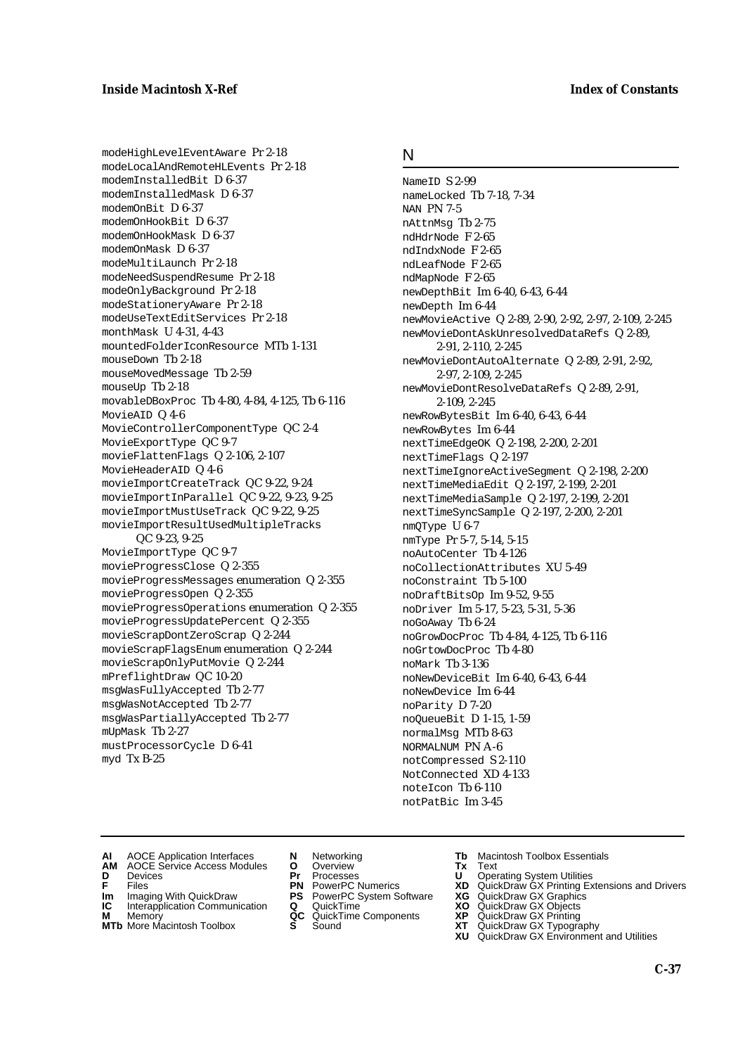modeHighLevelEventAware Pr 2-18
modeLocalAndRemoteHLEvents Pr 2-18
modemInstalledBit D 6-37
modemInstalledMask D 6-37
modemOnBit D 6-37
modemOnHookBit D 6-37
modemOnHookMask D 6-37
modemOnMask D 6-37
modeMultiLaunch Pr 2-18
modeNeedSuspendResume Pr 2-18
modeOnlyBackground Pr 2-18
modeStationeryAware Pr 2-18
modeUseTextEditServices Pr 2-18
monthMask U 4-31, 4-43
mountedFolderIconResource MTb 1-131
mouseDown Tb 2-18
mouseMovedMessage Tb 2-59
mouseUp Tb 2-18
movableDBoxProc Tb 4-80, 4-84, 4-125, Tb 6-116
MovieAID Q 4-6
MovieControllerComponentType QC 2-4
MovieExportType QC 9-7
movieFlattenFlags Q 2-106, 2-107
MovieHeaderAID Q 4-6
movieImportCreateTrack QC 9-22, 9-24
movieImportInParallel QC 9-22, 9-23, 9-25
movieImportMustUseTrack QC 9-22, 9-25
movieImportResultUsedMultipleTracks QC 9-23, 9-25
MovieImportType QC 9-7
movieProgressClose Q 2-355
movieProgressMessages enumeration Q 2-355
movieProgressOpen Q 2-355
movieProgressOperations enumeration Q 2-355
movieProgressUpdatePercent Q 2-355
movieScrapDontZeroScrap Q 2-244
movieScrapFlagsEnum enumeration Q 2-244
movieScrapOnlyPutMovie Q 2-244
mPreflightDraw QC 10-20
msgWasFullyAccepted Tb 2-77
msgWasNotAccepted Tb 2-77
msgWasPartiallyAccepted Tb 2-77
mUpMask Tb 2-27
mustProcessorCycle D 6-41
myd Tx B-25

## N

NameID S 2-99
nameLocked Tb 7-18, 7-34
NAN PN 7-5
nAttnMsg Tb 2-75
ndHdrNode F 2-65
ndIndxNode F 2-65
ndLeafNode F 2-65
ndMapNode F 2-65
newDepthBit Im 6-40, 6-43, 6-44
newDepth Im 6-44
newMovieActive Q 2-89, 2-90, 2-92, 2-97, 2-109, 2-245
newMovieDontAskUnresolvedDataRefs Q 2-89, 2-91, 2-110, 2-245
newMovieDontAutoAlternate Q 2-89, 2-91, 2-92, 2-97, 2-109, 2-245
newMovieDontResolveDataRefs Q 2-89, 2-91, 2-109, 2-245
newRowBytesBit Im 6-40, 6-43, 6-44
newRowBytes Im 6-44
nextTimeEdgeOK Q 2-198, 2-200, 2-201
nextTimeFlags Q 2-197
nextTimeIgnoreActiveSegment Q 2-198, 2-200
nextTimeMediaEdit Q 2-197, 2-199, 2-201
nextTimeMediaSample Q 2-197, 2-199, 2-201
nextTimeSyncSample Q 2-197, 2-200, 2-201
nmQType U 6-7
nmType Pr 5-7, 5-14, 5-15
noAutoCenter Tb 4-126
noCollectionAttributes XU 5-49
noConstraint Tb 5-100
noDraftBitsOp Im 9-52, 9-55
noDriver Im 5-17, 5-23, 5-31, 5-36
noGoAway Tb 6-24
noGrowDocProc Tb 4-84, 4-125, Tb 6-116
noGrtowDocProc Tb 4-80
noMark Tb 3-136
noNewDeviceBit Im 6-40, 6-43, 6-44
noNewDevice Im 6-44
noParity D 7-20
noQueueBit D 1-15, 1-59
normalMsg MTb 8-63
NORMALNUM PN A-6
notCompressed S 2-110
NotConnected XD 4-133
noteIcon Tb 6-110
notPatBic Im 3-45

**AI** AOCE Application Interfaces
**AM** AOCE Service Access Modules
**D** Devices
**F** Files
**Im** Imaging With QuickDraw
**IC** Interapplication Communication
**M** Memory
**MTb** More Macintosh Toolbox
**N** Networking
**O** Overview
**Pr** Processes
**PN** PowerPC Numerics
**PS** PowerPC System Software
**Q** QuickTime
**QC** QuickTime Components
**S** Sound
**Tb** Macintosh Toolbox Essentials
**Tx** Text
**U** Operating System Utilities
**XD** QuickDraw GX Printing Extensions and Drivers
**XG** QuickDraw GX Graphics
**XO** QuickDraw GX Objects
**XP** QuickDraw GX Printing
**XT** QuickDraw GX Typography
**XU** QuickDraw GX Environment and Utilities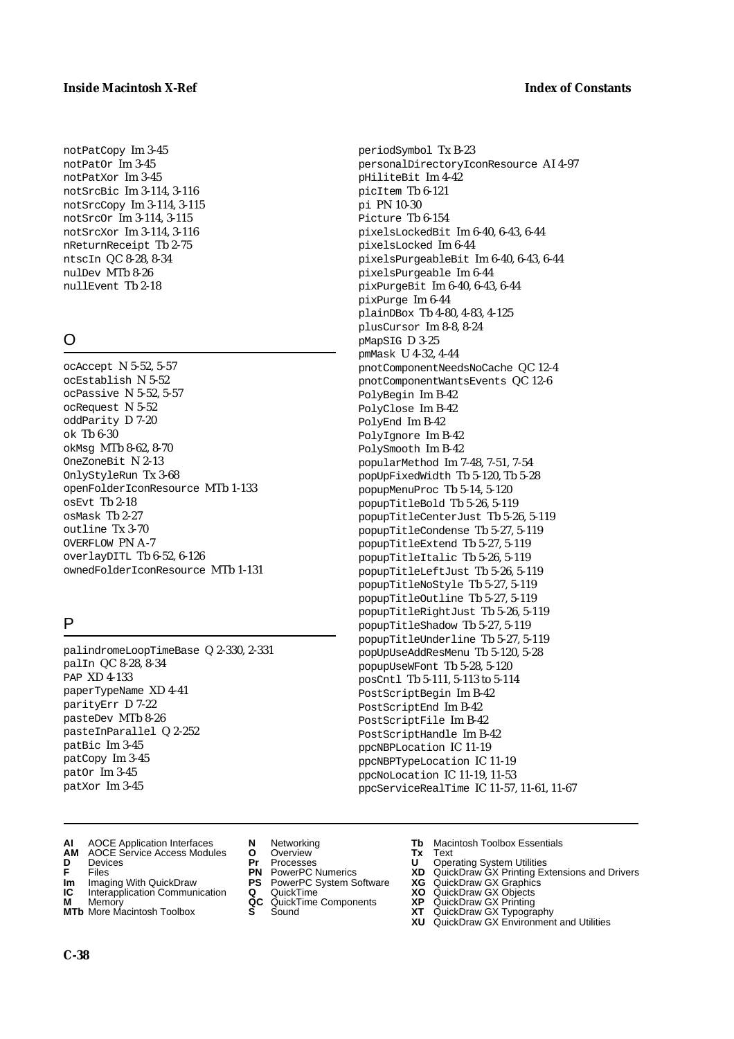notPatCopy Im 3-45
notPatOr Im 3-45
notPatXor Im 3-45
notSrcBic Im 3-114, 3-116
notSrcCopy Im 3-114, 3-115
notSrcOr Im 3-114, 3-115
notSrcXor Im 3-114, 3-116
nReturnReceipt Tb 2-75
ntscIn QC 8-28, 8-34
nulDev MTb 8-26
nullEvent Tb 2-18

## O

ocAccept N 5-52, 5-57
ocEstablish N 5-52
ocPassive N 5-52, 5-57
ocRequest N 5-52
oddParity D 7-20
ok Tb 6-30
okMsg MTb 8-62, 8-70
OneZoneBit N 2-13
OnlyStyleRun Tx 3-68
openFolderIconResource MTb 1-133
osEvt Tb 2-18
osMask Tb 2-27
outline Tx 3-70
OVERFLOW PN A-7
overlayDITL Tb 6-52, 6-126
ownedFolderIconResource MTb 1-131

## P

palindromeLoopTimeBase Q 2-330, 2-331
palIn QC 8-28, 8-34
PAP XD 4-133
paperTypeName XD 4-41
parityErr D 7-22
pasteDev MTb 8-26
pasteInParallel Q 2-252
patBic Im 3-45
patCopy Im 3-45
patOr Im 3-45
patXor Im 3-45
periodSymbol Tx B-23
personalDirectoryIconResource AI 4-97
pHiliteBit Im 4-42
picItem Tb 6-121
pi PN 10-30
Picture Tb 6-154
pixelsLockedBit Im 6-40, 6-43, 6-44
pixelsLocked Im 6-44
pixelsPurgeableBit Im 6-40, 6-43, 6-44
pixelsPurgeable Im 6-44
pixPurgeBit Im 6-40, 6-43, 6-44
pixPurge Im 6-44
plainDBox Tb 4-80, 4-83, 4-125
plusCursor Im 8-8, 8-24
pMapSIG D 3-25
pmMask U 4-32, 4-44
pnotComponentNeedsNoCache QC 12-4
pnotComponentWantsEvents QC 12-6
PolyBegin Im B-42
PolyClose Im B-42
PolyEnd Im B-42
PolyIgnore Im B-42
PolySmooth Im B-42
popularMethod Im 7-48, 7-51, 7-54
popUpFixedWidth Tb 5-120, Tb 5-28
popupMenuProc Tb 5-14, 5-120
popupTitleBold Tb 5-26, 5-119
popupTitleCenterJust Tb 5-26, 5-119
popupTitleCondense Tb 5-27, 5-119
popupTitleExtend Tb 5-27, 5-119
popupTitleItalic Tb 5-26, 5-119
popupTitleLeftJust Tb 5-26, 5-119
popupTitleNoStyle Tb 5-27, 5-119
popupTitleOutline Tb 5-27, 5-119
popupTitleRightJust Tb 5-26, 5-119
popupTitleShadow Tb 5-27, 5-119
popupTitleUnderline Tb 5-27, 5-119
popUpUseAddResMenu Tb 5-120, 5-28
popupUseWFont Tb 5-28, 5-120
posCntl Tb 5-111, 5-113 to 5-114
PostScriptBegin Im B-42
PostScriptEnd Im B-42
PostScriptFile Im B-42
PostScriptHandle Im B-42
ppcNBPLocation IC 11-19
ppcNBPTypeLocation IC 11-19
ppcNoLocation IC 11-19, 11-53
ppcServiceRealTime IC 11-57, 11-61, 11-67

**AI** AOCE Application Interfaces
**AM** AOCE Service Access Modules
**D** Devices
**F** Files
**Im** Imaging With QuickDraw
**IC** Interapplication Communication
**M** Memory
**MTb** More Macintosh Toolbox
**N** Networking
**O** Overview
**Pr** Processes
**PN** PowerPC Numerics
**PS** PowerPC System Software
**Q** QuickTime
**QC** QuickTime Components
**S** Sound
**Tb** Macintosh Toolbox Essentials
**Tx** Text
**U** Operating System Utilities
**XD** QuickDraw GX Printing Extensions and Drivers
**XG** QuickDraw GX Graphics
**XO** QuickDraw GX Objects
**XP** QuickDraw GX Printing
**XT** QuickDraw GX Typography
**XU** QuickDraw GX Environment and Utilities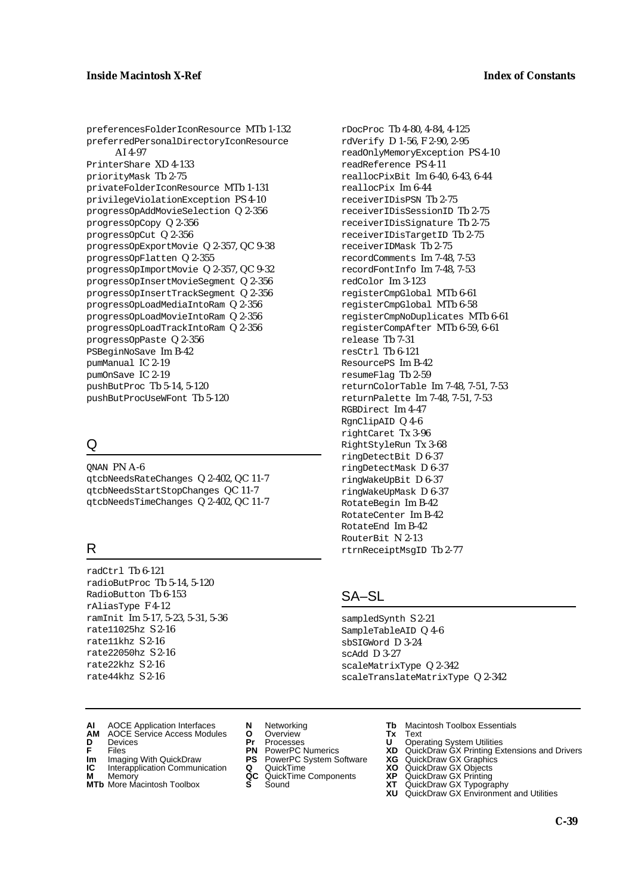preferencesFolderIconResource MTb 1-132
preferredPersonalDirectoryIconResource AI 4-97
PrinterShare XD 4-133
priorityMask Tb 2-75
privateFolderIconResource MTb 1-131
privilegeViolationException PS 4-10
progressOpAddMovieSelection Q 2-356
progressOpCopy Q 2-356
progressOpCut Q 2-356
progressOpExportMovie Q 2-357, QC 9-38
progressOpFlatten Q 2-355
progressOpImportMovie Q 2-357, QC 9-32
progressOpInsertMovieSegment Q 2-356
progressOpInsertTrackSegment Q 2-356
progressOpLoadMediaIntoRam Q 2-356
progressOpLoadMovieIntoRam Q 2-356
progressOpLoadTrackIntoRam Q 2-356
progressOpPaste Q 2-356
PSBeginNoSave Im B-42
pumManual IC 2-19
pumOnSave IC 2-19
pushButProc Tb 5-14, 5-120
pushButProcUseWFont Tb 5-120

## Q

QNAN PN A-6
qtcbNeedsRateChanges Q 2-402, QC 11-7
qtcbNeedsStartStopChanges QC 11-7
qtcbNeedsTimeChanges Q 2-402, QC 11-7

## R

radCtrl Tb 6-121
radioButProc Tb 5-14, 5-120
RadioButton Tb 6-153
rAliasType F 4-12
ramInit Im 5-17, 5-23, 5-31, 5-36
rate11025hz S 2-16
rate11khz S 2-16
rate22050hz S 2-16
rate22khz S 2-16
rate44khz S 2-16
rDocProc Tb 4-80, 4-84, 4-125
rdVerify D 1-56, F 2-90, 2-95
readOnlyMemoryException PS 4-10
readReference PS 4-11
reallocPixBit Im 6-40, 6-43, 6-44
reallocPix Im 6-44
receiverIDisPSN Tb 2-75
receiverIDisSessionID Tb 2-75
receiverIDisSignature Tb 2-75
receiverIDisTargetID Tb 2-75
receiverIDMask Tb 2-75
recordComments Im 7-48, 7-53
recordFontInfo Im 7-48, 7-53
redColor Im 3-123
registerCmpGlobal MTb 6-61
registerCmpGlobal MTb 6-58
registerCmpNoDuplicates MTb 6-61
registerCompAfter MTb 6-59, 6-61
release Tb 7-31
resCtrl Tb 6-121
ResourcePS Im B-42
resumeFlag Tb 2-59
returnColorTable Im 7-48, 7-51, 7-53
returnPalette Im 7-48, 7-51, 7-53
RGBDirect Im 4-47
RgnClipAID Q 4-6
rightCaret Tx 3-96
RightStyleRun Tx 3-68
ringDetectBit D 6-37
ringDetectMask D 6-37
ringWakeUpBit D 6-37
ringWakeUpMask D 6-37
RotateBegin Im B-42
RotateCenter Im B-42
RotateEnd Im B-42
RouterBit N 2-13
rtrnReceiptMsgID Tb 2-77

## SA–SL

sampledSynth S 2-21
SampleTableAID Q 4-6
sbSIGWord D 3-24
scAdd D 3-27
scaleMatrixType Q 2-342
scaleTranslateMatrixType Q 2-342

**AI** AOCE Application Interfaces
**AM** AOCE Service Access Modules
**D** Devices
**F** Files
**Im** Imaging With QuickDraw
**IC** Interapplication Communication
**M** Memory
**MTb** More Macintosh Toolbox
**N** Networking
**O** Overview
**Pr** Processes
**PN** PowerPC Numerics
**PS** PowerPC System Software
**Q** QuickTime
**QC** QuickTime Components
**S** Sound
**Tb** Macintosh Toolbox Essentials
**Tx** Text
**U** Operating System Utilities
**XD** QuickDraw GX Printing Extensions and Drivers
**XG** QuickDraw GX Graphics
**XO** QuickDraw GX Objects
**XP** QuickDraw GX Printing
**XT** QuickDraw GX Typography
**XU** QuickDraw GX Environment and Utilities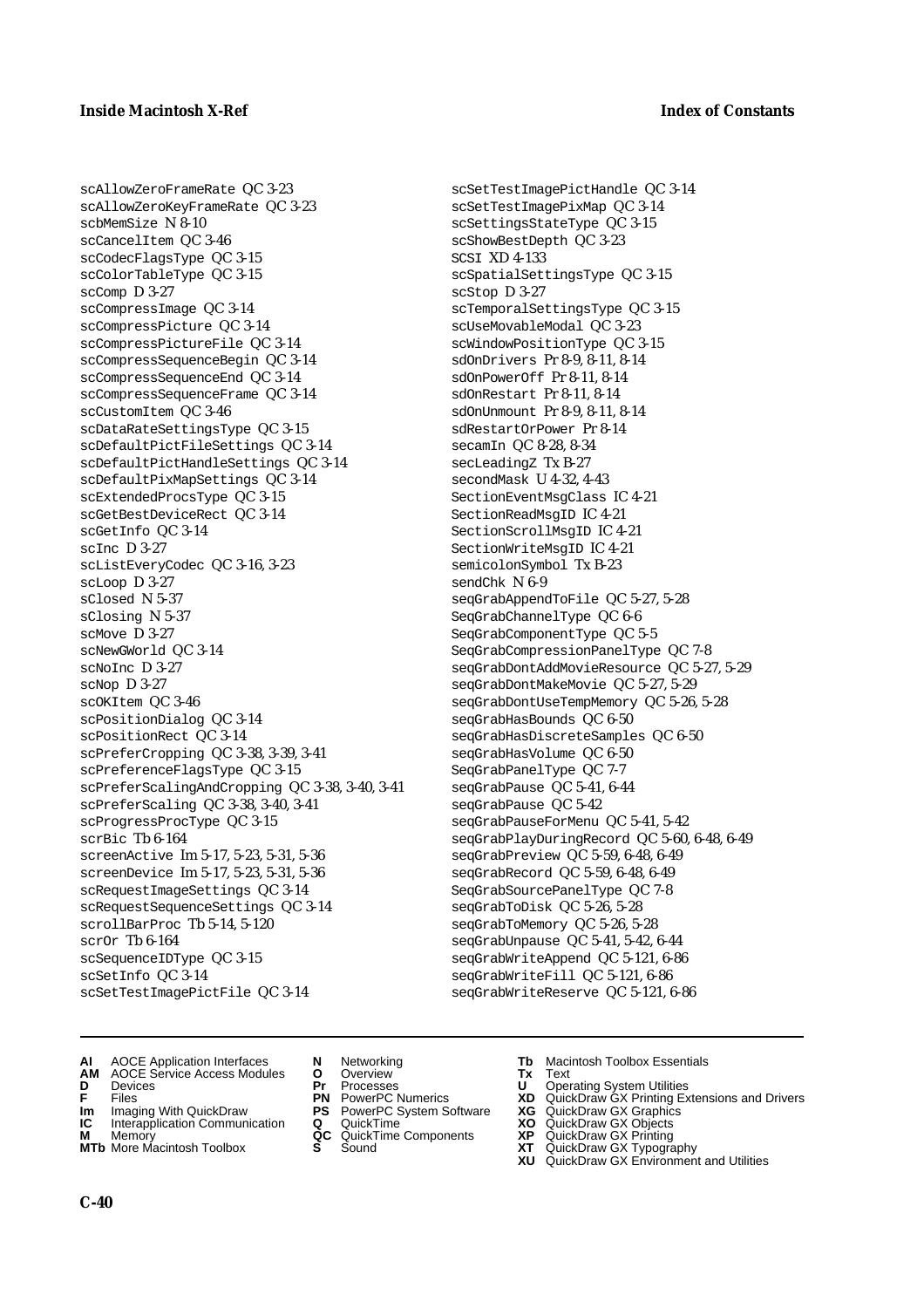scAllowZeroFrameRate QC 3-23
scAllowZeroKeyFrameRate QC 3-23
scbMemSize N 8-10
scCancelItem QC 3-46
scCodecFlagsType QC 3-15
scColorTableType QC 3-15
scComp D 3-27
scCompressImage QC 3-14
scCompressPicture QC 3-14
scCompressPictureFile QC 3-14
scCompressSequenceBegin QC 3-14
scCompressSequenceEnd QC 3-14
scCompressSequenceFrame QC 3-14
scCustomItem QC 3-46
scDataRateSettingsType QC 3-15
scDefaultPictFileSettings QC 3-14
scDefaultPictHandleSettings QC 3-14
scDefaultPixMapSettings QC 3-14
scExtendedProcsType QC 3-15
scGetBestDeviceRect QC 3-14
scGetInfo QC 3-14
scInc D 3-27
scListEveryCodec QC 3-16, 3-23
scLoop D 3-27
sClosed N 5-37
sClosing N 5-37
scMove D 3-27
scNewGWorld QC 3-14
scNoInc D 3-27
scNop D 3-27
scOKItem QC 3-46
scPositionDialog QC 3-14
scPositionRect QC 3-14
scPreferCropping QC 3-38, 3-39, 3-41
scPreferenceFlagsType QC 3-15
scPreferScalingAndCropping QC 3-38, 3-40, 3-41
scPreferScaling QC 3-38, 3-40, 3-41
scProgressProcType QC 3-15
scrBic Tb 6-164
screenActive Im 5-17, 5-23, 5-31, 5-36
screenDevice Im 5-17, 5-23, 5-31, 5-36
scRequestImageSettings QC 3-14
scRequestSequenceSettings QC 3-14
scrollBarProc Tb 5-14, 5-120
scrOr Tb 6-164
scSequenceIDType QC 3-15
scSetInfo QC 3-14
scSetTestImagePictFile QC 3-14
scSetTestImagePictHandle QC 3-14
scSetTestImagePixMap QC 3-14
scSettingsStateType QC 3-15
scShowBestDepth QC 3-23
SCSI XD 4-133
scSpatialSettingsType QC 3-15
scStop D 3-27
scTemporalSettingsType QC 3-15
scUseMovableModal QC 3-23
scWindowPositionType QC 3-15
sdOnDrivers Pr 8-9, 8-11, 8-14
sdOnPowerOff Pr 8-11, 8-14
sdOnRestart Pr 8-11, 8-14
sdOnUnmount Pr 8-9, 8-11, 8-14
sdRestartOrPower Pr 8-14
secamIn QC 8-28, 8-34
secLeadingZ Tx B-27
secondMask U 4-32, 4-43
SectionEventMsgClass IC 4-21
SectionReadMsgID IC 4-21
SectionScrollMsgID IC 4-21
SectionWriteMsgID IC 4-21
semicolonSymbol Tx B-23
sendChk N 6-9
seqGrabAppendToFile QC 5-27, 5-28
SeqGrabChannelType QC 6-6
SeqGrabComponentType QC 5-5
SeqGrabCompressionPanelType QC 7-8
seqGrabDontAddMovieResource QC 5-27, 5-29
seqGrabDontMakeMovie QC 5-27, 5-29
seqGrabDontUseTempMemory QC 5-26, 5-28
seqGrabHasBounds QC 6-50
seqGrabHasDiscreteSamples QC 6-50
seqGrabHasVolume QC 6-50
SeqGrabPanelType QC 7-7
seqGrabPause QC 5-41, 6-44
seqGrabPause QC 5-42
seqGrabPauseForMenu QC 5-41, 5-42
seqGrabPlayDuringRecord QC 5-60, 6-48, 6-49
seqGrabPreview QC 5-59, 6-48, 6-49
seqGrabRecord QC 5-59, 6-48, 6-49
SeqGrabSourcePanelType QC 7-8
seqGrabToDisk QC 5-26, 5-28
seqGrabToMemory QC 5-26, 5-28
seqGrabUnpause QC 5-41, 5-42, 6-44
seqGrabWriteAppend QC 5-121, 6-86
seqGrabWriteFill QC 5-121, 6-86
seqGrabWriteReserve QC 5-121, 6-86

**AI** AOCE Application Interfaces
**AM** AOCE Service Access Modules
**D** Devices
**F** Files
**Im** Imaging With QuickDraw
**IC** Interapplication Communication
**M** Memory
**MTb** More Macintosh Toolbox
**N** Networking
**O** Overview
**Pr** Processes
**PN** PowerPC Numerics
**PS** PowerPC System Software
**Q** QuickTime
**QC** QuickTime Components
**S** Sound
**Tb** Macintosh Toolbox Essentials
**Tx** Text
**U** Operating System Utilities
**XD** QuickDraw GX Printing Extensions and Drivers
**XG** QuickDraw GX Graphics
**XO** QuickDraw GX Objects
**XP** QuickDraw GX Printing
**XT** QuickDraw GX Typography
**XU** QuickDraw GX Environment and Utilities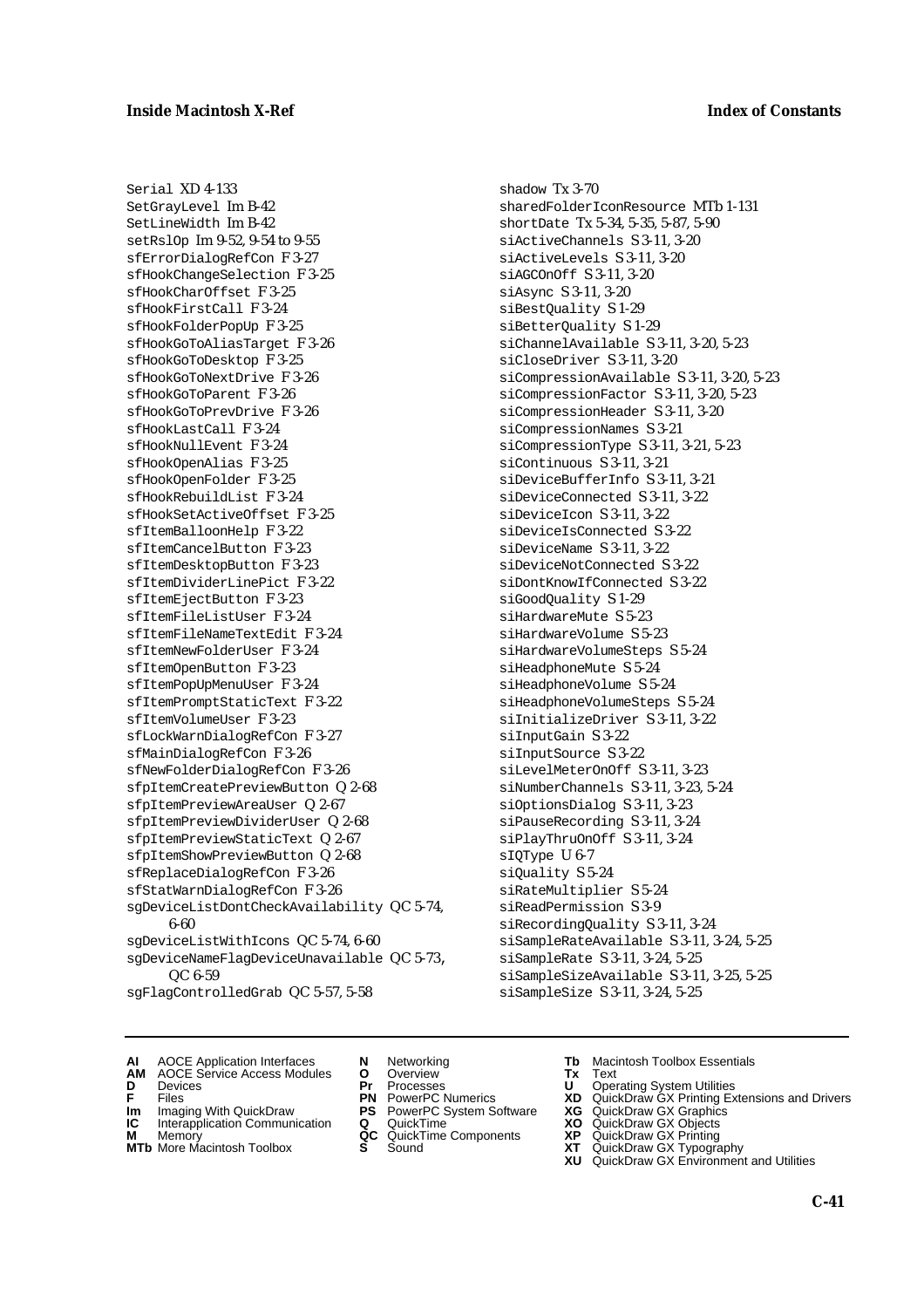Serial XD 4-133
SetGrayLevel Im B-42
SetLineWidth Im B-42
setRslOp Im 9-52, 9-54 to 9-55
sfErrorDialogRefCon F 3-27
sfHookChangeSelection F 3-25
sfHookCharOffset F 3-25
sfHookFirstCall F 3-24
sfHookFolderPopUp F 3-25
sfHookGoToAliasTarget F 3-26
sfHookGoToDesktop F 3-25
sfHookGoToNextDrive F 3-26
sfHookGoToParent F 3-26
sfHookGoToPrevDrive F 3-26
sfHookLastCall F 3-24
sfHookNullEvent F 3-24
sfHookOpenAlias F 3-25
sfHookOpenFolder F 3-25
sfHookRebuildList F 3-24
sfHookSetActiveOffset F 3-25
sfItemBalloonHelp F 3-22
sfItemCancelButton F 3-23
sfItemDesktopButton F 3-23
sfItemDividerLinePict F 3-22
sfItemEjectButton F 3-23
sfItemFileListUser F 3-24
sfItemFileNameTextEdit F 3-24
sfItemNewFolderUser F 3-24
sfItemOpenButton F 3-23
sfItemPopUpMenuUser F 3-24
sfItemPromptStaticText F 3-22
sfItemVolumeUser F 3-23
sfLockWarnDialogRefCon F 3-27
sfMainDialogRefCon F 3-26
sfNewFolderDialogRefCon F 3-26
sfpItemCreatePreviewButton Q 2-68
sfpItemPreviewAreaUser Q 2-67
sfpItemPreviewDividerUser Q 2-68
sfpItemPreviewStaticText Q 2-67
sfpItemShowPreviewButton Q 2-68
sfReplaceDialogRefCon F 3-26
sfStatWarnDialogRefCon F 3-26
sgDeviceListDontCheckAvailability QC 5-74, 6-60
sgDeviceListWithIcons QC 5-74, 6-60
sgDeviceNameFlagDeviceUnavailable QC 5-73, QC 6-59
sgFlagControlledGrab QC 5-57, 5-58
shadow Tx 3-70
sharedFolderIconResource MTb 1-131
shortDate Tx 5-34, 5-35, 5-87, 5-90
siActiveChannels S 3-11, 3-20
siActiveLevels S 3-11, 3-20
siAGCOnOff S 3-11, 3-20
siAsync S 3-11, 3-20
siBestQuality S 1-29
siBetterQuality S 1-29
siChannelAvailable S 3-11, 3-20, 5-23
siCloseDriver S 3-11, 3-20
siCompressionAvailable S 3-11, 3-20, 5-23
siCompressionFactor S 3-11, 3-20, 5-23
siCompressionHeader S 3-11, 3-20
siCompressionNames S 3-21
siCompressionType S 3-11, 3-21, 5-23
siContinuous S 3-11, 3-21
siDeviceBufferInfo S 3-11, 3-21
siDeviceConnected S 3-11, 3-22
siDeviceIcon S 3-11, 3-22
siDeviceIsConnected S 3-22
siDeviceName S 3-11, 3-22
siDeviceNotConnected S 3-22
siDontKnowIfConnected S 3-22
siGoodQuality S 1-29
siHardwareMute S 5-23
siHardwareVolume S 5-23
siHardwareVolumeSteps S 5-24
siHeadphoneMute S 5-24
siHeadphoneVolume S 5-24
siHeadphoneVolumeSteps S 5-24
siInitializeDriver S 3-11, 3-22
siInputGain S 3-22
siInputSource S 3-22
siLevelMeterOnOff S 3-11, 3-23
siNumberChannels S 3-11, 3-23, 5-24
siOptionsDialog S 3-11, 3-23
siPauseRecording S 3-11, 3-24
siPlayThruOnOff S 3-11, 3-24
sIQType U 6-7
siQuality S 5-24
siRateMultiplier S 5-24
siReadPermission S 3-9
siRecordingQuality S 3-11, 3-24
siSampleRateAvailable S 3-11, 3-24, 5-25
siSampleRate S 3-11, 3-24, 5-25
siSampleSizeAvailable S 3-11, 3-25, 5-25
siSampleSize S 3-11, 3-24, 5-25

**AI** AOCE Application Interfaces
**AM** AOCE Service Access Modules
**D** Devices
**F** Files
**Im** Imaging With QuickDraw
**IC** Interapplication Communication
**M** Memory
**MTb** More Macintosh Toolbox
**N** Networking
**O** Overview
**Pr** Processes
**PN** PowerPC Numerics
**PS** PowerPC System Software
**Q** QuickTime
**QC** QuickTime Components
**S** Sound
**Tb** Macintosh Toolbox Essentials
**Tx** Text
**U** Operating System Utilities
**XD** QuickDraw GX Printing Extensions and Drivers
**XG** QuickDraw GX Graphics
**XO** QuickDraw GX Objects
**XP** QuickDraw GX Printing
**XT** QuickDraw GX Typography
**XU** QuickDraw GX Environment and Utilities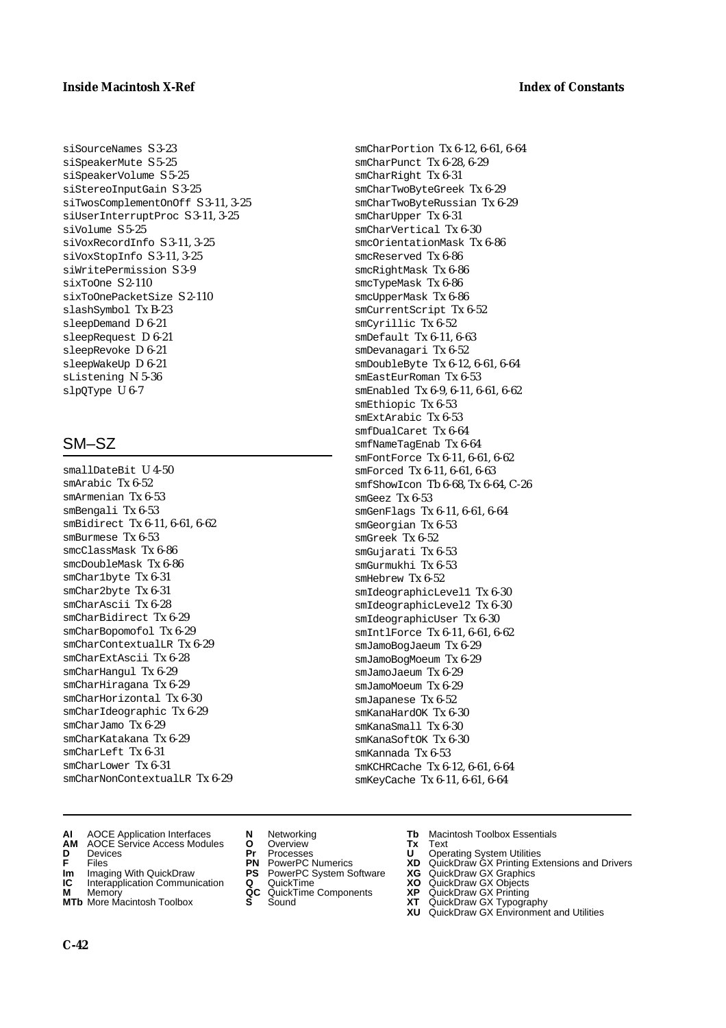siSourceNames S 3-23
siSpeakerMute S 5-25
siSpeakerVolume S 5-25
siStereoInputGain S 3-25
siTwosComplementOnOff S 3-11, 3-25
siUserInterruptProc S 3-11, 3-25
siVolume S 5-25
siVoxRecordInfo S 3-11, 3-25
siVoxStopInfo S 3-11, 3-25
siWritePermission S 3-9
sixToOne S 2-110
sixToOnePacketSize S 2-110
slashSymbol Tx B-23
sleepDemand D 6-21
sleepRequest D 6-21
sleepRevoke D 6-21
sleepWakeUp D 6-21
sListening N 5-36
slpQType U 6-7

## SM–SZ

smallDateBit U 4-50
smArabic Tx 6-52
smArmenian Tx 6-53
smBengali Tx 6-53
smBidirect Tx 6-11, 6-61, 6-62
smBurmese Tx 6-53
smcClassMask Tx 6-86
smcDoubleMask Tx 6-86
smChar1byte Tx 6-31
smChar2byte Tx 6-31
smCharAscii Tx 6-28
smCharBidirect Tx 6-29
smCharBopomofol Tx 6-29
smCharContextualLR Tx 6-29
smCharExtAscii Tx 6-28
smCharHangul Tx 6-29
smCharHiragana Tx 6-29
smCharHorizontal Tx 6-30
smCharIdeographic Tx 6-29
smCharJamo Tx 6-29
smCharKatakana Tx 6-29
smCharLeft Tx 6-31
smCharLower Tx 6-31
smCharNonContextualLR Tx 6-29
smCharPortion Tx 6-12, 6-61, 6-64
smCharPunct Tx 6-28, 6-29
smCharRight Tx 6-31
smCharTwoByteGreek Tx 6-29
smCharTwoByteRussian Tx 6-29
smCharUpper Tx 6-31
smCharVertical Tx 6-30
smcOrientationMask Tx 6-86
smcReserved Tx 6-86
smcRightMask Tx 6-86
smcTypeMask Tx 6-86
smcUpperMask Tx 6-86
smCurrentScript Tx 6-52
smCyrillic Tx 6-52
smDefault Tx 6-11, 6-63
smDevanagari Tx 6-52
smDoubleByte Tx 6-12, 6-61, 6-64
smEastEurRoman Tx 6-53
smEnabled Tx 6-9, 6-11, 6-61, 6-62
smEthiopic Tx 6-53
smExtArabic Tx 6-53
smfDualCaret Tx 6-64
smfNameTagEnab Tx 6-64
smFontForce Tx 6-11, 6-61, 6-62
smForced Tx 6-11, 6-61, 6-63
smfShowIcon Tb 6-68, Tx 6-64, C-26
smGeez Tx 6-53
smGenFlags Tx 6-11, 6-61, 6-64
smGeorgian Tx 6-53
smGreek Tx 6-52
smGujarati Tx 6-53
smGurmukhi Tx 6-53
smHebrew Tx 6-52
smIdeographicLevel1 Tx 6-30
smIdeographicLevel2 Tx 6-30
smIdeographicUser Tx 6-30
smIntlForce Tx 6-11, 6-61, 6-62
smJamoBogJaeum Tx 6-29
smJamoBogMoeum Tx 6-29
smJamoJaeum Tx 6-29
smJamoMoeum Tx 6-29
smJapanese Tx 6-52
smKanaHardOK Tx 6-30
smKanaSmall Tx 6-30
smKanaSoftOK Tx 6-30
smKannada Tx 6-53
smKCHRCache Tx 6-12, 6-61, 6-64
smKeyCache Tx 6-11, 6-61, 6-64

**AI** AOCE Application Interfaces
**AM** AOCE Service Access Modules
**D** Devices
**F** Files
**Im** Imaging With QuickDraw
**IC** Interapplication Communication
**M** Memory
**MTb** More Macintosh Toolbox
**N** Networking
**O** Overview
**Pr** Processes
**PN** PowerPC Numerics
**PS** PowerPC System Software
**Q** QuickTime
**QC** QuickTime Components
**S** Sound
**Tb** Macintosh Toolbox Essentials
**Tx** Text
**U** Operating System Utilities
**XD** QuickDraw GX Printing Extensions and Drivers
**XG** QuickDraw GX Graphics
**XO** QuickDraw GX Objects
**XP** QuickDraw GX Printing
**XT** QuickDraw GX Typography
**XU** QuickDraw GX Environment and Utilities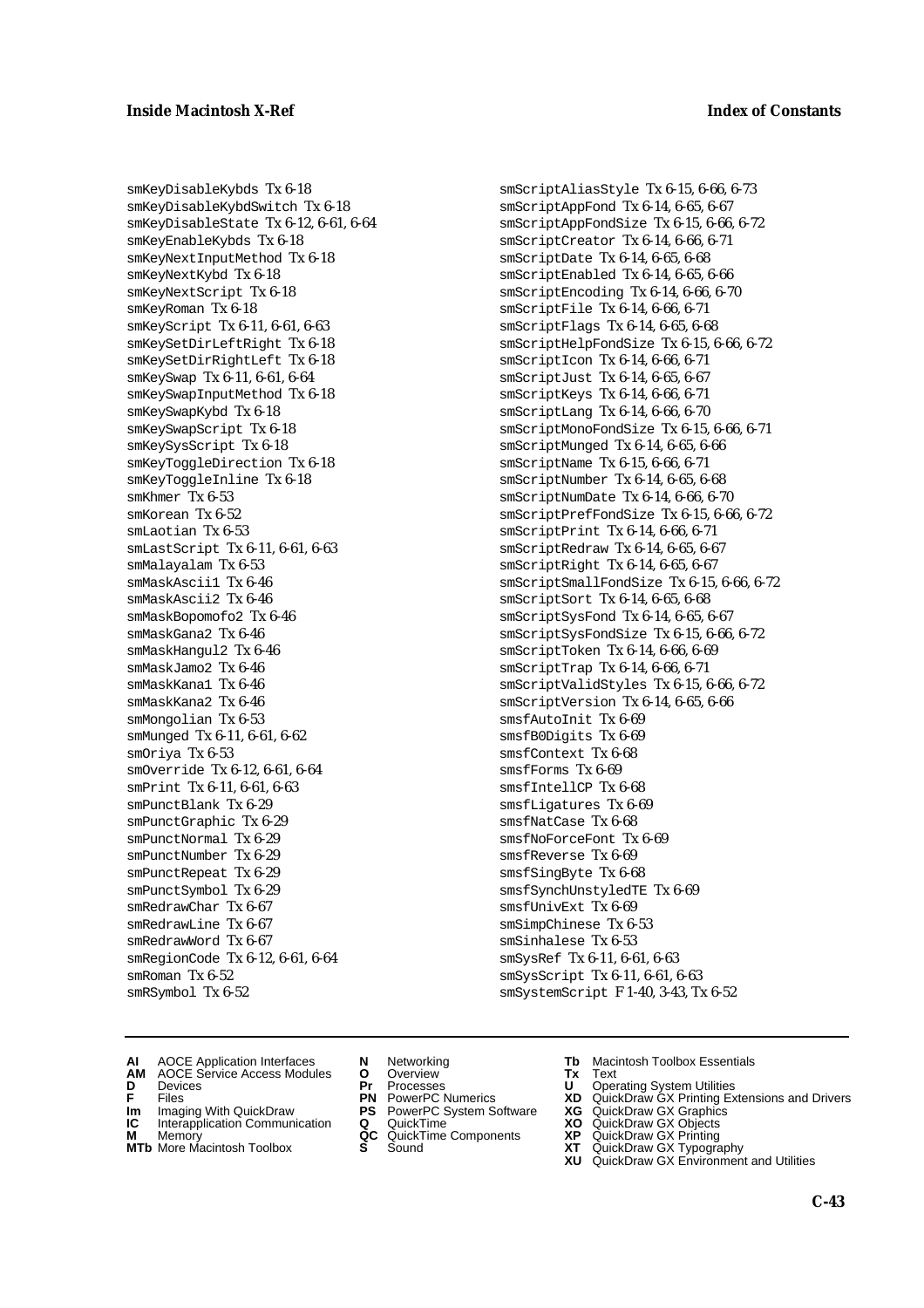smKeyDisableKybds Tx 6-18
smKeyDisableKybdSwitch Tx 6-18
smKeyDisableState Tx 6-12, 6-61, 6-64
smKeyEnableKybds Tx 6-18
smKeyNextInputMethod Tx 6-18
smKeyNextKybd Tx 6-18
smKeyNextScript Tx 6-18
smKeyRoman Tx 6-18
smKeyScript Tx 6-11, 6-61, 6-63
smKeySetDirLeftRight Tx 6-18
smKeySetDirRightLeft Tx 6-18
smKeySwap Tx 6-11, 6-61, 6-64
smKeySwapInputMethod Tx 6-18
smKeySwapKybd Tx 6-18
smKeySwapScript Tx 6-18
smKeySysScript Tx 6-18
smKeyToggleDirection Tx 6-18
smKeyToggleInline Tx 6-18
smKhmer Tx 6-53
smKorean Tx 6-52
smLaotian Tx 6-53
smLastScript Tx 6-11, 6-61, 6-63
smMalayalam Tx 6-53
smMaskAscii1 Tx 6-46
smMaskAscii2 Tx 6-46
smMaskBopomofo2 Tx 6-46
smMaskGana2 Tx 6-46
smMaskHangul2 Tx 6-46
smMaskJamo2 Tx 6-46
smMaskKana1 Tx 6-46
smMaskKana2 Tx 6-46
smMongolian Tx 6-53
smMunged Tx 6-11, 6-61, 6-62
smOriya Tx 6-53
smOverride Tx 6-12, 6-61, 6-64
smPrint Tx 6-11, 6-61, 6-63
smPunctBlank Tx 6-29
smPunctGraphic Tx 6-29
smPunctNormal Tx 6-29
smPunctNumber Tx 6-29
smPunctRepeat Tx 6-29
smPunctSymbol Tx 6-29
smRedrawChar Tx 6-67
smRedrawLine Tx 6-67
smRedrawWord Tx 6-67
smRegionCode Tx 6-12, 6-61, 6-64
smRoman Tx 6-52
smRSymbol Tx 6-52
smScriptAliasStyle Tx 6-15, 6-66, 6-73
smScriptAppFond Tx 6-14, 6-65, 6-67
smScriptAppFondSize Tx 6-15, 6-66, 6-72
smScriptCreator Tx 6-14, 6-66, 6-71
smScriptDate Tx 6-14, 6-65, 6-68
smScriptEnabled Tx 6-14, 6-65, 6-66
smScriptEncoding Tx 6-14, 6-66, 6-70
smScriptFile Tx 6-14, 6-66, 6-71
smScriptFlags Tx 6-14, 6-65, 6-68
smScriptHelpFondSize Tx 6-15, 6-66, 6-72
smScriptIcon Tx 6-14, 6-66, 6-71
smScriptJust Tx 6-14, 6-65, 6-67
smScriptKeys Tx 6-14, 6-66, 6-71
smScriptLang Tx 6-14, 6-66, 6-70
smScriptMonoFondSize Tx 6-15, 6-66, 6-71
smScriptMunged Tx 6-14, 6-65, 6-66
smScriptName Tx 6-15, 6-66, 6-71
smScriptNumber Tx 6-14, 6-65, 6-68
smScriptNumDate Tx 6-14, 6-66, 6-70
smScriptPrefFondSize Tx 6-15, 6-66, 6-72
smScriptPrint Tx 6-14, 6-66, 6-71
smScriptRedraw Tx 6-14, 6-65, 6-67
smScriptRight Tx 6-14, 6-65, 6-67
smScriptSmallFondSize Tx 6-15, 6-66, 6-72
smScriptSort Tx 6-14, 6-65, 6-68
smScriptSysFond Tx 6-14, 6-65, 6-67
smScriptSysFondSize Tx 6-15, 6-66, 6-72
smScriptToken Tx 6-14, 6-66, 6-69
smScriptTrap Tx 6-14, 6-66, 6-71
smScriptValidStyles Tx 6-15, 6-66, 6-72
smScriptVersion Tx 6-14, 6-65, 6-66
smsfAutoInit Tx 6-69
smsfB0Digits Tx 6-69
smsfContext Tx 6-68
smsfForms Tx 6-69
smsfIntellCP Tx 6-68
smsfLigatures Tx 6-69
smsfNatCase Tx 6-68
smsfNoForceFont Tx 6-69
smsfReverse Tx 6-69
smsfSingByte Tx 6-68
smsfSynchUnstyledTE Tx 6-69
smsfUnivExt Tx 6-69
smSimpChinese Tx 6-53
smSinhalese Tx 6-53
smSysRef Tx 6-11, 6-61, 6-63
smSysScript Tx 6-11, 6-61, 6-63
smSystemScript F 1-40, 3-43, Tx 6-52

**AI** AOCE Application Interfaces
**AM** AOCE Service Access Modules
**D** Devices
**F** Files
**Im** Imaging With QuickDraw
**IC** Interapplication Communication
**M** Memory
**MTb** More Macintosh Toolbox
**N** Networking
**O** Overview
**Pr** Processes
**PN** PowerPC Numerics
**PS** PowerPC System Software
**Q** QuickTime
**QC** QuickTime Components
**S** Sound
**Tb** Macintosh Toolbox Essentials
**Tx** Text
**U** Operating System Utilities
**XD** QuickDraw GX Printing Extensions and Drivers
**XG** QuickDraw GX Graphics
**XO** QuickDraw GX Objects
**XP** QuickDraw GX Printing
**XT** QuickDraw GX Typography
**XU** QuickDraw GX Environment and Utilities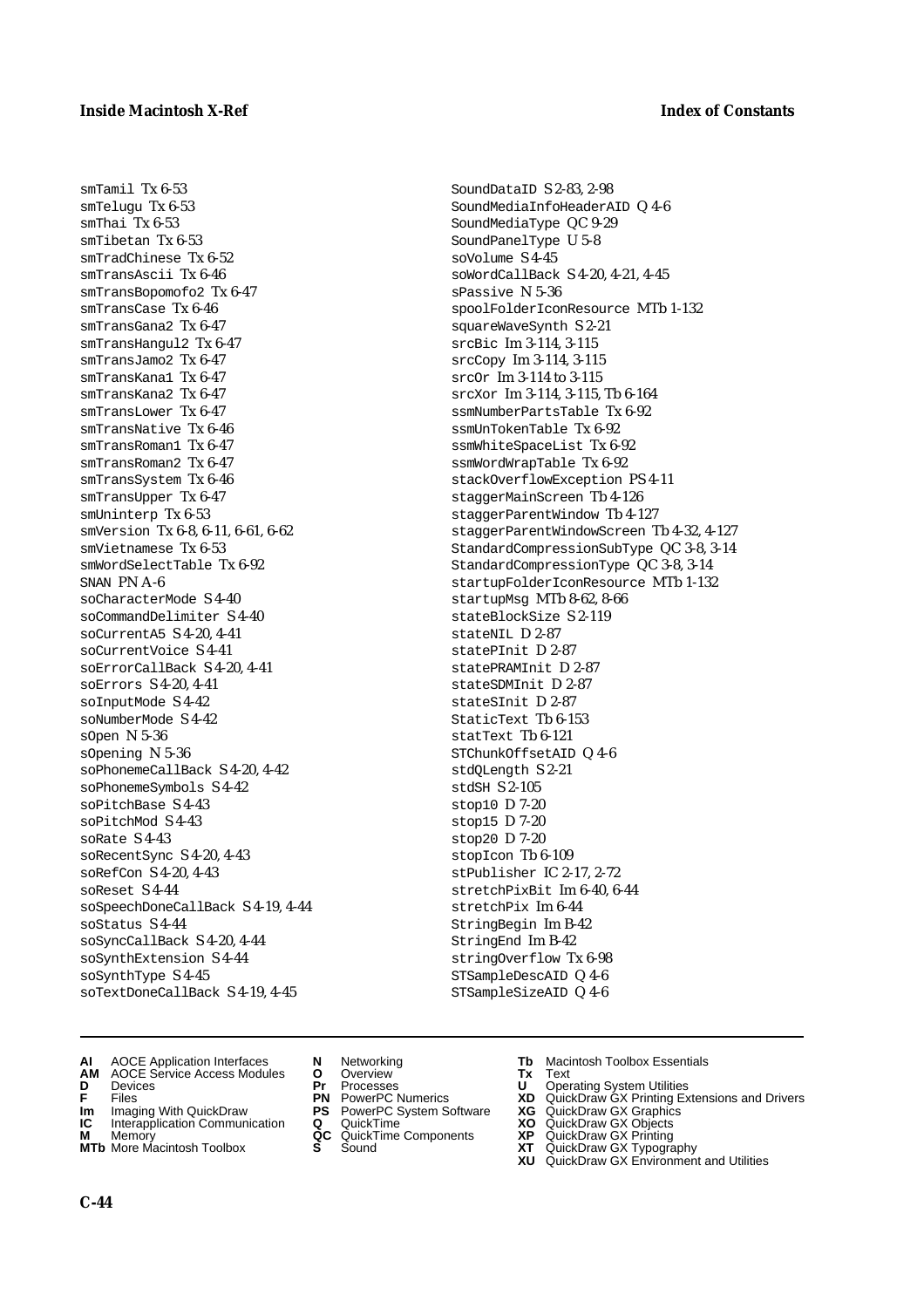smTamil Tx 6-53
smTelugu Tx 6-53
smThai Tx 6-53
smTibetan Tx 6-53
smTradChinese Tx 6-52
smTransAscii Tx 6-46
smTransBopomofo2 Tx 6-47
smTransCase Tx 6-46
smTransGana2 Tx 6-47
smTransHangul2 Tx 6-47
smTransJamo2 Tx 6-47
smTransKana1 Tx 6-47
smTransKana2 Tx 6-47
smTransLower Tx 6-47
smTransNative Tx 6-46
smTransRoman1 Tx 6-47
smTransRoman2 Tx 6-47
smTransSystem Tx 6-46
smTransUpper Tx 6-47
smUninterp Tx 6-53
smVersion Tx 6-8, 6-11, 6-61, 6-62
smVietnamese Tx 6-53
smWordSelectTable Tx 6-92
SNAN PN A-6
soCharacterMode S 4-40
soCommandDelimiter S 4-40
soCurrentA5 S 4-20, 4-41
soCurrentVoice S 4-41
soErrorCallBack S 4-20, 4-41
soErrors S 4-20, 4-41
soInputMode S 4-42
soNumberMode S 4-42
sOpen N 5-36
sOpening N 5-36
soPhonemeCallBack S 4-20, 4-42
soPhonemeSymbols S 4-42
soPitchBase S 4-43
soPitchMod S 4-43
soRate S 4-43
soRecentSync S 4-20, 4-43
soRefCon S 4-20, 4-43
soReset S 4-44
soSpeechDoneCallBack S 4-19, 4-44
soStatus S 4-44
soSyncCallBack S 4-20, 4-44
soSynthExtension S 4-44
soSynthType S 4-45
soTextDoneCallBack S 4-19, 4-45
SoundDataID S 2-83, 2-98
SoundMediaInfoHeaderAID Q 4-6
SoundMediaType QC 9-29
SoundPanelType U 5-8
soVolume S 4-45
soWordCallBack S 4-20, 4-21, 4-45
sPassive N 5-36
spoolFolderIconResource MTb 1-132
squareWaveSynth S 2-21
srcBic Im 3-114, 3-115
srcCopy Im 3-114, 3-115
srcOr Im 3-114 to 3-115
srcXor Im 3-114, 3-115, Tb 6-164
ssmNumberPartsTable Tx 6-92
ssmUnTokenTable Tx 6-92
ssmWhiteSpaceList Tx 6-92
ssmWordWrapTable Tx 6-92
stackOverflowException PS 4-11
staggerMainScreen Tb 4-126
staggerParentWindow Tb 4-127
staggerParentWindowScreen Tb 4-32, 4-127
StandardCompressionSubType QC 3-8, 3-14
StandardCompressionType QC 3-8, 3-14
startupFolderIconResource MTb 1-132
startupMsg MTb 8-62, 8-66
stateBlockSize S 2-119
stateNIL D 2-87
statePInit D 2-87
statePRAMInit D 2-87
stateSDMInit D 2-87
stateSInit D 2-87
StaticText Tb 6-153
statText Tb 6-121
STChunkOffsetAID Q 4-6
stdQLength S 2-21
stdSH S 2-105
stop10 D 7-20
stop15 D 7-20
stop20 D 7-20
stopIcon Tb 6-109
stPublisher IC 2-17, 2-72
stretchPixBit Im 6-40, 6-44
stretchPix Im 6-44
StringBegin Im B-42
StringEnd Im B-42
stringOverflow Tx 6-98
STSampleDescAID Q 4-6
STSampleSizeAID Q 4-6

**AI** AOCE Application Interfaces
**AM** AOCE Service Access Modules
**D** Devices
**F** Files
**Im** Imaging With QuickDraw
**IC** Interapplication Communication
**M** Memory
**MTb** More Macintosh Toolbox
**N** Networking
**O** Overview
**Pr** Processes
**PN** PowerPC Numerics
**PS** PowerPC System Software
**Q** QuickTime
**QC** QuickTime Components
**S** Sound
**Tb** Macintosh Toolbox Essentials
**Tx** Text
**U** Operating System Utilities
**XD** QuickDraw GX Printing Extensions and Drivers
**XG** QuickDraw GX Graphics
**XO** QuickDraw GX Objects
**XP** QuickDraw GX Printing
**XT** QuickDraw GX Typography
**XU** QuickDraw GX Environment and Utilities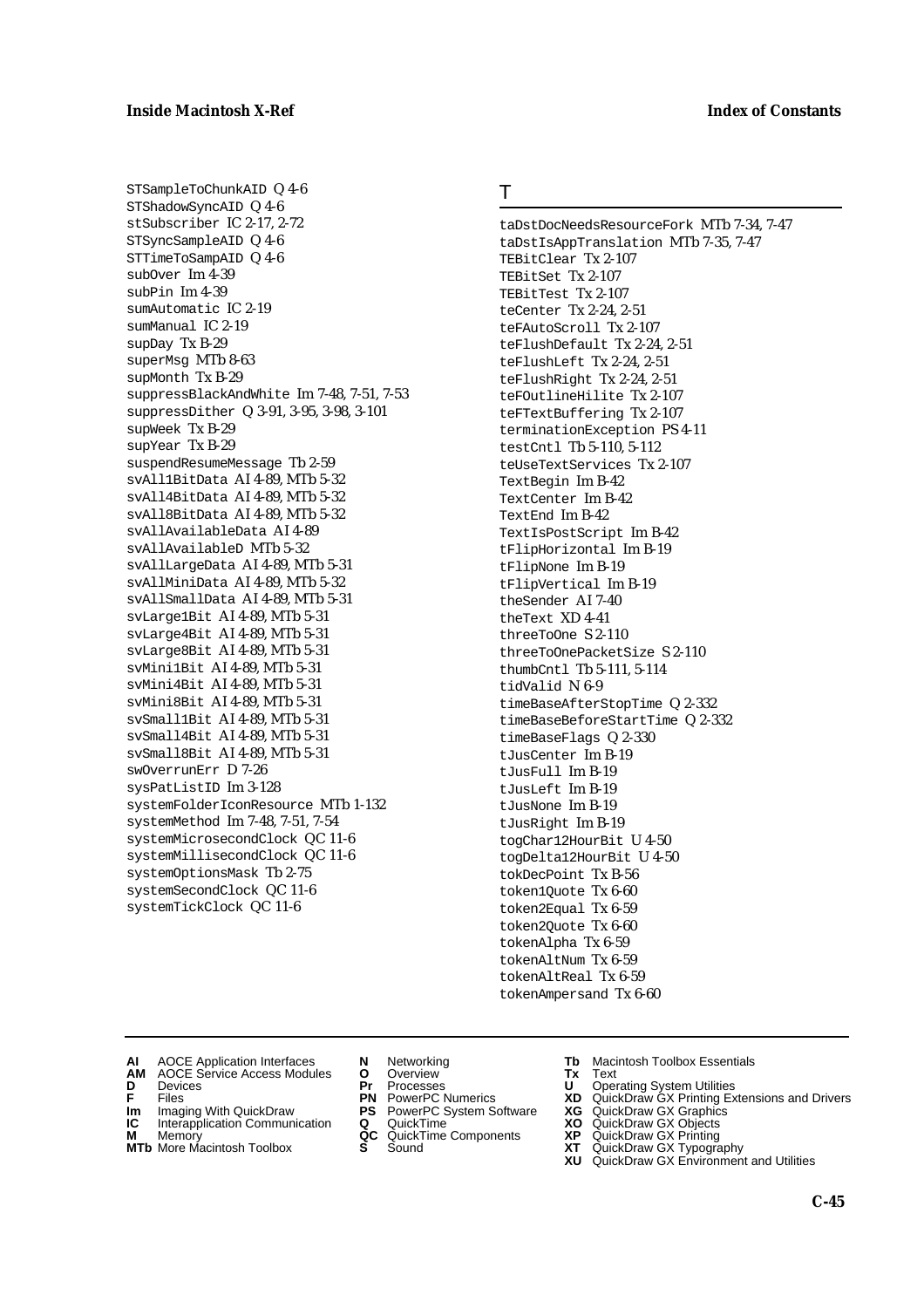STSampleToChunkAID Q 4-6
STShadowSyncAID Q 4-6
stSubscriber IC 2-17, 2-72
STSyncSampleAID Q 4-6
STTimeToSampAID Q 4-6
subOver Im 4-39
subPin Im 4-39
sumAutomatic IC 2-19
sumManual IC 2-19
supDay Tx B-29
superMsg MTb 8-63
supMonth Tx B-29
suppressBlackAndWhite Im 7-48, 7-51, 7-53
suppressDither Q 3-91, 3-95, 3-98, 3-101
supWeek Tx B-29
supYear Tx B-29
suspendResumeMessage Tb 2-59
svAll1BitData AI 4-89, MTb 5-32
svAll4BitData AI 4-89, MTb 5-32
svAll8BitData AI 4-89, MTb 5-32
svAllAvailableData AI 4-89
svAllAvailableD MTb 5-32
svAllLargeData AI 4-89, MTb 5-31
svAllMiniData AI 4-89, MTb 5-32
svAllSmallData AI 4-89, MTb 5-31
svLarge1Bit AI 4-89, MTb 5-31
svLarge4Bit AI 4-89, MTb 5-31
svLarge8Bit AI 4-89, MTb 5-31
svMini1Bit AI 4-89, MTb 5-31
svMini4Bit AI 4-89, MTb 5-31
svMini8Bit AI 4-89, MTb 5-31
svSmall1Bit AI 4-89, MTb 5-31
svSmall4Bit AI 4-89, MTb 5-31
svSmall8Bit AI 4-89, MTb 5-31
swOverrunErr D 7-26
sysPatListID Im 3-128
systemFolderIconResource MTb 1-132
systemMethod Im 7-48, 7-51, 7-54
systemMicrosecondClock QC 11-6
systemMillisecondClock QC 11-6
systemOptionsMask Tb 2-75
systemSecondClock QC 11-6
systemTickClock QC 11-6

## T

taDstDocNeedsResourceFork MTb 7-34, 7-47
taDstIsAppTranslation MTb 7-35, 7-47
TEBitClear Tx 2-107
TEBitSet Tx 2-107
TEBitTest Tx 2-107
teCenter Tx 2-24, 2-51
teFAutoScroll Tx 2-107
teFlushDefault Tx 2-24, 2-51
teFlushLeft Tx 2-24, 2-51
teFlushRight Tx 2-24, 2-51
teFOutlineHilite Tx 2-107
teFTextBuffering Tx 2-107
terminationException PS 4-11
testCntl Tb 5-110, 5-112
teUseTextServices Tx 2-107
TextBegin Im B-42
TextCenter Im B-42
TextEnd Im B-42
TextIsPostScript Im B-42
tFlipHorizontal Im B-19
tFlipNone Im B-19
tFlipVertical Im B-19
theSender AI 7-40
theText XD 4-41
threeToOne S 2-110
threeToOnePacketSize S 2-110
thumbCntl Tb 5-111, 5-114
tidValid N 6-9
timeBaseAfterStopTime Q 2-332
timeBaseBeforeStartTime Q 2-332
timeBaseFlags Q 2-330
tJusCenter Im B-19
tJusFull Im B-19
tJusLeft Im B-19
tJusNone Im B-19
tJusRight Im B-19
togChar12HourBit U 4-50
togDelta12HourBit U 4-50
tokDecPoint Tx B-56
token1Quote Tx 6-60
token2Equal Tx 6-59
token2Quote Tx 6-60
tokenAlpha Tx 6-59
tokenAltNum Tx 6-59
tokenAltReal Tx 6-59
tokenAmpersand Tx 6-60

**AI** AOCE Application Interfaces
**AM** AOCE Service Access Modules
**D** Devices
**F** Files
**Im** Imaging With QuickDraw
**IC** Interapplication Communication
**M** Memory
**MTb** More Macintosh Toolbox
**N** Networking
**O** Overview
**Pr** Processes
**PN** PowerPC Numerics
**PS** PowerPC System Software
**Q** QuickTime
**QC** QuickTime Components
**S** Sound
**Tb** Macintosh Toolbox Essentials
**Tx** Text
**U** Operating System Utilities
**XD** QuickDraw GX Printing Extensions and Drivers
**XG** QuickDraw GX Graphics
**XO** QuickDraw GX Objects
**XP** QuickDraw GX Printing
**XT** QuickDraw GX Typography
**XU** QuickDraw GX Environment and Utilities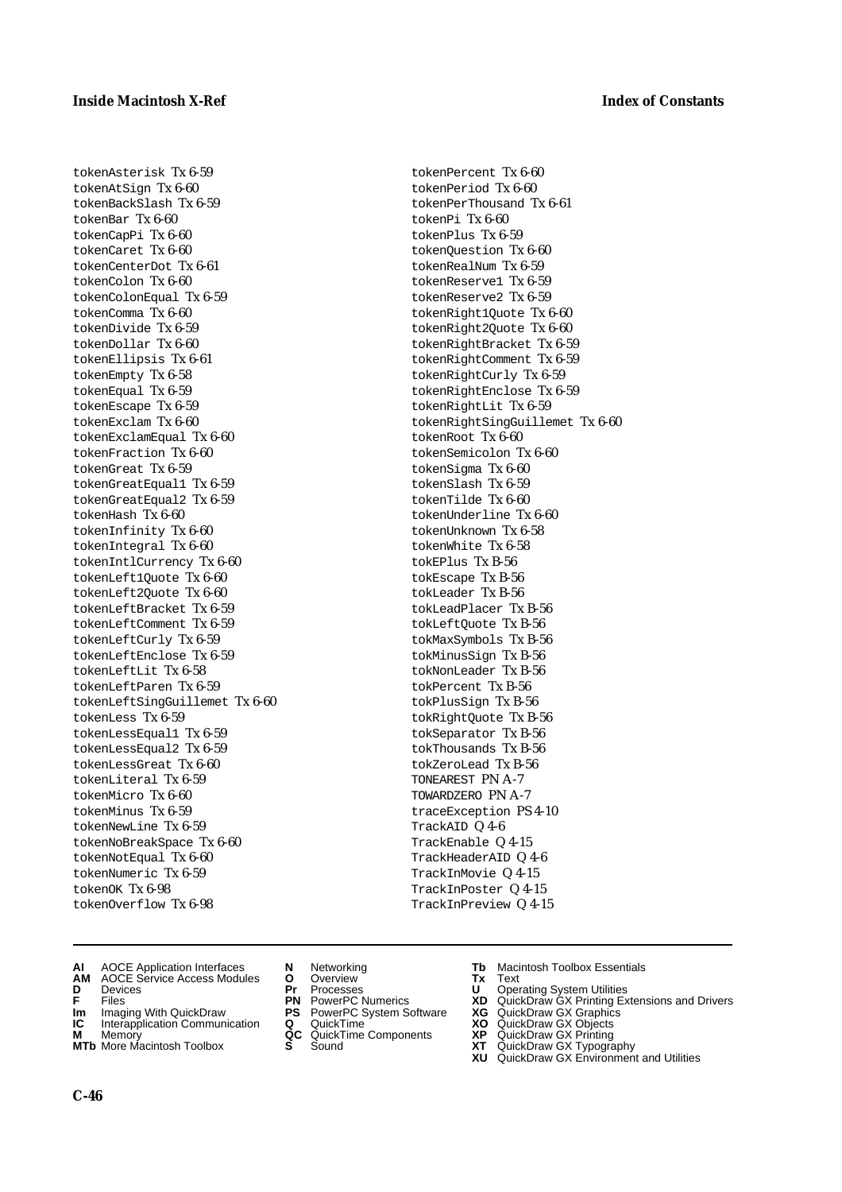tokenAsterisk Tx 6-59
tokenAtSign Tx 6-60
tokenBackSlash Tx 6-59
tokenBar Tx 6-60
tokenCapPi Tx 6-60
tokenCaret Tx 6-60
tokenCenterDot Tx 6-61
tokenColon Tx 6-60
tokenColonEqual Tx 6-59
tokenComma Tx 6-60
tokenDivide Tx 6-59
tokenDollar Tx 6-60
tokenEllipsis Tx 6-61
tokenEmpty Tx 6-58
tokenEqual Tx 6-59
tokenEscape Tx 6-59
tokenExclam Tx 6-60
tokenExclamEqual Tx 6-60
tokenFraction Tx 6-60
tokenGreat Tx 6-59
tokenGreatEqual1 Tx 6-59
tokenGreatEqual2 Tx 6-59
tokenHash Tx 6-60
tokenInfinity Tx 6-60
tokenIntegral Tx 6-60
tokenIntlCurrency Tx 6-60
tokenLeft1Quote Tx 6-60
tokenLeft2Quote Tx 6-60
tokenLeftBracket Tx 6-59
tokenLeftComment Tx 6-59
tokenLeftCurly Tx 6-59
tokenLeftEnclose Tx 6-59
tokenLeftLit Tx 6-58
tokenLeftParen Tx 6-59
tokenLeftSingGuillemet Tx 6-60
tokenLess Tx 6-59
tokenLessEqual1 Tx 6-59
tokenLessEqual2 Tx 6-59
tokenLessGreat Tx 6-60
tokenLiteral Tx 6-59
tokenMicro Tx 6-60
tokenMinus Tx 6-59
tokenNewLine Tx 6-59
tokenNoBreakSpace Tx 6-60
tokenNotEqual Tx 6-60
tokenNumeric Tx 6-59
tokenOK Tx 6-98
tokenOverflow Tx 6-98
tokenPercent Tx 6-60
tokenPeriod Tx 6-60
tokenPerThousand Tx 6-61
tokenPi Tx 6-60
tokenPlus Tx 6-59
tokenQuestion Tx 6-60
tokenRealNum Tx 6-59
tokenReserve1 Tx 6-59
tokenReserve2 Tx 6-59
tokenRight1Quote Tx 6-60
tokenRight2Quote Tx 6-60
tokenRightBracket Tx 6-59
tokenRightComment Tx 6-59
tokenRightCurly Tx 6-59
tokenRightEnclose Tx 6-59
tokenRightLit Tx 6-59
tokenRightSingGuillemet Tx 6-60
tokenRoot Tx 6-60
tokenSemicolon Tx 6-60
tokenSigma Tx 6-60
tokenSlash Tx 6-59
tokenTilde Tx 6-60
tokenUnderline Tx 6-60
tokenUnknown Tx 6-58
tokenWhite Tx 6-58
tokEPlus Tx B-56
tokEscape Tx B-56
tokLeader Tx B-56
tokLeadPlacer Tx B-56
tokLeftQuote Tx B-56
tokMaxSymbols Tx B-56
tokMinusSign Tx B-56
tokNonLeader Tx B-56
tokPercent Tx B-56
tokPlusSign Tx B-56
tokRightQuote Tx B-56
tokSeparator Tx B-56
tokThousands Tx B-56
tokZeroLead Tx B-56
TONEAREST PN A-7
TOWARDZERO PN A-7
traceException PS 4-10
TrackAID Q 4-6
TrackEnable Q 4-15
TrackHeaderAID Q 4-6
TrackInMovie Q 4-15
TrackInPoster Q 4-15
TrackInPreview Q 4-15

**AI** AOCE Application Interfaces
**AM** AOCE Service Access Modules
**D** Devices
**F** Files
**Im** Imaging With QuickDraw
**IC** Interapplication Communication
**M** Memory
**MTb** More Macintosh Toolbox
**N** Networking
**O** Overview
**Pr** Processes
**PN** PowerPC Numerics
**PS** PowerPC System Software
**Q** QuickTime
**QC** QuickTime Components
**S** Sound
**Tb** Macintosh Toolbox Essentials
**Tx** Text
**U** Operating System Utilities
**XD** QuickDraw GX Printing Extensions and Drivers
**XG** QuickDraw GX Graphics
**XO** QuickDraw GX Objects
**XP** QuickDraw GX Printing
**XT** QuickDraw GX Typography
**XU** QuickDraw GX Environment and Utilities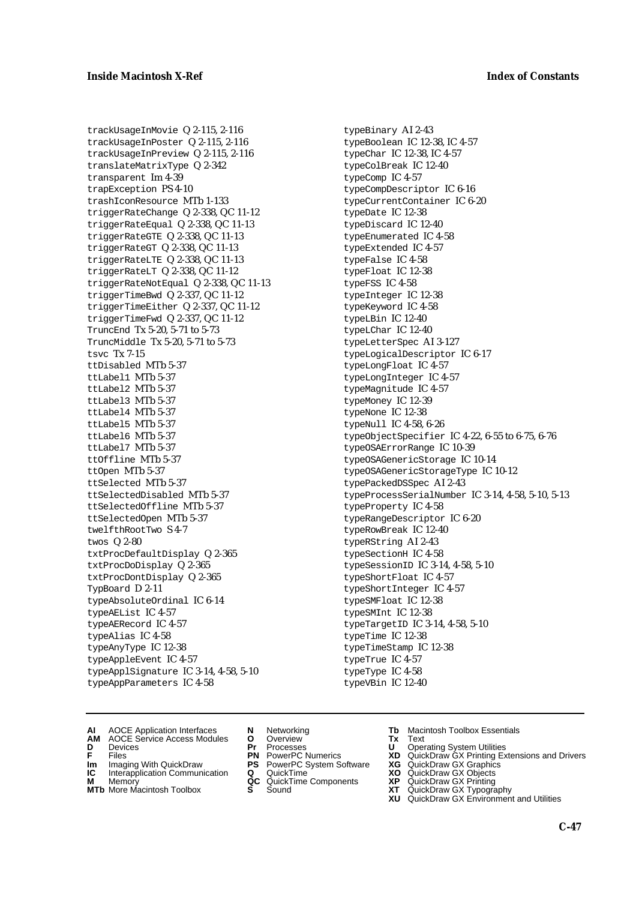trackUsageInMovie Q 2-115, 2-116
trackUsageInPoster Q 2-115, 2-116
trackUsageInPreview Q 2-115, 2-116
translateMatrixType Q 2-342
transparent Im 4-39
trapException PS 4-10
trashIconResource MTb 1-133
triggerRateChange Q 2-338, QC 11-12
triggerRateEqual Q 2-338, QC 11-13
triggerRateGTE Q 2-338, QC 11-13
triggerRateGT Q 2-338, QC 11-13
triggerRateLTE Q 2-338, QC 11-13
triggerRateLT Q 2-338, QC 11-12
triggerRateNotEqual Q 2-338, QC 11-13
triggerTimeBwd Q 2-337, QC 11-12
triggerTimeEither Q 2-337, QC 11-12
triggerTimeFwd Q 2-337, QC 11-12
TruncEnd Tx 5-20, 5-71 to 5-73
TruncMiddle Tx 5-20, 5-71 to 5-73
tsvc Tx 7-15
ttDisabled MTb 5-37
ttLabel1 MTb 5-37
ttLabel2 MTb 5-37
ttLabel3 MTb 5-37
ttLabel4 MTb 5-37
ttLabel5 MTb 5-37
ttLabel6 MTb 5-37
ttLabel7 MTb 5-37
ttOffline MTb 5-37
ttOpen MTb 5-37
ttSelected MTb 5-37
ttSelectedDisabled MTb 5-37
ttSelectedOffline MTb 5-37
ttSelectedOpen MTb 5-37
twelfthRootTwo S 4-7
twos Q 2-80
txtProcDefaultDisplay Q 2-365
txtProcDoDisplay Q 2-365
txtProcDontDisplay Q 2-365
TypBoard D 2-11
typeAbsoluteOrdinal IC 6-14
typeAEList IC 4-57
typeAERecord IC 4-57
typeAlias IC 4-58
typeAnyType IC 12-38
typeAppleEvent IC 4-57
typeApplSignature IC 3-14, 4-58, 5-10
typeAppParameters IC 4-58
typeBinary AI 2-43
typeBoolean IC 12-38, IC 4-57
typeChar IC 12-38, IC 4-57
typeColBreak IC 12-40
typeComp IC 4-57
typeCompDescriptor IC 6-16
typeCurrentContainer IC 6-20
typeDate IC 12-38
typeDiscard IC 12-40
typeEnumerated IC 4-58
typeExtended IC 4-57
typeFalse IC 4-58
typeFloat IC 12-38
typeFSS IC 4-58
typeInteger IC 12-38
typeKeyword IC 4-58
typeLBin IC 12-40
typeLChar IC 12-40
typeLetterSpec AI 3-127
typeLogicalDescriptor IC 6-17
typeLongFloat IC 4-57
typeLongInteger IC 4-57
typeMagnitude IC 4-57
typeMoney IC 12-39
typeNone IC 12-38
typeNull IC 4-58, 6-26
typeObjectSpecifier IC 4-22, 6-55 to 6-75, 6-76
typeOSAErrorRange IC 10-39
typeOSAGenericStorage IC 10-14
typeOSAGenericStorageType IC 10-12
typePackedDSSpec AI 2-43
typeProcessSerialNumber IC 3-14, 4-58, 5-10, 5-13
typeProperty IC 4-58
typeRangeDescriptor IC 6-20
typeRowBreak IC 12-40
typeRString AI 2-43
typeSectionH IC 4-58
typeSessionID IC 3-14, 4-58, 5-10
typeShortFloat IC 4-57
typeShortInteger IC 4-57
typeSMFloat IC 12-38
typeSMInt IC 12-38
typeTargetID IC 3-14, 4-58, 5-10
typeTime IC 12-38
typeTimeStamp IC 12-38
typeTrue IC 4-57
typeType IC 4-58
typeVBin IC 12-40

**AI** AOCE Application Interfaces
**AM** AOCE Service Access Modules
**D** Devices
**F** Files
**Im** Imaging With QuickDraw
**IC** Interapplication Communication
**M** Memory
**MTb** More Macintosh Toolbox
**N** Networking
**O** Overview
**Pr** Processes
**PN** PowerPC Numerics
**PS** PowerPC System Software
**Q** QuickTime
**QC** QuickTime Components
**S** Sound
**Tb** Macintosh Toolbox Essentials
**Tx** Text
**U** Operating System Utilities
**XD** QuickDraw GX Printing Extensions and Drivers
**XG** QuickDraw GX Graphics
**XO** QuickDraw GX Objects
**XP** QuickDraw GX Printing
**XT** QuickDraw GX Typography
**XU** QuickDraw GX Environment and Utilities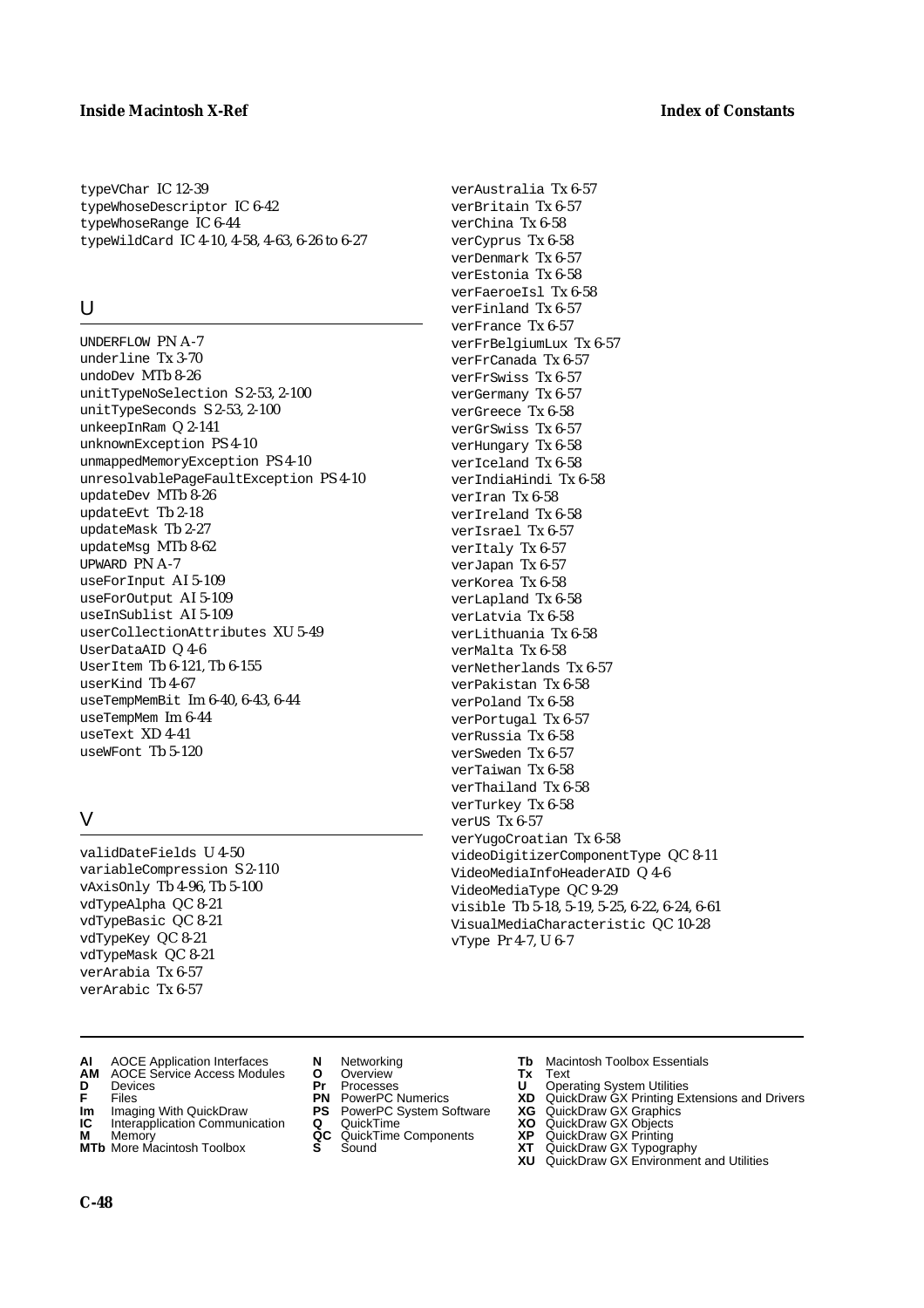typeVChar IC 12-39
typeWhoseDescriptor IC 6-42
typeWhoseRange IC 6-44
typeWildCard IC 4-10, 4-58, 4-63, 6-26 to 6-27

## U

UNDERFLOW PN A-7
underline Tx 3-70
undoDev MTb 8-26
unitTypeNoSelection S 2-53, 2-100
unitTypeSeconds S 2-53, 2-100
unkeepInRam Q 2-141
unknownException PS 4-10
unmappedMemoryException PS 4-10
unresolvablePageFaultException PS 4-10
updateDev MTb 8-26
updateEvt Tb 2-18
updateMask Tb 2-27
updateMsg MTb 8-62
UPWARD PN A-7
useForInput AI 5-109
useForOutput AI 5-109
useInSublist AI 5-109
userCollectionAttributes XU 5-49
UserDataAID Q 4-6
UserItem Tb 6-121, Tb 6-155
userKind Tb 4-67
useTempMemBit Im 6-40, 6-43, 6-44
useTempMem Im 6-44
useText XD 4-41
useWFont Tb 5-120

## V

validDateFields U 4-50
variableCompression S 2-110
vAxisOnly Tb 4-96, Tb 5-100
vdTypeAlpha QC 8-21
vdTypeBasic QC 8-21
vdTypeKey QC 8-21
vdTypeMask QC 8-21
verArabia Tx 6-57
verArabic Tx 6-57
verAustralia Tx 6-57
verBritain Tx 6-57
verChina Tx 6-58
verCyprus Tx 6-58
verDenmark Tx 6-57
verEstonia Tx 6-58
verFaeroeIsl Tx 6-58
verFinland Tx 6-57
verFrance Tx 6-57
verFrBelgiumLux Tx 6-57
verFrCanada Tx 6-57
verFrSwiss Tx 6-57
verGermany Tx 6-57
verGreece Tx 6-58
verGrSwiss Tx 6-57
verHungary Tx 6-58
verIceland Tx 6-58
verIndiaHindi Tx 6-58
verIran Tx 6-58
verIreland Tx 6-58
verIsrael Tx 6-57
verItaly Tx 6-57
verJapan Tx 6-57
verKorea Tx 6-58
verLapland Tx 6-58
verLatvia Tx 6-58
verLithuania Tx 6-58
verMalta Tx 6-58
verNetherlands Tx 6-57
verPakistan Tx 6-58
verPoland Tx 6-58
verPortugal Tx 6-57
verRussia Tx 6-58
verSweden Tx 6-57
verTaiwan Tx 6-58
verThailand Tx 6-58
verTurkey Tx 6-58
verUS Tx 6-57
verYugoCroatian Tx 6-58
videoDigitizerComponentType QC 8-11
VideoMediaInfoHeaderAID Q 4-6
VideoMediaType QC 9-29
visible Tb 5-18, 5-19, 5-25, 6-22, 6-24, 6-61
VisualMediaCharacteristic QC 10-28
vType Pr 4-7, U 6-7

**AI** AOCE Application Interfaces
**AM** AOCE Service Access Modules
**D** Devices
**F** Files
**Im** Imaging With QuickDraw
**IC** Interapplication Communication
**M** Memory
**MTb** More Macintosh Toolbox
**N** Networking
**O** Overview
**Pr** Processes
**PN** PowerPC Numerics
**PS** PowerPC System Software
**Q** QuickTime
**QC** QuickTime Components
**S** Sound
**Tb** Macintosh Toolbox Essentials
**Tx** Text
**U** Operating System Utilities
**XD** QuickDraw GX Printing Extensions and Drivers
**XG** QuickDraw GX Graphics
**XO** QuickDraw GX Objects
**XP** QuickDraw GX Printing
**XT** QuickDraw GX Typography
**XU** QuickDraw GX Environment and Utilities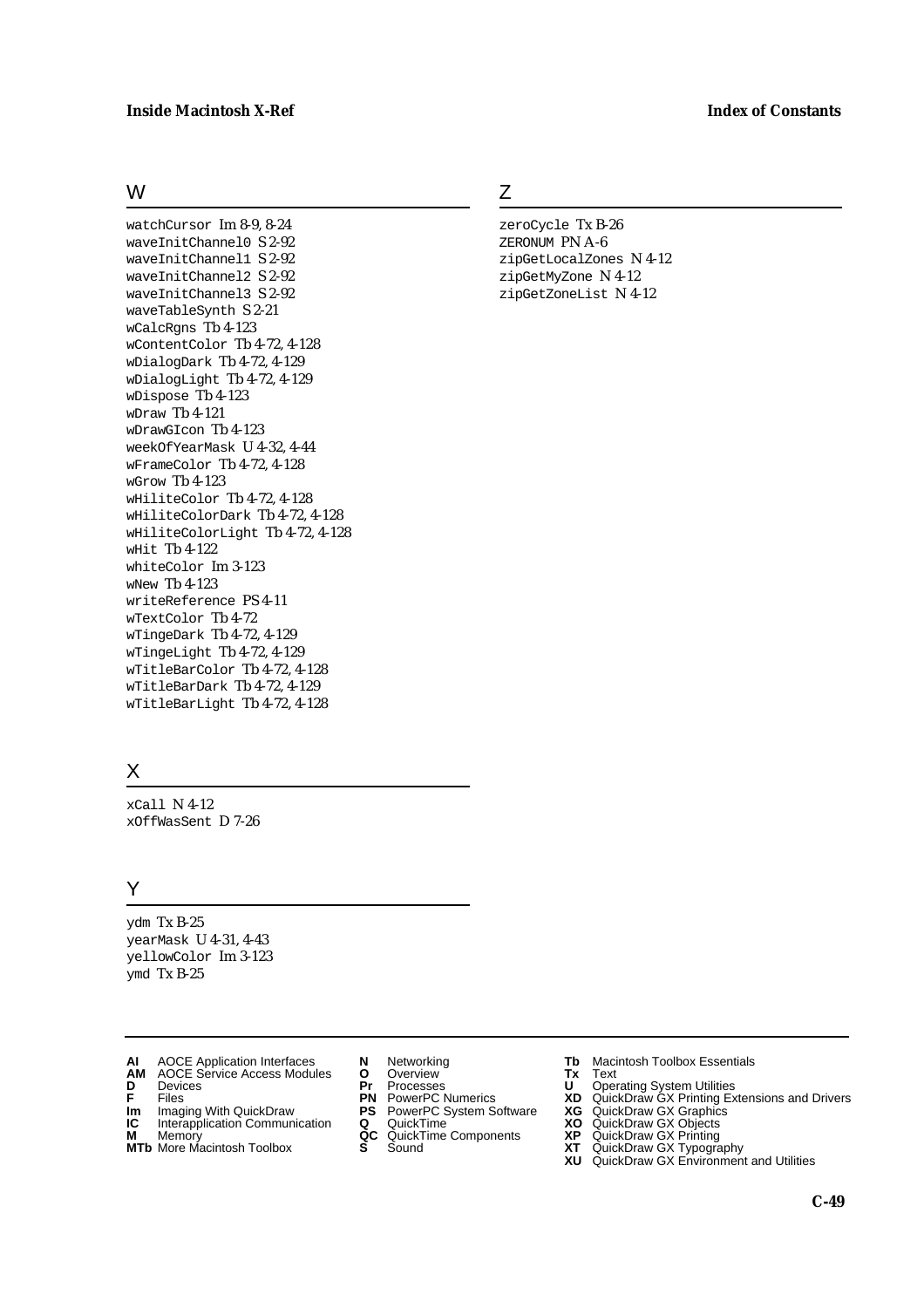## W

watchCursor Im 8-9, 8-24
waveInitChannel0 S 2-92
waveInitChannel1 S 2-92
waveInitChannel2 S 2-92
waveInitChannel3 S 2-92
waveTableSynth S 2-21
wCalcRgns Tb 4-123
wContentColor Tb 4-72, 4-128
wDialogDark Tb 4-72, 4-129
wDialogLight Tb 4-72, 4-129
wDispose Tb 4-123
wDraw Tb 4-121
wDrawGIcon Tb 4-123
weekOfYearMask U 4-32, 4-44
wFrameColor Tb 4-72, 4-128
wGrow Tb 4-123
wHiliteColor Tb 4-72, 4-128
wHiliteColorDark Tb 4-72, 4-128
wHiliteColorLight Tb 4-72, 4-128
wHit Tb 4-122
whiteColor Im 3-123
wNew Tb 4-123
writeReference PS 4-11
wTextColor Tb 4-72
wTingeDark Tb 4-72, 4-129
wTingeLight Tb 4-72, 4-129
wTitleBarColor Tb 4-72, 4-128
wTitleBarDark Tb 4-72, 4-129
wTitleBarLight Tb 4-72, 4-128

## X

xCall N 4-12
xOffWasSent D 7-26

## Y

ydm Tx B-25
yearMask U 4-31, 4-43
yellowColor Im 3-123
ymd Tx B-25

## Z

zeroCycle Tx B-26
ZERONUM PN A-6
zipGetLocalZones N 4-12
zipGetMyZone N 4-12
zipGetZoneList N 4-12

**AI** AOCE Application Interfaces
**AM** AOCE Service Access Modules
**D** Devices
**F** Files
**Im** Imaging With QuickDraw
**IC** Interapplication Communication
**M** Memory
**MTb** More Macintosh Toolbox
**N** Networking
**O** Overview
**Pr** Processes
**PN** PowerPC Numerics
**PS** PowerPC System Software
**Q** QuickTime
**QC** QuickTime Components
**S** Sound
**Tb** Macintosh Toolbox Essentials
**Tx** Text
**U** Operating System Utilities
**XD** QuickDraw GX Printing Extensions and Drivers
**XG** QuickDraw GX Graphics
**XO** QuickDraw GX Objects
**XP** QuickDraw GX Printing
**XT** QuickDraw GX Typography
**XU** QuickDraw GX Environment and Utilities